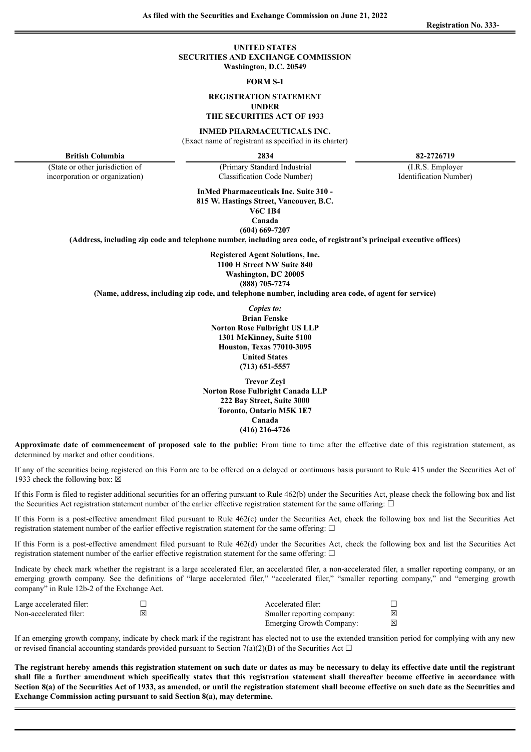As filed with the Securities and Exchange Commission on June 21, 2022

Registration No. 333-

# UNITED STATES
# SECURITIES AND EXCHANGE COMMISSION
**Washington, D.C. 20549**

**FORM S-1**

**REGISTRATION STATEMENT**
**UNDER**
**THE SECURITIES ACT OF 1933**

**INMED PHARMACEUTICALS INC.**
(Exact name of registrant as specified in its charter)

| **British Columbia** | **2834** | **82-2726719** |
|---|---|---|
| (State or other jurisdiction of incorporation or organization) | (Primary Standard Industrial Classification Code Number) | (I.R.S. Employer Identification Number) |

**InMed Pharmaceuticals Inc. Suite 310 -**
**815 W. Hastings Street, Vancouver, B.C.**
**V6C 1B4**
**Canada**
**(604) 669-7207**
**(Address, including zip code and telephone number, including area code, of registrant's principal executive offices)**

**Registered Agent Solutions, Inc.**
**1100 H Street NW Suite 840**
**Washington, DC 20005**
**(888) 705-7274**
**(Name, address, including zip code, and telephone number, including area code, of agent for service)**

*Copies to:*

**Brian Fenske**
**Norton Rose Fulbright US LLP**
**1301 McKinney, Suite 5100**
**Houston, Texas 77010-3095**
**United States**
**(713) 651-5557**

**Trevor Zeyl**
**Norton Rose Fulbright Canada LLP**
**222 Bay Street, Suite 3000**
**Toronto, Ontario M5K 1E7**
**Canada**
**(416) 216-4726**

**Approximate date of commencement of proposed sale to the public:** From time to time after the effective date of this registration statement, as determined by market and other conditions.

If any of the securities being registered on this Form are to be offered on a delayed or continuous basis pursuant to Rule 415 under the Securities Act of 1933 check the following box: ☒

If this Form is filed to register additional securities for an offering pursuant to Rule 462(b) under the Securities Act, please check the following box and list the Securities Act registration statement number of the earlier effective registration statement for the same offering: ☐

If this Form is a post-effective amendment filed pursuant to Rule 462(c) under the Securities Act, check the following box and list the Securities Act registration statement number of the earlier effective registration statement for the same offering: ☐

If this Form is a post-effective amendment filed pursuant to Rule 462(d) under the Securities Act, check the following box and list the Securities Act registration statement number of the earlier effective registration statement for the same offering: ☐

Indicate by check mark whether the registrant is a large accelerated filer, an accelerated filer, a non-accelerated filer, a smaller reporting company, or an emerging growth company. See the definitions of "large accelerated filer," "accelerated filer," "smaller reporting company," and "emerging growth company" in Rule 12b-2 of the Exchange Act.

| | | | |
|---|---|---|---|
| Large accelerated filer: | ☐ | Accelerated filer: | ☐ |
| Non-accelerated filer: | ☒ | Smaller reporting company: | ☒ |
| | | Emerging Growth Company: | ☒ |

If an emerging growth company, indicate by check mark if the registrant has elected not to use the extended transition period for complying with any new or revised financial accounting standards provided pursuant to Section 7(a)(2)(B) of the Securities Act ☐

**The registrant hereby amends this registration statement on such date or dates as may be necessary to delay its effective date until the registrant shall file a further amendment which specifically states that this registration statement shall thereafter become effective in accordance with Section 8(a) of the Securities Act of 1933, as amended, or until the registration statement shall become effective on such date as the Securities and Exchange Commission acting pursuant to said Section 8(a), may determine.**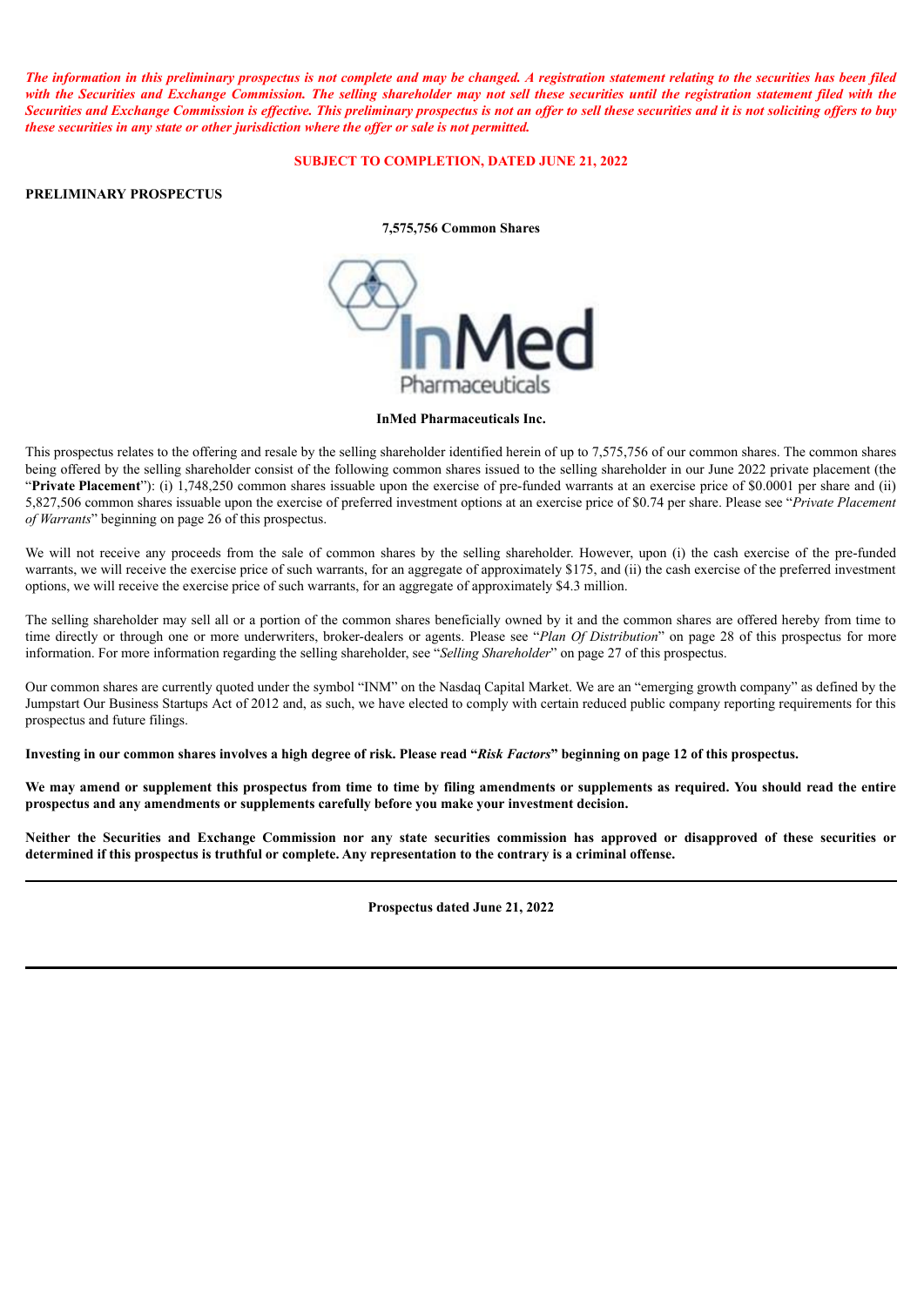***The information in this preliminary prospectus is not complete and may be changed. A registration statement relating to the securities has been filed with the Securities and Exchange Commission. The selling shareholder may not sell these securities until the registration statement filed with the Securities and Exchange Commission is effective. This preliminary prospectus is not an offer to sell these securities and it is not soliciting offers to buy these securities in any state or other jurisdiction where the offer or sale is not permitted.***

**SUBJECT TO COMPLETION, DATED JUNE 21, 2022**

**PRELIMINARY PROSPECTUS**

**7,575,756 Common Shares**

InMed Pharmaceuticals

**InMed Pharmaceuticals Inc.**

This prospectus relates to the offering and resale by the selling shareholder identified herein of up to 7,575,756 of our common shares. The common shares being offered by the selling shareholder consist of the following common shares issued to the selling shareholder in our June 2022 private placement (the "**Private Placement**"): (i) 1,748,250 common shares issuable upon the exercise of pre-funded warrants at an exercise price of $0.0001 per share and (ii) 5,827,506 common shares issuable upon the exercise of preferred investment options at an exercise price of $0.74 per share. Please see "*Private Placement of Warrants*" beginning on page 26 of this prospectus.

We will not receive any proceeds from the sale of common shares by the selling shareholder. However, upon (i) the cash exercise of the pre-funded warrants, we will receive the exercise price of such warrants, for an aggregate of approximately $175, and (ii) the cash exercise of the preferred investment options, we will receive the exercise price of such warrants, for an aggregate of approximately $4.3 million.

The selling shareholder may sell all or a portion of the common shares beneficially owned by it and the common shares are offered hereby from time to time directly or through one or more underwriters, broker-dealers or agents. Please see "*Plan Of Distribution*" on page 28 of this prospectus for more information. For more information regarding the selling shareholder, see "*Selling Shareholder*" on page 27 of this prospectus.

Our common shares are currently quoted under the symbol "INM" on the Nasdaq Capital Market. We are an "emerging growth company" as defined by the Jumpstart Our Business Startups Act of 2012 and, as such, we have elected to comply with certain reduced public company reporting requirements for this prospectus and future filings.

**Investing in our common shares involves a high degree of risk. Please read "*Risk Factors*" beginning on page 12 of this prospectus.**

**We may amend or supplement this prospectus from time to time by filing amendments or supplements as required. You should read the entire prospectus and any amendments or supplements carefully before you make your investment decision.**

**Neither the Securities and Exchange Commission nor any state securities commission has approved or disapproved of these securities or determined if this prospectus is truthful or complete. Any representation to the contrary is a criminal offense.**

---

**Prospectus dated June 21, 2022**

---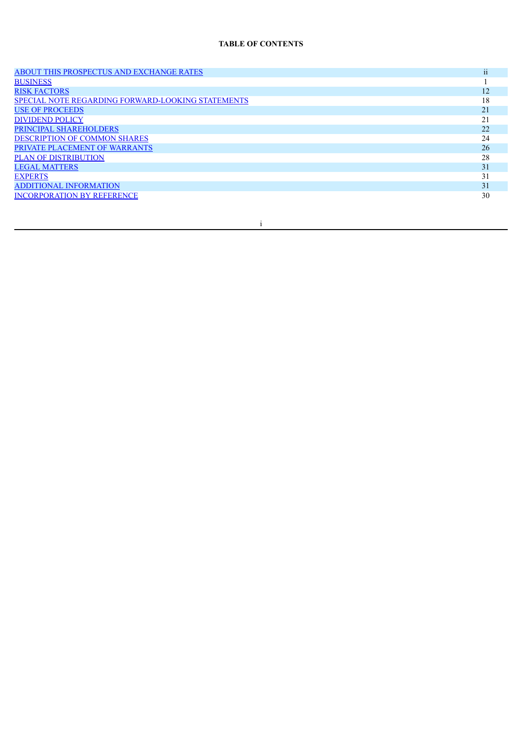**TABLE OF CONTENTS**

| | |
|---|---|
| ABOUT THIS PROSPECTUS AND EXCHANGE RATES | ii |
| BUSINESS | 1 |
| RISK FACTORS | 12 |
| SPECIAL NOTE REGARDING FORWARD-LOOKING STATEMENTS | 18 |
| USE OF PROCEEDS | 21 |
| DIVIDEND POLICY | 21 |
| PRINCIPAL SHAREHOLDERS | 22 |
| DESCRIPTION OF COMMON SHARES | 24 |
| PRIVATE PLACEMENT OF WARRANTS | 26 |
| PLAN OF DISTRIBUTION | 28 |
| LEGAL MATTERS | 31 |
| EXPERTS | 31 |
| ADDITIONAL INFORMATION | 31 |
| INCORPORATION BY REFERENCE | 30 |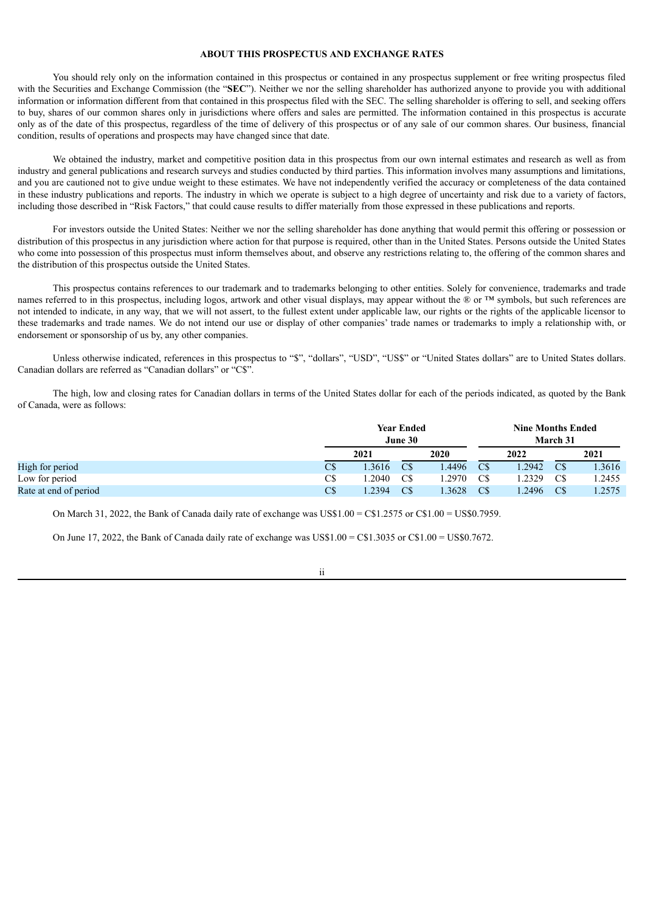## ABOUT THIS PROSPECTUS AND EXCHANGE RATES

You should rely only on the information contained in this prospectus or contained in any prospectus supplement or free writing prospectus filed with the Securities and Exchange Commission (the "**SEC**"). Neither we nor the selling shareholder has authorized anyone to provide you with additional information or information different from that contained in this prospectus filed with the SEC. The selling shareholder is offering to sell, and seeking offers to buy, shares of our common shares only in jurisdictions where offers and sales are permitted. The information contained in this prospectus is accurate only as of the date of this prospectus, regardless of the time of delivery of this prospectus or of any sale of our common shares. Our business, financial condition, results of operations and prospects may have changed since that date.

We obtained the industry, market and competitive position data in this prospectus from our own internal estimates and research as well as from industry and general publications and research surveys and studies conducted by third parties. This information involves many assumptions and limitations, and you are cautioned not to give undue weight to these estimates. We have not independently verified the accuracy or completeness of the data contained in these industry publications and reports. The industry in which we operate is subject to a high degree of uncertainty and risk due to a variety of factors, including those described in "Risk Factors," that could cause results to differ materially from those expressed in these publications and reports.

For investors outside the United States: Neither we nor the selling shareholder has done anything that would permit this offering or possession or distribution of this prospectus in any jurisdiction where action for that purpose is required, other than in the United States. Persons outside the United States who come into possession of this prospectus must inform themselves about, and observe any restrictions relating to, the offering of the common shares and the distribution of this prospectus outside the United States.

This prospectus contains references to our trademark and to trademarks belonging to other entities. Solely for convenience, trademarks and trade names referred to in this prospectus, including logos, artwork and other visual displays, may appear without the ® or ™ symbols, but such references are not intended to indicate, in any way, that we will not assert, to the fullest extent under applicable law, our rights or the rights of the applicable licensor to these trademarks and trade names. We do not intend our use or display of other companies' trade names or trademarks to imply a relationship with, or endorsement or sponsorship of us by, any other companies.

Unless otherwise indicated, references in this prospectus to "$", "dollars", "USD", "US$" or "United States dollars" are to United States dollars. Canadian dollars are referred as "Canadian dollars" or "C$".

The high, low and closing rates for Canadian dollars in terms of the United States dollar for each of the periods indicated, as quoted by the Bank of Canada, were as follows:

| | Year Ended June 30 | | Nine Months Ended March 31 | |
|---|---|---|---|---|
| | 2021 | 2020 | 2022 | 2021 |
| High for period | C$ 1.3616 | C$ 1.4496 | C$ 1.2942 | C$ 1.3616 |
| Low for period | C$ 1.2040 | C$ 1.2970 | C$ 1.2329 | C$ 1.2455 |
| Rate at end of period | C$ 1.2394 | C$ 1.3628 | C$ 1.2496 | C$ 1.2575 |

On March 31, 2022, the Bank of Canada daily rate of exchange was US$1.00 = C$1.2575 or C$1.00 = US$0.7959.

On June 17, 2022, the Bank of Canada daily rate of exchange was US$1.00 = C$1.3035 or C$1.00 = US$0.7672.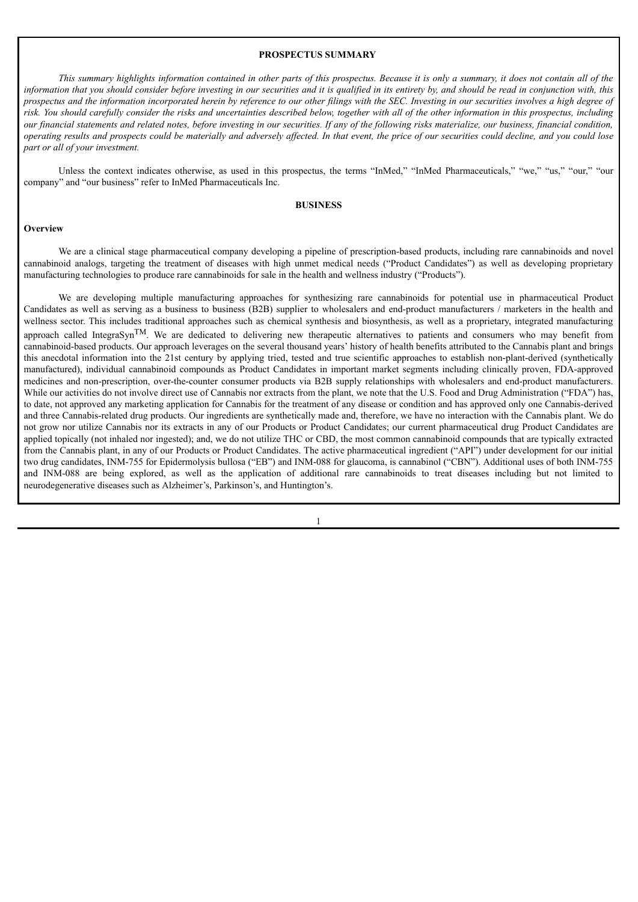## PROSPECTUS SUMMARY

*This summary highlights information contained in other parts of this prospectus. Because it is only a summary, it does not contain all of the information that you should consider before investing in our securities and it is qualified in its entirety by, and should be read in conjunction with, this prospectus and the information incorporated herein by reference to our other filings with the SEC. Investing in our securities involves a high degree of risk. You should carefully consider the risks and uncertainties described below, together with all of the other information in this prospectus, including our financial statements and related notes, before investing in our securities. If any of the following risks materialize, our business, financial condition, operating results and prospects could be materially and adversely affected. In that event, the price of our securities could decline, and you could lose part or all of your investment.*

Unless the context indicates otherwise, as used in this prospectus, the terms "InMed," "InMed Pharmaceuticals," "we," "us," "our," "our company" and "our business" refer to InMed Pharmaceuticals Inc.

## BUSINESS

### Overview

We are a clinical stage pharmaceutical company developing a pipeline of prescription-based products, including rare cannabinoids and novel cannabinoid analogs, targeting the treatment of diseases with high unmet medical needs ("Product Candidates") as well as developing proprietary manufacturing technologies to produce rare cannabinoids for sale in the health and wellness industry ("Products").

We are developing multiple manufacturing approaches for synthesizing rare cannabinoids for potential use in pharmaceutical Product Candidates as well as serving as a business to business (B2B) supplier to wholesalers and end-product manufacturers / marketers in the health and wellness sector. This includes traditional approaches such as chemical synthesis and biosynthesis, as well as a proprietary, integrated manufacturing approach called IntegraSyn™. We are dedicated to delivering new therapeutic alternatives to patients and consumers who may benefit from cannabinoid-based products. Our approach leverages on the several thousand years' history of health benefits attributed to the Cannabis plant and brings this anecdotal information into the 21st century by applying tried, tested and true scientific approaches to establish non-plant-derived (synthetically manufactured), individual cannabinoid compounds as Product Candidates in important market segments including clinically proven, FDA-approved medicines and non-prescription, over-the-counter consumer products via B2B supply relationships with wholesalers and end-product manufacturers. While our activities do not involve direct use of Cannabis nor extracts from the plant, we note that the U.S. Food and Drug Administration ("FDA") has, to date, not approved any marketing application for Cannabis for the treatment of any disease or condition and has approved only one Cannabis-derived and three Cannabis-related drug products. Our ingredients are synthetically made and, therefore, we have no interaction with the Cannabis plant. We do not grow nor utilize Cannabis nor its extracts in any of our Products or Product Candidates; our current pharmaceutical drug Product Candidates are applied topically (not inhaled nor ingested); and, we do not utilize THC or CBD, the most common cannabinoid compounds that are typically extracted from the Cannabis plant, in any of our Products or Product Candidates. The active pharmaceutical ingredient ("API") under development for our initial two drug candidates, INM-755 for Epidermolysis bullosa ("EB") and INM-088 for glaucoma, is cannabinol ("CBN"). Additional uses of both INM-755 and INM-088 are being explored, as well as the application of additional rare cannabinoids to treat diseases including but not limited to neurodegenerative diseases such as Alzheimer's, Parkinson's, and Huntington's.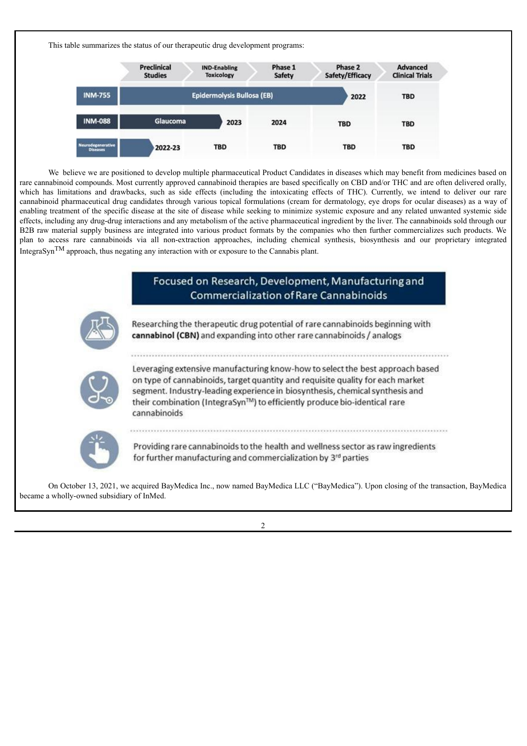This table summarizes the status of our therapeutic drug development programs:

| | Preclinical Studies | IND-Enabling Toxicology | Phase 1 Safety | Phase 2 Safety/Efficacy | Advanced Clinical Trials |
|---|---|---|---|---|---|
| INM-755 | Epidermolysis Bullosa (EB) | | | 2022 | TBD |
| INM-088 | Glaucoma | 2023 | 2024 | TBD | TBD |
| Neurodegenerative Diseases | 2022-23 | TBD | TBD | TBD | TBD |

We believe we are positioned to develop multiple pharmaceutical Product Candidates in diseases which may benefit from medicines based on rare cannabinoid compounds. Most currently approved cannabinoid therapies are based specifically on CBD and/or THC and are often delivered orally, which has limitations and drawbacks, such as side effects (including the intoxicating effects of THC). Currently, we intend to deliver our rare cannabinoid pharmaceutical drug candidates through various topical formulations (cream for dermatology, eye drops for ocular diseases) as a way of enabling treatment of the specific disease at the site of disease while seeking to minimize systemic exposure and any related unwanted systemic side effects, including any drug-drug interactions and any metabolism of the active pharmaceutical ingredient by the liver. The cannabinoids sold through our B2B raw material supply business are integrated into various product formats by the companies who then further commercializes such products. We plan to access rare cannabinoids via all non-extraction approaches, including chemical synthesis, biosynthesis and our proprietary integrated IntegraSyn™ approach, thus negating any interaction with or exposure to the Cannabis plant.

**Focused on Research, Development, Manufacturing and Commercialization of Rare Cannabinoids**

- Researching the therapeutic drug potential of rare cannabinoids beginning with **cannabinol (CBN)** and expanding into other rare cannabinoids / analogs
- Leveraging extensive manufacturing know-how to select the best approach based on type of cannabinoids, target quantity and requisite quality for each market segment. Industry-leading experience in biosynthesis, chemical synthesis and their combination (IntegraSyn™) to efficiently produce bio-identical rare cannabinoids
- Providing rare cannabinoids to the health and wellness sector as raw ingredients for further manufacturing and commercialization by 3rd parties

On October 13, 2021, we acquired BayMedica Inc., now named BayMedica LLC ("BayMedica"). Upon closing of the transaction, BayMedica became a wholly-owned subsidiary of InMed.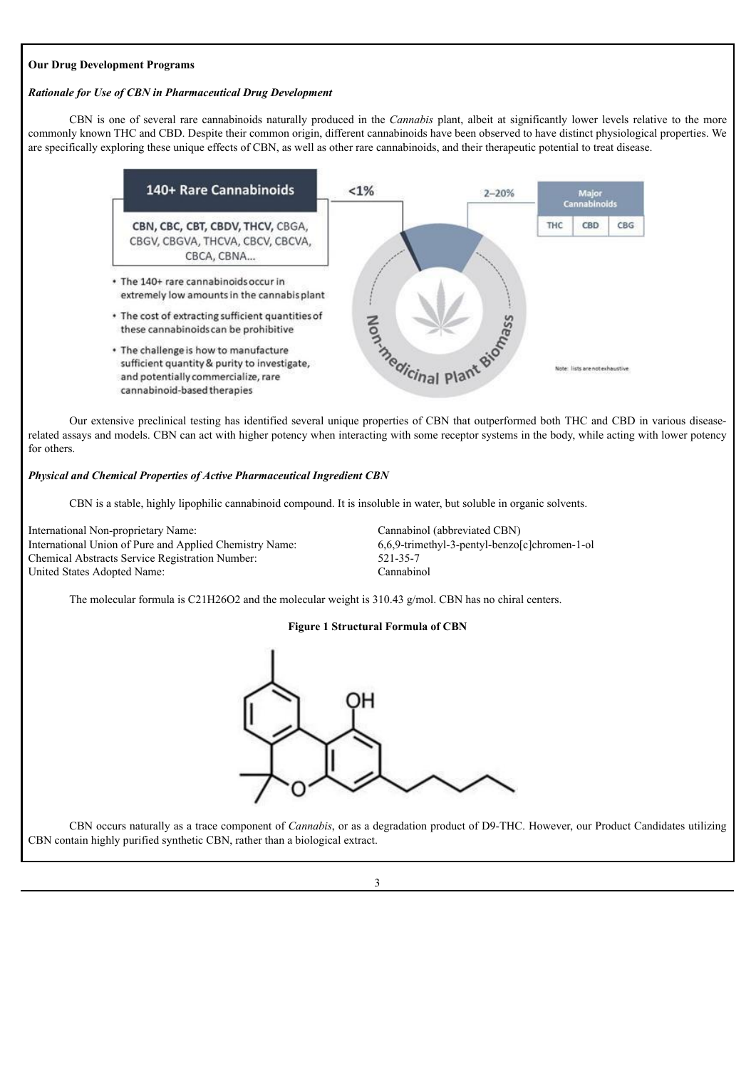**Our Drug Development Programs**

***Rationale for Use of CBN in Pharmaceutical Drug Development***

CBN is one of several rare cannabinoids naturally produced in the *Cannabis* plant, albeit at significantly lower levels relative to the more commonly known THC and CBD. Despite their common origin, different cannabinoids have been observed to have distinct physiological properties. We are specifically exploring these unique effects of CBN, as well as other rare cannabinoids, and their therapeutic potential to treat disease.

Our extensive preclinical testing has identified several unique properties of CBN that outperformed both THC and CBD in various disease-related assays and models. CBN can act with higher potency when interacting with some receptor systems in the body, while acting with lower potency for others.

***Physical and Chemical Properties of Active Pharmaceutical Ingredient CBN***

CBN is a stable, highly lipophilic cannabinoid compound. It is insoluble in water, but soluble in organic solvents.

| | |
|---|---|
| International Non-proprietary Name: | Cannabinol (abbreviated CBN) |
| International Union of Pure and Applied Chemistry Name: | 6,6,9-trimethyl-3-pentyl-benzo[c]chromen-1-ol |
| Chemical Abstracts Service Registration Number: | 521-35-7 |
| United States Adopted Name: | Cannabinol |

The molecular formula is $C_{21}H_{26}O_2$ and the molecular weight is 310.43 g/mol. CBN has no chiral centers.

**Figure 1 Structural Formula of CBN**

CBN occurs naturally as a trace component of *Cannabis*, or as a degradation product of D9-THC. However, our Product Candidates utilizing CBN contain highly purified synthetic CBN, rather than a biological extract.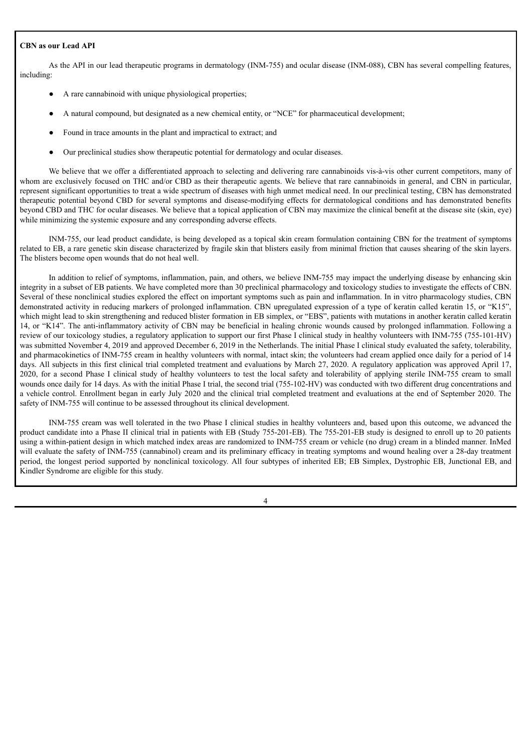**CBN as our Lead API**

As the API in our lead therapeutic programs in dermatology (INM-755) and ocular disease (INM-088), CBN has several compelling features, including:

- A rare cannabinoid with unique physiological properties;
- A natural compound, but designated as a new chemical entity, or "NCE" for pharmaceutical development;
- Found in trace amounts in the plant and impractical to extract; and
- Our preclinical studies show therapeutic potential for dermatology and ocular diseases.

We believe that we offer a differentiated approach to selecting and delivering rare cannabinoids vis-à-vis other current competitors, many of whom are exclusively focused on THC and/or CBD as their therapeutic agents. We believe that rare cannabinoids in general, and CBN in particular, represent significant opportunities to treat a wide spectrum of diseases with high unmet medical need. In our preclinical testing, CBN has demonstrated therapeutic potential beyond CBD for several symptoms and disease-modifying effects for dermatological conditions and has demonstrated benefits beyond CBD and THC for ocular diseases. We believe that a topical application of CBN may maximize the clinical benefit at the disease site (skin, eye) while minimizing the systemic exposure and any corresponding adverse effects.

INM-755, our lead product candidate, is being developed as a topical skin cream formulation containing CBN for the treatment of symptoms related to EB, a rare genetic skin disease characterized by fragile skin that blisters easily from minimal friction that causes shearing of the skin layers. The blisters become open wounds that do not heal well.

In addition to relief of symptoms, inflammation, pain, and others, we believe INM-755 may impact the underlying disease by enhancing skin integrity in a subset of EB patients. We have completed more than 30 preclinical pharmacology and toxicology studies to investigate the effects of CBN. Several of these nonclinical studies explored the effect on important symptoms such as pain and inflammation. In in vitro pharmacology studies, CBN demonstrated activity in reducing markers of prolonged inflammation. CBN upregulated expression of a type of keratin called keratin 15, or "K15", which might lead to skin strengthening and reduced blister formation in EB simplex, or "EBS", patients with mutations in another keratin called keratin 14, or "K14". The anti-inflammatory activity of CBN may be beneficial in healing chronic wounds caused by prolonged inflammation. Following a review of our toxicology studies, a regulatory application to support our first Phase I clinical study in healthy volunteers with INM-755 (755-101-HV) was submitted November 4, 2019 and approved December 6, 2019 in the Netherlands. The initial Phase I clinical study evaluated the safety, tolerability, and pharmacokinetics of INM-755 cream in healthy volunteers with normal, intact skin; the volunteers had cream applied once daily for a period of 14 days. All subjects in this first clinical trial completed treatment and evaluations by March 27, 2020. A regulatory application was approved April 17, 2020, for a second Phase I clinical study of healthy volunteers to test the local safety and tolerability of applying sterile INM-755 cream to small wounds once daily for 14 days. As with the initial Phase I trial, the second trial (755-102-HV) was conducted with two different drug concentrations and a vehicle control. Enrollment began in early July 2020 and the clinical trial completed treatment and evaluations at the end of September 2020. The safety of INM-755 will continue to be assessed throughout its clinical development.

INM-755 cream was well tolerated in the two Phase I clinical studies in healthy volunteers and, based upon this outcome, we advanced the product candidate into a Phase II clinical trial in patients with EB (Study 755-201-EB). The 755-201-EB study is designed to enroll up to 20 patients using a within-patient design in which matched index areas are randomized to INM-755 cream or vehicle (no drug) cream in a blinded manner. InMed will evaluate the safety of INM-755 (cannabinol) cream and its preliminary efficacy in treating symptoms and wound healing over a 28-day treatment period, the longest period supported by nonclinical toxicology. All four subtypes of inherited EB; EB Simplex, Dystrophic EB, Junctional EB, and Kindler Syndrome are eligible for this study.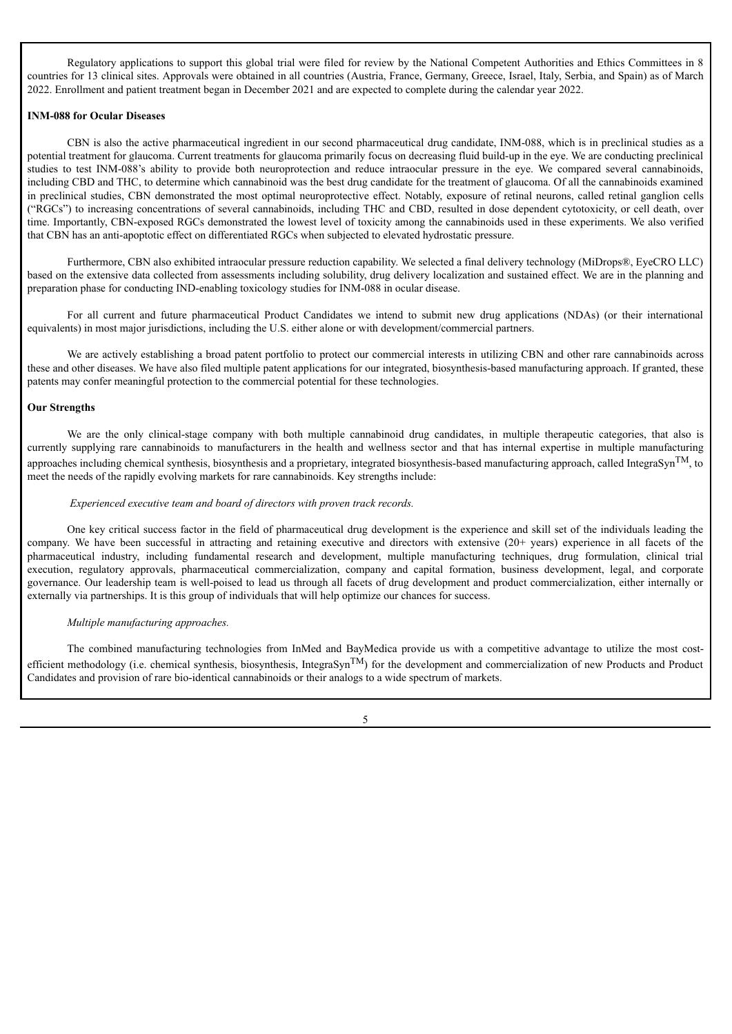Regulatory applications to support this global trial were filed for review by the National Competent Authorities and Ethics Committees in 8 countries for 13 clinical sites. Approvals were obtained in all countries (Austria, France, Germany, Greece, Israel, Italy, Serbia, and Spain) as of March 2022. Enrollment and patient treatment began in December 2021 and are expected to complete during the calendar year 2022.

**INM-088 for Ocular Diseases**

CBN is also the active pharmaceutical ingredient in our second pharmaceutical drug candidate, INM-088, which is in preclinical studies as a potential treatment for glaucoma. Current treatments for glaucoma primarily focus on decreasing fluid build-up in the eye. We are conducting preclinical studies to test INM-088's ability to provide both neuroprotection and reduce intraocular pressure in the eye. We compared several cannabinoids, including CBD and THC, to determine which cannabinoid was the best drug candidate for the treatment of glaucoma. Of all the cannabinoids examined in preclinical studies, CBN demonstrated the most optimal neuroprotective effect. Notably, exposure of retinal neurons, called retinal ganglion cells ("RGCs") to increasing concentrations of several cannabinoids, including THC and CBD, resulted in dose dependent cytotoxicity, or cell death, over time. Importantly, CBN-exposed RGCs demonstrated the lowest level of toxicity among the cannabinoids used in these experiments. We also verified that CBN has an anti-apoptotic effect on differentiated RGCs when subjected to elevated hydrostatic pressure.

Furthermore, CBN also exhibited intraocular pressure reduction capability. We selected a final delivery technology (MiDrops®, EyeCRO LLC) based on the extensive data collected from assessments including solubility, drug delivery localization and sustained effect. We are in the planning and preparation phase for conducting IND-enabling toxicology studies for INM-088 in ocular disease.

For all current and future pharmaceutical Product Candidates we intend to submit new drug applications (NDAs) (or their international equivalents) in most major jurisdictions, including the U.S. either alone or with development/commercial partners.

We are actively establishing a broad patent portfolio to protect our commercial interests in utilizing CBN and other rare cannabinoids across these and other diseases. We have also filed multiple patent applications for our integrated, biosynthesis-based manufacturing approach. If granted, these patents may confer meaningful protection to the commercial potential for these technologies.

**Our Strengths**

We are the only clinical-stage company with both multiple cannabinoid drug candidates, in multiple therapeutic categories, that also is currently supplying rare cannabinoids to manufacturers in the health and wellness sector and that has internal expertise in multiple manufacturing approaches including chemical synthesis, biosynthesis and a proprietary, integrated biosynthesis-based manufacturing approach, called IntegraSyn™, to meet the needs of the rapidly evolving markets for rare cannabinoids. Key strengths include:

*Experienced executive team and board of directors with proven track records.*

One key critical success factor in the field of pharmaceutical drug development is the experience and skill set of the individuals leading the company. We have been successful in attracting and retaining executive and directors with extensive (20+ years) experience in all facets of the pharmaceutical industry, including fundamental research and development, multiple manufacturing techniques, drug formulation, clinical trial execution, regulatory approvals, pharmaceutical commercialization, company and capital formation, business development, legal, and corporate governance. Our leadership team is well-poised to lead us through all facets of drug development and product commercialization, either internally or externally via partnerships. It is this group of individuals that will help optimize our chances for success.

*Multiple manufacturing approaches.*

The combined manufacturing technologies from InMed and BayMedica provide us with a competitive advantage to utilize the most cost-efficient methodology (i.e. chemical synthesis, biosynthesis, IntegraSyn™) for the development and commercialization of new Products and Product Candidates and provision of rare bio-identical cannabinoids or their analogs to a wide spectrum of markets.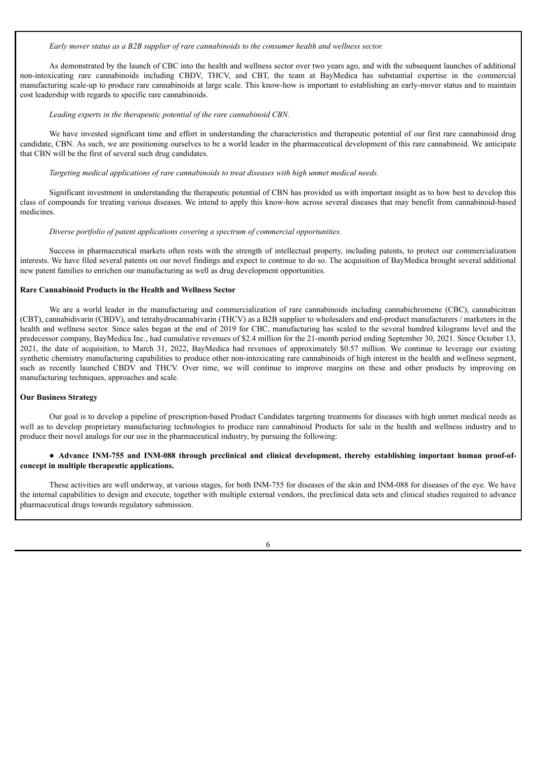*Early mover status as a B2B supplier of rare cannabinoids to the consumer health and wellness sector.*

As demonstrated by the launch of CBC into the health and wellness sector over two years ago, and with the subsequent launches of additional non-intoxicating rare cannabinoids including CBDV, THCV, and CBT, the team at BayMedica has substantial expertise in the commercial manufacturing scale-up to produce rare cannabinoids at large scale. This know-how is important to establishing an early-mover status and to maintain cost leadership with regards to specific rare cannabinoids.

*Leading experts in the therapeutic potential of the rare cannabinoid CBN.*

We have invested significant time and effort in understanding the characteristics and therapeutic potential of our first rare cannabinoid drug candidate, CBN. As such, we are positioning ourselves to be a world leader in the pharmaceutical development of this rare cannabinoid. We anticipate that CBN will be the first of several such drug candidates.

*Targeting medical applications of rare cannabinoids to treat diseases with high unmet medical needs.*

Significant investment in understanding the therapeutic potential of CBN has provided us with important insight as to how best to develop this class of compounds for treating various diseases. We intend to apply this know-how across several diseases that may benefit from cannabinoid-based medicines.

*Diverse portfolio of patent applications covering a spectrum of commercial opportunities.*

Success in pharmaceutical markets often rests with the strength of intellectual property, including patents, to protect our commercialization interests. We have filed several patents on our novel findings and expect to continue to do so. The acquisition of BayMedica brought several additional new patent families to enrichen our manufacturing as well as drug development opportunities.

**Rare Cannabinoid Products in the Health and Wellness Sector**

We are a world leader in the manufacturing and commercialization of rare cannabinoids including cannabichromene (CBC), cannabicitran (CBT), cannabidivarin (CBDV), and tetrahydrocannabivarin (THCV) as a B2B supplier to wholesalers and end-product manufacturers / marketers in the health and wellness sector. Since sales began at the end of 2019 for CBC, manufacturing has scaled to the several hundred kilograms level and the predecessor company, BayMedica Inc., had cumulative revenues of $2.4 million for the 21-month period ending September 30, 2021. Since October 13, 2021, the date of acquisition, to March 31, 2022, BayMedica had revenues of approximately $0.57 million. We continue to leverage our existing synthetic chemistry manufacturing capabilities to produce other non-intoxicating rare cannabinoids of high interest in the health and wellness segment, such as recently launched CBDV and THCV. Over time, we will continue to improve margins on these and other products by improving on manufacturing techniques, approaches and scale.

**Our Business Strategy**

Our goal is to develop a pipeline of prescription-based Product Candidates targeting treatments for diseases with high unmet medical needs as well as to develop proprietary manufacturing technologies to produce rare cannabinoid Products for sale in the health and wellness industry and to produce their novel analogs for our use in the pharmaceutical industry, by pursuing the following:

- **Advance INM-755 and INM-088 through preclinical and clinical development, thereby establishing important human proof-of-concept in multiple therapeutic applications.**

These activities are well underway, at various stages, for both INM-755 for diseases of the skin and INM-088 for diseases of the eye. We have the internal capabilities to design and execute, together with multiple external vendors, the preclinical data sets and clinical studies required to advance pharmaceutical drugs towards regulatory submission.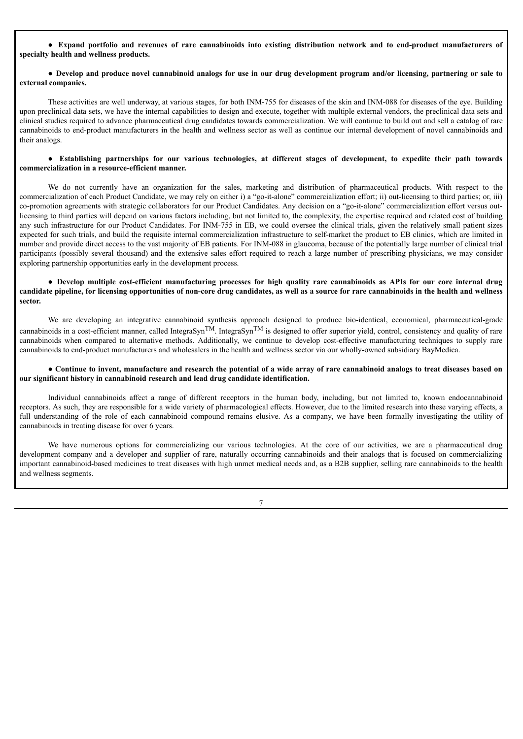● **Expand portfolio and revenues of rare cannabinoids into existing distribution network and to end-product manufacturers of specialty health and wellness products.**

● **Develop and produce novel cannabinoid analogs for use in our drug development program and/or licensing, partnering or sale to external companies.**

These activities are well underway, at various stages, for both INM-755 for diseases of the skin and INM-088 for diseases of the eye. Building upon preclinical data sets, we have the internal capabilities to design and execute, together with multiple external vendors, the preclinical data sets and clinical studies required to advance pharmaceutical drug candidates towards commercialization. We will continue to build out and sell a catalog of rare cannabinoids to end-product manufacturers in the health and wellness sector as well as continue our internal development of novel cannabinoids and their analogs.

● **Establishing partnerships for our various technologies, at different stages of development, to expedite their path towards commercialization in a resource-efficient manner.**

We do not currently have an organization for the sales, marketing and distribution of pharmaceutical products. With respect to the commercialization of each Product Candidate, we may rely on either i) a "go-it-alone" commercialization effort; ii) out-licensing to third parties; or, iii) co-promotion agreements with strategic collaborators for our Product Candidates. Any decision on a "go-it-alone" commercialization effort versus out-licensing to third parties will depend on various factors including, but not limited to, the complexity, the expertise required and related cost of building any such infrastructure for our Product Candidates. For INM-755 in EB, we could oversee the clinical trials, given the relatively small patient sizes expected for such trials, and build the requisite internal commercialization infrastructure to self-market the product to EB clinics, which are limited in number and provide direct access to the vast majority of EB patients. For INM-088 in glaucoma, because of the potentially large number of clinical trial participants (possibly several thousand) and the extensive sales effort required to reach a large number of prescribing physicians, we may consider exploring partnership opportunities early in the development process.

● **Develop multiple cost-efficient manufacturing processes for high quality rare cannabinoids as APIs for our core internal drug candidate pipeline, for licensing opportunities of non-core drug candidates, as well as a source for rare cannabinoids in the health and wellness sector.**

We are developing an integrative cannabinoid synthesis approach designed to produce bio-identical, economical, pharmaceutical-grade cannabinoids in a cost-efficient manner, called IntegraSyn™. IntegraSyn™ is designed to offer superior yield, control, consistency and quality of rare cannabinoids when compared to alternative methods. Additionally, we continue to develop cost-effective manufacturing techniques to supply rare cannabinoids to end-product manufacturers and wholesalers in the health and wellness sector via our wholly-owned subsidiary BayMedica.

● **Continue to invent, manufacture and research the potential of a wide array of rare cannabinoid analogs to treat diseases based on our significant history in cannabinoid research and lead drug candidate identification.**

Individual cannabinoids affect a range of different receptors in the human body, including, but not limited to, known endocannabinoid receptors. As such, they are responsible for a wide variety of pharmacological effects. However, due to the limited research into these varying effects, a full understanding of the role of each cannabinoid compound remains elusive. As a company, we have been formally investigating the utility of cannabinoids in treating disease for over 6 years.

We have numerous options for commercializing our various technologies. At the core of our activities, we are a pharmaceutical drug development company and a developer and supplier of rare, naturally occurring cannabinoids and their analogs that is focused on commercializing important cannabinoid-based medicines to treat diseases with high unmet medical needs and, as a B2B supplier, selling rare cannabinoids to the health and wellness segments.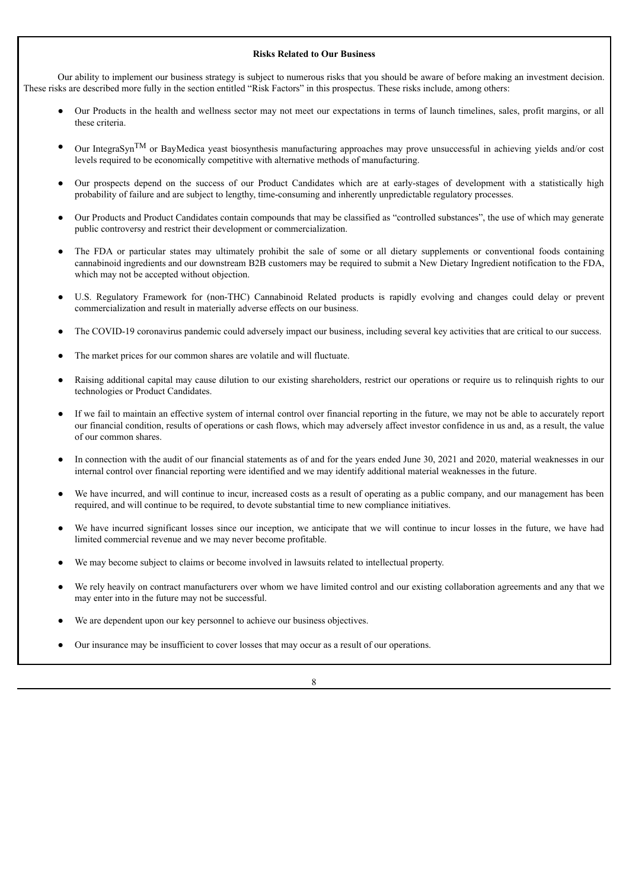**Risks Related to Our Business**

Our ability to implement our business strategy is subject to numerous risks that you should be aware of before making an investment decision. These risks are described more fully in the section entitled "Risk Factors" in this prospectus. These risks include, among others:

- Our Products in the health and wellness sector may not meet our expectations in terms of launch timelines, sales, profit margins, or all these criteria.
- Our IntegraSyn$^{TM}$ or BayMedica yeast biosynthesis manufacturing approaches may prove unsuccessful in achieving yields and/or cost levels required to be economically competitive with alternative methods of manufacturing.
- Our prospects depend on the success of our Product Candidates which are at early-stages of development with a statistically high probability of failure and are subject to lengthy, time-consuming and inherently unpredictable regulatory processes.
- Our Products and Product Candidates contain compounds that may be classified as "controlled substances", the use of which may generate public controversy and restrict their development or commercialization.
- The FDA or particular states may ultimately prohibit the sale of some or all dietary supplements or conventional foods containing cannabinoid ingredients and our downstream B2B customers may be required to submit a New Dietary Ingredient notification to the FDA, which may not be accepted without objection.
- U.S. Regulatory Framework for (non-THC) Cannabinoid Related products is rapidly evolving and changes could delay or prevent commercialization and result in materially adverse effects on our business.
- The COVID-19 coronavirus pandemic could adversely impact our business, including several key activities that are critical to our success.
- The market prices for our common shares are volatile and will fluctuate.
- Raising additional capital may cause dilution to our existing shareholders, restrict our operations or require us to relinquish rights to our technologies or Product Candidates.
- If we fail to maintain an effective system of internal control over financial reporting in the future, we may not be able to accurately report our financial condition, results of operations or cash flows, which may adversely affect investor confidence in us and, as a result, the value of our common shares.
- In connection with the audit of our financial statements as of and for the years ended June 30, 2021 and 2020, material weaknesses in our internal control over financial reporting were identified and we may identify additional material weaknesses in the future.
- We have incurred, and will continue to incur, increased costs as a result of operating as a public company, and our management has been required, and will continue to be required, to devote substantial time to new compliance initiatives.
- We have incurred significant losses since our inception, we anticipate that we will continue to incur losses in the future, we have had limited commercial revenue and we may never become profitable.
- We may become subject to claims or become involved in lawsuits related to intellectual property.
- We rely heavily on contract manufacturers over whom we have limited control and our existing collaboration agreements and any that we may enter into in the future may not be successful.
- We are dependent upon our key personnel to achieve our business objectives.
- Our insurance may be insufficient to cover losses that may occur as a result of our operations.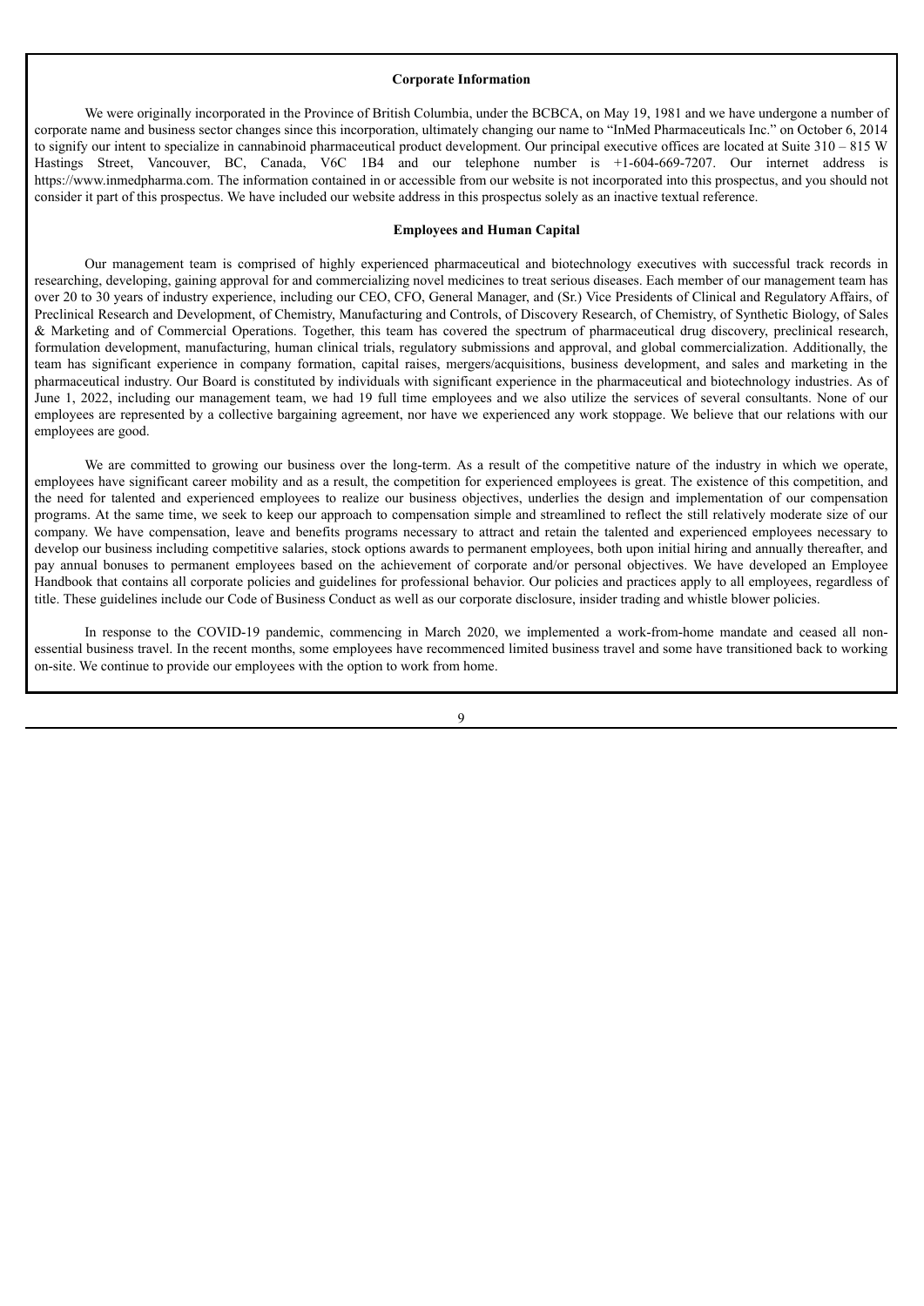### Corporate Information

We were originally incorporated in the Province of British Columbia, under the BCBCA, on May 19, 1981 and we have undergone a number of corporate name and business sector changes since this incorporation, ultimately changing our name to "InMed Pharmaceuticals Inc." on October 6, 2014 to signify our intent to specialize in cannabinoid pharmaceutical product development. Our principal executive offices are located at Suite 310 – 815 W Hastings Street, Vancouver, BC, Canada, V6C 1B4 and our telephone number is +1-604-669-7207. Our internet address is https://www.inmedpharma.com. The information contained in or accessible from our website is not incorporated into this prospectus, and you should not consider it part of this prospectus. We have included our website address in this prospectus solely as an inactive textual reference.

### Employees and Human Capital

Our management team is comprised of highly experienced pharmaceutical and biotechnology executives with successful track records in researching, developing, gaining approval for and commercializing novel medicines to treat serious diseases. Each member of our management team has over 20 to 30 years of industry experience, including our CEO, CFO, General Manager, and (Sr.) Vice Presidents of Clinical and Regulatory Affairs, of Preclinical Research and Development, of Chemistry, Manufacturing and Controls, of Discovery Research, of Chemistry, of Synthetic Biology, of Sales & Marketing and of Commercial Operations. Together, this team has covered the spectrum of pharmaceutical drug discovery, preclinical research, formulation development, manufacturing, human clinical trials, regulatory submissions and approval, and global commercialization. Additionally, the team has significant experience in company formation, capital raises, mergers/acquisitions, business development, and sales and marketing in the pharmaceutical industry. Our Board is constituted by individuals with significant experience in the pharmaceutical and biotechnology industries. As of June 1, 2022, including our management team, we had 19 full time employees and we also utilize the services of several consultants. None of our employees are represented by a collective bargaining agreement, nor have we experienced any work stoppage. We believe that our relations with our employees are good.

We are committed to growing our business over the long-term. As a result of the competitive nature of the industry in which we operate, employees have significant career mobility and as a result, the competition for experienced employees is great. The existence of this competition, and the need for talented and experienced employees to realize our business objectives, underlies the design and implementation of our compensation programs. At the same time, we seek to keep our approach to compensation simple and streamlined to reflect the still relatively moderate size of our company. We have compensation, leave and benefits programs necessary to attract and retain the talented and experienced employees necessary to develop our business including competitive salaries, stock options awards to permanent employees, both upon initial hiring and annually thereafter, and pay annual bonuses to permanent employees based on the achievement of corporate and/or personal objectives. We have developed an Employee Handbook that contains all corporate policies and guidelines for professional behavior. Our policies and practices apply to all employees, regardless of title. These guidelines include our Code of Business Conduct as well as our corporate disclosure, insider trading and whistle blower policies.

In response to the COVID-19 pandemic, commencing in March 2020, we implemented a work-from-home mandate and ceased all non-essential business travel. In the recent months, some employees have recommenced limited business travel and some have transitioned back to working on-site. We continue to provide our employees with the option to work from home.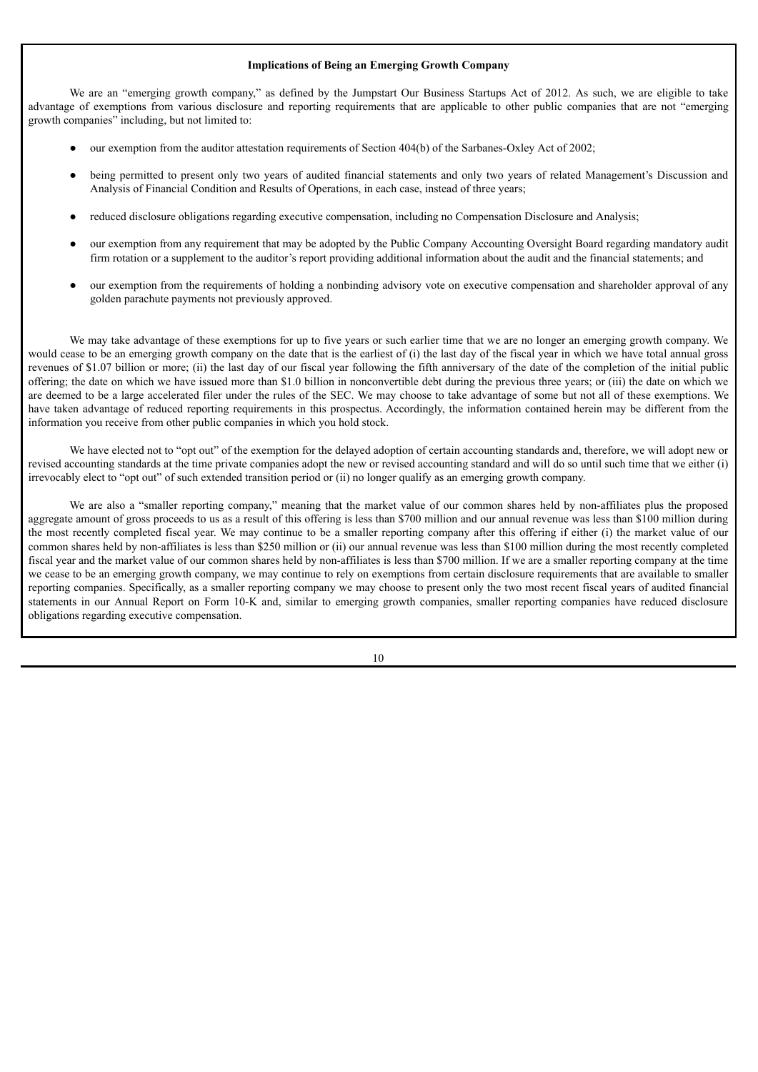### Implications of Being an Emerging Growth Company

We are an "emerging growth company," as defined by the Jumpstart Our Business Startups Act of 2012. As such, we are eligible to take advantage of exemptions from various disclosure and reporting requirements that are applicable to other public companies that are not "emerging growth companies" including, but not limited to:

- our exemption from the auditor attestation requirements of Section 404(b) of the Sarbanes-Oxley Act of 2002;
- being permitted to present only two years of audited financial statements and only two years of related Management's Discussion and Analysis of Financial Condition and Results of Operations, in each case, instead of three years;
- reduced disclosure obligations regarding executive compensation, including no Compensation Disclosure and Analysis;
- our exemption from any requirement that may be adopted by the Public Company Accounting Oversight Board regarding mandatory audit firm rotation or a supplement to the auditor's report providing additional information about the audit and the financial statements; and
- our exemption from the requirements of holding a nonbinding advisory vote on executive compensation and shareholder approval of any golden parachute payments not previously approved.

We may take advantage of these exemptions for up to five years or such earlier time that we are no longer an emerging growth company. We would cease to be an emerging growth company on the date that is the earliest of (i) the last day of the fiscal year in which we have total annual gross revenues of $1.07 billion or more; (ii) the last day of our fiscal year following the fifth anniversary of the date of the completion of the initial public offering; the date on which we have issued more than $1.0 billion in nonconvertible debt during the previous three years; or (iii) the date on which we are deemed to be a large accelerated filer under the rules of the SEC. We may choose to take advantage of some but not all of these exemptions. We have taken advantage of reduced reporting requirements in this prospectus. Accordingly, the information contained herein may be different from the information you receive from other public companies in which you hold stock.

We have elected not to "opt out" of the exemption for the delayed adoption of certain accounting standards and, therefore, we will adopt new or revised accounting standards at the time private companies adopt the new or revised accounting standard and will do so until such time that we either (i) irrevocably elect to "opt out" of such extended transition period or (ii) no longer qualify as an emerging growth company.

We are also a "smaller reporting company," meaning that the market value of our common shares held by non-affiliates plus the proposed aggregate amount of gross proceeds to us as a result of this offering is less than $700 million and our annual revenue was less than $100 million during the most recently completed fiscal year. We may continue to be a smaller reporting company after this offering if either (i) the market value of our common shares held by non-affiliates is less than $250 million or (ii) our annual revenue was less than $100 million during the most recently completed fiscal year and the market value of our common shares held by non-affiliates is less than $700 million. If we are a smaller reporting company at the time we cease to be an emerging growth company, we may continue to rely on exemptions from certain disclosure requirements that are available to smaller reporting companies. Specifically, as a smaller reporting company we may choose to present only the two most recent fiscal years of audited financial statements in our Annual Report on Form 10-K and, similar to emerging growth companies, smaller reporting companies have reduced disclosure obligations regarding executive compensation.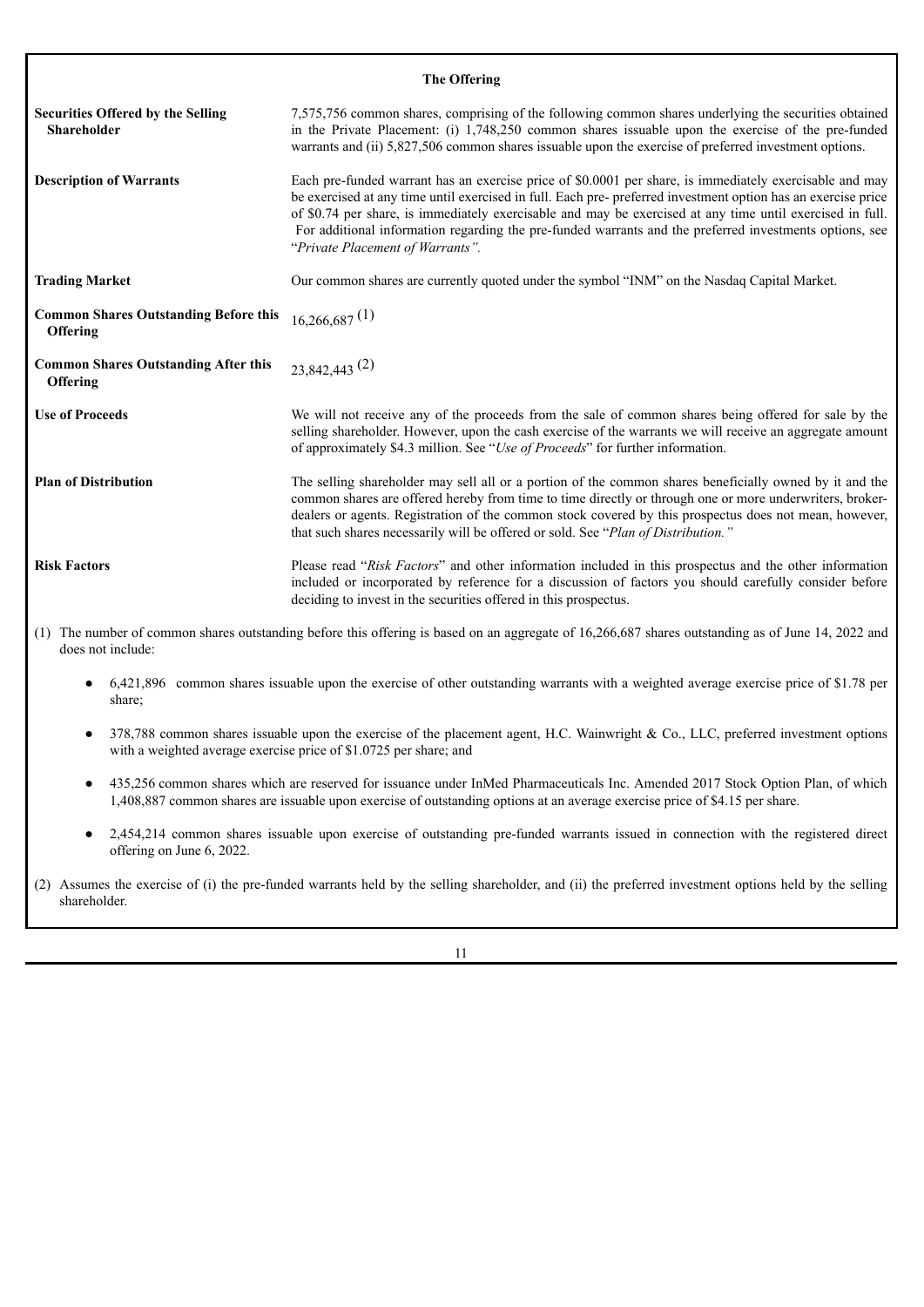### The Offering

| | |
|---|---|
| **Securities Offered by the Selling Shareholder** | 7,575,756 common shares, comprising of the following common shares underlying the securities obtained in the Private Placement: (i) 1,748,250 common shares issuable upon the exercise of the pre-funded warrants and (ii) 5,827,506 common shares issuable upon the exercise of preferred investment options. |
| **Description of Warrants** | Each pre-funded warrant has an exercise price of $0.0001 per share, is immediately exercisable and may be exercised at any time until exercised in full. Each pre- preferred investment option has an exercise price of $0.74 per share, is immediately exercisable and may be exercised at any time until exercised in full. For additional information regarding the pre-funded warrants and the preferred investments options, see "*Private Placement of Warrants*". |
| **Trading Market** | Our common shares are currently quoted under the symbol "INM" on the Nasdaq Capital Market. |
| **Common Shares Outstanding Before this Offering** | 16,266,687 (1) |
| **Common Shares Outstanding After this Offering** | 23,842,443 (2) |
| **Use of Proceeds** | We will not receive any of the proceeds from the sale of common shares being offered for sale by the selling shareholder. However, upon the cash exercise of the warrants we will receive an aggregate amount of approximately $4.3 million. See "*Use of Proceeds*" for further information. |
| **Plan of Distribution** | The selling shareholder may sell all or a portion of the common shares beneficially owned by it and the common shares are offered hereby from time to time directly or through one or more underwriters, broker-dealers or agents. Registration of the common stock covered by this prospectus does not mean, however, that such shares necessarily will be offered or sold. See "*Plan of Distribution.*" |
| **Risk Factors** | Please read "*Risk Factors*" and other information included in this prospectus and the other information included or incorporated by reference for a discussion of factors you should carefully consider before deciding to invest in the securities offered in this prospectus. |

(1) The number of common shares outstanding before this offering is based on an aggregate of 16,266,687 shares outstanding as of June 14, 2022 and does not include:

- 6,421,896 common shares issuable upon the exercise of other outstanding warrants with a weighted average exercise price of $1.78 per share;
- 378,788 common shares issuable upon the exercise of the placement agent, H.C. Wainwright & Co., LLC, preferred investment options with a weighted average exercise price of $1.0725 per share; and
- 435,256 common shares which are reserved for issuance under InMed Pharmaceuticals Inc. Amended 2017 Stock Option Plan, of which 1,408,887 common shares are issuable upon exercise of outstanding options at an average exercise price of $4.15 per share.
- 2,454,214 common shares issuable upon exercise of outstanding pre-funded warrants issued in connection with the registered direct offering on June 6, 2022.

(2) Assumes the exercise of (i) the pre-funded warrants held by the selling shareholder, and (ii) the preferred investment options held by the selling shareholder.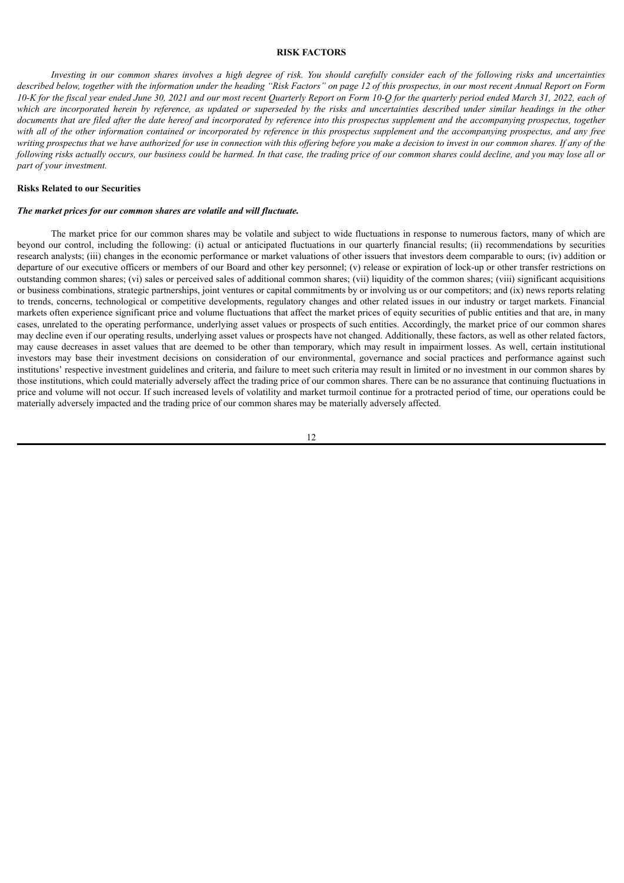# RISK FACTORS

*Investing in our common shares involves a high degree of risk. You should carefully consider each of the following risks and uncertainties described below, together with the information under the heading "Risk Factors" on page 12 of this prospectus, in our most recent Annual Report on Form 10-K for the fiscal year ended June 30, 2021 and our most recent Quarterly Report on Form 10-Q for the quarterly period ended March 31, 2022, each of which are incorporated herein by reference, as updated or superseded by the risks and uncertainties described under similar headings in the other documents that are filed after the date hereof and incorporated by reference into this prospectus supplement and the accompanying prospectus, together with all of the other information contained or incorporated by reference in this prospectus supplement and the accompanying prospectus, and any free writing prospectus that we have authorized for use in connection with this offering before you make a decision to invest in our common shares. If any of the following risks actually occurs, our business could be harmed. In that case, the trading price of our common shares could decline, and you may lose all or part of your investment.*

## Risks Related to our Securities

***The market prices for our common shares are volatile and will fluctuate.***

The market price for our common shares may be volatile and subject to wide fluctuations in response to numerous factors, many of which are beyond our control, including the following: (i) actual or anticipated fluctuations in our quarterly financial results; (ii) recommendations by securities research analysts; (iii) changes in the economic performance or market valuations of other issuers that investors deem comparable to ours; (iv) addition or departure of our executive officers or members of our Board and other key personnel; (v) release or expiration of lock-up or other transfer restrictions on outstanding common shares; (vi) sales or perceived sales of additional common shares; (vii) liquidity of the common shares; (viii) significant acquisitions or business combinations, strategic partnerships, joint ventures or capital commitments by or involving us or our competitors; and (ix) news reports relating to trends, concerns, technological or competitive developments, regulatory changes and other related issues in our industry or target markets. Financial markets often experience significant price and volume fluctuations that affect the market prices of equity securities of public entities and that are, in many cases, unrelated to the operating performance, underlying asset values or prospects of such entities. Accordingly, the market price of our common shares may decline even if our operating results, underlying asset values or prospects have not changed. Additionally, these factors, as well as other related factors, may cause decreases in asset values that are deemed to be other than temporary, which may result in impairment losses. As well, certain institutional investors may base their investment decisions on consideration of our environmental, governance and social practices and performance against such institutions' respective investment guidelines and criteria, and failure to meet such criteria may result in limited or no investment in our common shares by those institutions, which could materially adversely affect the trading price of our common shares. There can be no assurance that continuing fluctuations in price and volume will not occur. If such increased levels of volatility and market turmoil continue for a protracted period of time, our operations could be materially adversely impacted and the trading price of our common shares may be materially adversely affected.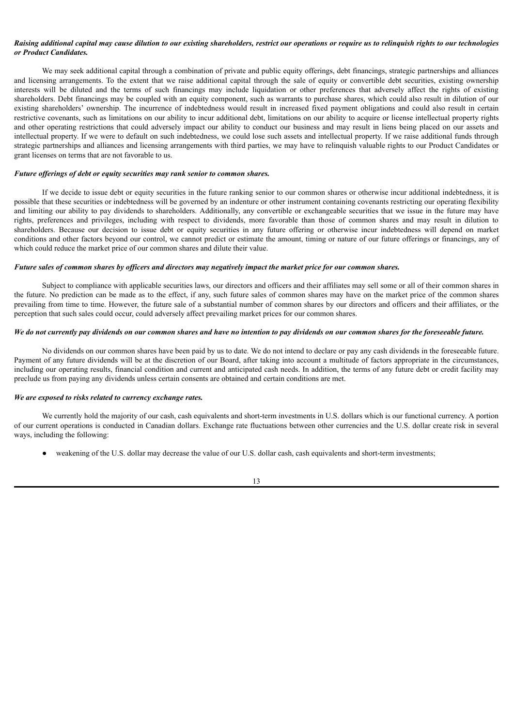***Raising additional capital may cause dilution to our existing shareholders, restrict our operations or require us to relinquish rights to our technologies or Product Candidates.***

We may seek additional capital through a combination of private and public equity offerings, debt financings, strategic partnerships and alliances and licensing arrangements. To the extent that we raise additional capital through the sale of equity or convertible debt securities, existing ownership interests will be diluted and the terms of such financings may include liquidation or other preferences that adversely affect the rights of existing shareholders. Debt financings may be coupled with an equity component, such as warrants to purchase shares, which could also result in dilution of our existing shareholders' ownership. The incurrence of indebtedness would result in increased fixed payment obligations and could also result in certain restrictive covenants, such as limitations on our ability to incur additional debt, limitations on our ability to acquire or license intellectual property rights and other operating restrictions that could adversely impact our ability to conduct our business and may result in liens being placed on our assets and intellectual property. If we were to default on such indebtedness, we could lose such assets and intellectual property. If we raise additional funds through strategic partnerships and alliances and licensing arrangements with third parties, we may have to relinquish valuable rights to our Product Candidates or grant licenses on terms that are not favorable to us.

***Future offerings of debt or equity securities may rank senior to common shares.***

If we decide to issue debt or equity securities in the future ranking senior to our common shares or otherwise incur additional indebtedness, it is possible that these securities or indebtedness will be governed by an indenture or other instrument containing covenants restricting our operating flexibility and limiting our ability to pay dividends to shareholders. Additionally, any convertible or exchangeable securities that we issue in the future may have rights, preferences and privileges, including with respect to dividends, more favorable than those of common shares and may result in dilution to shareholders. Because our decision to issue debt or equity securities in any future offering or otherwise incur indebtedness will depend on market conditions and other factors beyond our control, we cannot predict or estimate the amount, timing or nature of our future offerings or financings, any of which could reduce the market price of our common shares and dilute their value.

***Future sales of common shares by officers and directors may negatively impact the market price for our common shares.***

Subject to compliance with applicable securities laws, our directors and officers and their affiliates may sell some or all of their common shares in the future. No prediction can be made as to the effect, if any, such future sales of common shares may have on the market price of the common shares prevailing from time to time. However, the future sale of a substantial number of common shares by our directors and officers and their affiliates, or the perception that such sales could occur, could adversely affect prevailing market prices for our common shares.

***We do not currently pay dividends on our common shares and have no intention to pay dividends on our common shares for the foreseeable future.***

No dividends on our common shares have been paid by us to date. We do not intend to declare or pay any cash dividends in the foreseeable future. Payment of any future dividends will be at the discretion of our Board, after taking into account a multitude of factors appropriate in the circumstances, including our operating results, financial condition and current and anticipated cash needs. In addition, the terms of any future debt or credit facility may preclude us from paying any dividends unless certain consents are obtained and certain conditions are met.

***We are exposed to risks related to currency exchange rates.***

We currently hold the majority of our cash, cash equivalents and short-term investments in U.S. dollars which is our functional currency. A portion of our current operations is conducted in Canadian dollars. Exchange rate fluctuations between other currencies and the U.S. dollar create risk in several ways, including the following:

- weakening of the U.S. dollar may decrease the value of our U.S. dollar cash, cash equivalents and short-term investments;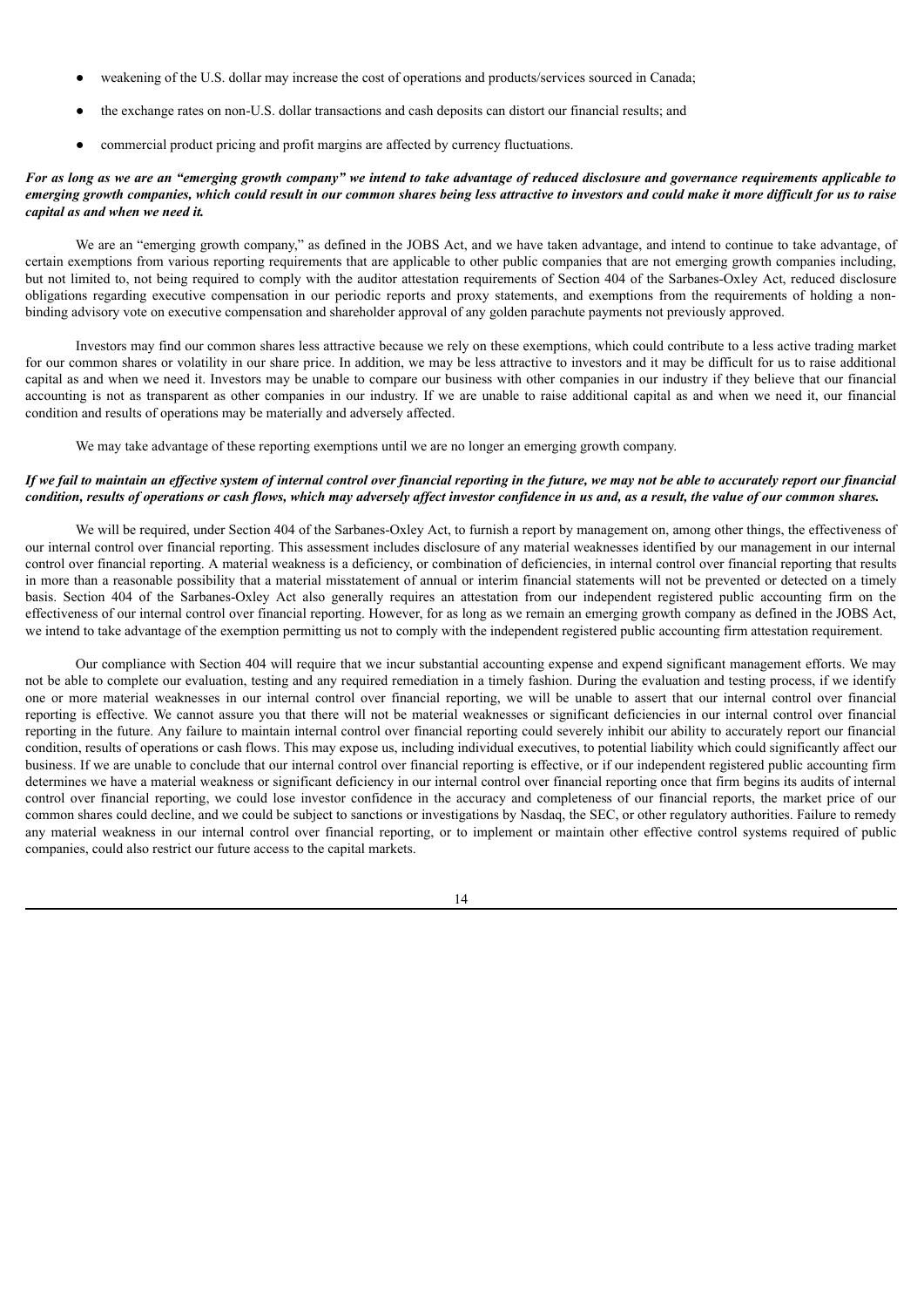- weakening of the U.S. dollar may increase the cost of operations and products/services sourced in Canada;
- the exchange rates on non-U.S. dollar transactions and cash deposits can distort our financial results; and
- commercial product pricing and profit margins are affected by currency fluctuations.

***For as long as we are an "emerging growth company" we intend to take advantage of reduced disclosure and governance requirements applicable to emerging growth companies, which could result in our common shares being less attractive to investors and could make it more difficult for us to raise capital as and when we need it.***

We are an "emerging growth company," as defined in the JOBS Act, and we have taken advantage, and intend to continue to take advantage, of certain exemptions from various reporting requirements that are applicable to other public companies that are not emerging growth companies including, but not limited to, not being required to comply with the auditor attestation requirements of Section 404 of the Sarbanes-Oxley Act, reduced disclosure obligations regarding executive compensation in our periodic reports and proxy statements, and exemptions from the requirements of holding a non-binding advisory vote on executive compensation and shareholder approval of any golden parachute payments not previously approved.

Investors may find our common shares less attractive because we rely on these exemptions, which could contribute to a less active trading market for our common shares or volatility in our share price. In addition, we may be less attractive to investors and it may be difficult for us to raise additional capital as and when we need it. Investors may be unable to compare our business with other companies in our industry if they believe that our financial accounting is not as transparent as other companies in our industry. If we are unable to raise additional capital as and when we need it, our financial condition and results of operations may be materially and adversely affected.

We may take advantage of these reporting exemptions until we are no longer an emerging growth company.

***If we fail to maintain an effective system of internal control over financial reporting in the future, we may not be able to accurately report our financial condition, results of operations or cash flows, which may adversely affect investor confidence in us and, as a result, the value of our common shares.***

We will be required, under Section 404 of the Sarbanes-Oxley Act, to furnish a report by management on, among other things, the effectiveness of our internal control over financial reporting. This assessment includes disclosure of any material weaknesses identified by our management in our internal control over financial reporting. A material weakness is a deficiency, or combination of deficiencies, in internal control over financial reporting that results in more than a reasonable possibility that a material misstatement of annual or interim financial statements will not be prevented or detected on a timely basis. Section 404 of the Sarbanes-Oxley Act also generally requires an attestation from our independent registered public accounting firm on the effectiveness of our internal control over financial reporting. However, for as long as we remain an emerging growth company as defined in the JOBS Act, we intend to take advantage of the exemption permitting us not to comply with the independent registered public accounting firm attestation requirement.

Our compliance with Section 404 will require that we incur substantial accounting expense and expend significant management efforts. We may not be able to complete our evaluation, testing and any required remediation in a timely fashion. During the evaluation and testing process, if we identify one or more material weaknesses in our internal control over financial reporting, we will be unable to assert that our internal control over financial reporting is effective. We cannot assure you that there will not be material weaknesses or significant deficiencies in our internal control over financial reporting in the future. Any failure to maintain internal control over financial reporting could severely inhibit our ability to accurately report our financial condition, results of operations or cash flows. This may expose us, including individual executives, to potential liability which could significantly affect our business. If we are unable to conclude that our internal control over financial reporting is effective, or if our independent registered public accounting firm determines we have a material weakness or significant deficiency in our internal control over financial reporting once that firm begins its audits of internal control over financial reporting, we could lose investor confidence in the accuracy and completeness of our financial reports, the market price of our common shares could decline, and we could be subject to sanctions or investigations by Nasdaq, the SEC, or other regulatory authorities. Failure to remedy any material weakness in our internal control over financial reporting, or to implement or maintain other effective control systems required of public companies, could also restrict our future access to the capital markets.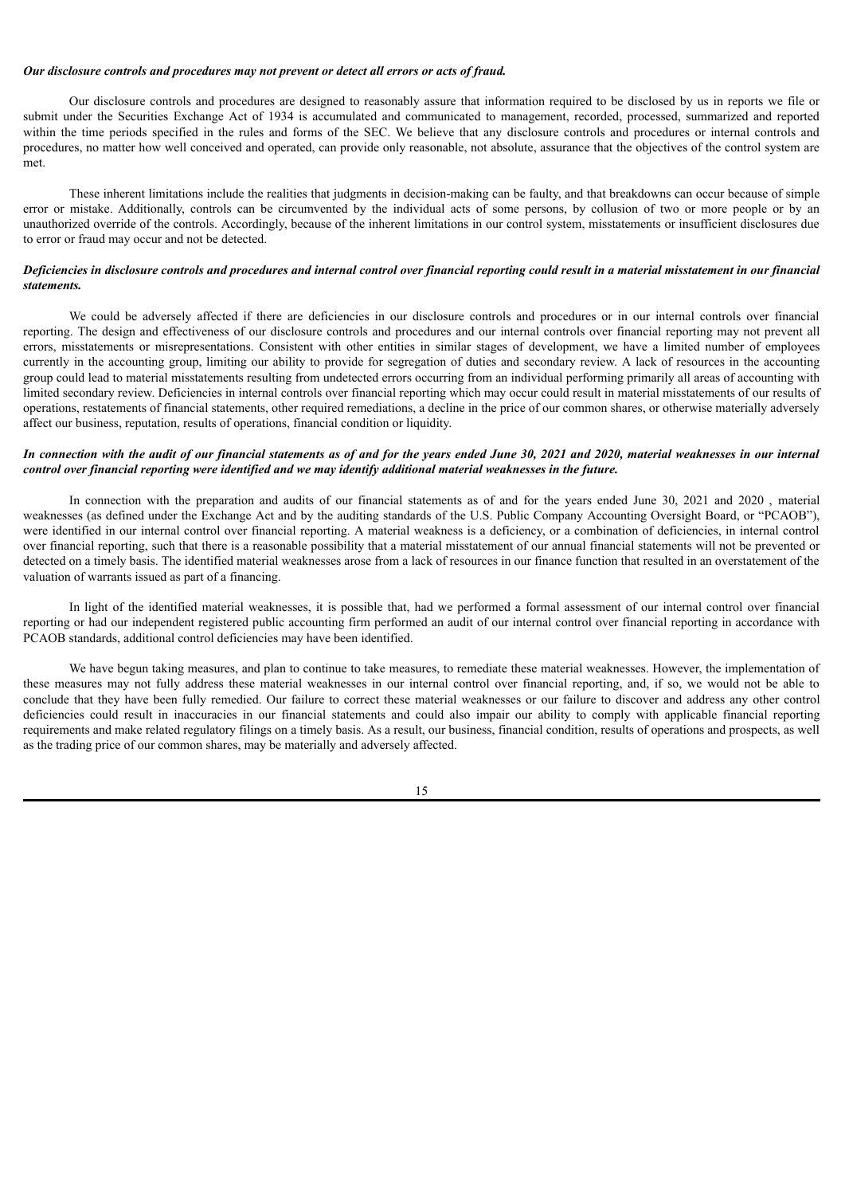***Our disclosure controls and procedures may not prevent or detect all errors or acts of fraud.***

Our disclosure controls and procedures are designed to reasonably assure that information required to be disclosed by us in reports we file or submit under the Securities Exchange Act of 1934 is accumulated and communicated to management, recorded, processed, summarized and reported within the time periods specified in the rules and forms of the SEC. We believe that any disclosure controls and procedures or internal controls and procedures, no matter how well conceived and operated, can provide only reasonable, not absolute, assurance that the objectives of the control system are met.

These inherent limitations include the realities that judgments in decision-making can be faulty, and that breakdowns can occur because of simple error or mistake. Additionally, controls can be circumvented by the individual acts of some persons, by collusion of two or more people or by an unauthorized override of the controls. Accordingly, because of the inherent limitations in our control system, misstatements or insufficient disclosures due to error or fraud may occur and not be detected.

***Deficiencies in disclosure controls and procedures and internal control over financial reporting could result in a material misstatement in our financial statements.***

We could be adversely affected if there are deficiencies in our disclosure controls and procedures or in our internal controls over financial reporting. The design and effectiveness of our disclosure controls and procedures and our internal controls over financial reporting may not prevent all errors, misstatements or misrepresentations. Consistent with other entities in similar stages of development, we have a limited number of employees currently in the accounting group, limiting our ability to provide for segregation of duties and secondary review. A lack of resources in the accounting group could lead to material misstatements resulting from undetected errors occurring from an individual performing primarily all areas of accounting with limited secondary review. Deficiencies in internal controls over financial reporting which may occur could result in material misstatements of our results of operations, restatements of financial statements, other required remediations, a decline in the price of our common shares, or otherwise materially adversely affect our business, reputation, results of operations, financial condition or liquidity.

***In connection with the audit of our financial statements as of and for the years ended June 30, 2021 and 2020, material weaknesses in our internal control over financial reporting were identified and we may identify additional material weaknesses in the future.***

In connection with the preparation and audits of our financial statements as of and for the years ended June 30, 2021 and 2020 , material weaknesses (as defined under the Exchange Act and by the auditing standards of the U.S. Public Company Accounting Oversight Board, or "PCAOB"), were identified in our internal control over financial reporting. A material weakness is a deficiency, or a combination of deficiencies, in internal control over financial reporting, such that there is a reasonable possibility that a material misstatement of our annual financial statements will not be prevented or detected on a timely basis. The identified material weaknesses arose from a lack of resources in our finance function that resulted in an overstatement of the valuation of warrants issued as part of a financing.

In light of the identified material weaknesses, it is possible that, had we performed a formal assessment of our internal control over financial reporting or had our independent registered public accounting firm performed an audit of our internal control over financial reporting in accordance with PCAOB standards, additional control deficiencies may have been identified.

We have begun taking measures, and plan to continue to take measures, to remediate these material weaknesses. However, the implementation of these measures may not fully address these material weaknesses in our internal control over financial reporting, and, if so, we would not be able to conclude that they have been fully remedied. Our failure to correct these material weaknesses or our failure to discover and address any other control deficiencies could result in inaccuracies in our financial statements and could also impair our ability to comply with applicable financial reporting requirements and make related regulatory filings on a timely basis. As a result, our business, financial condition, results of operations and prospects, as well as the trading price of our common shares, may be materially and adversely affected.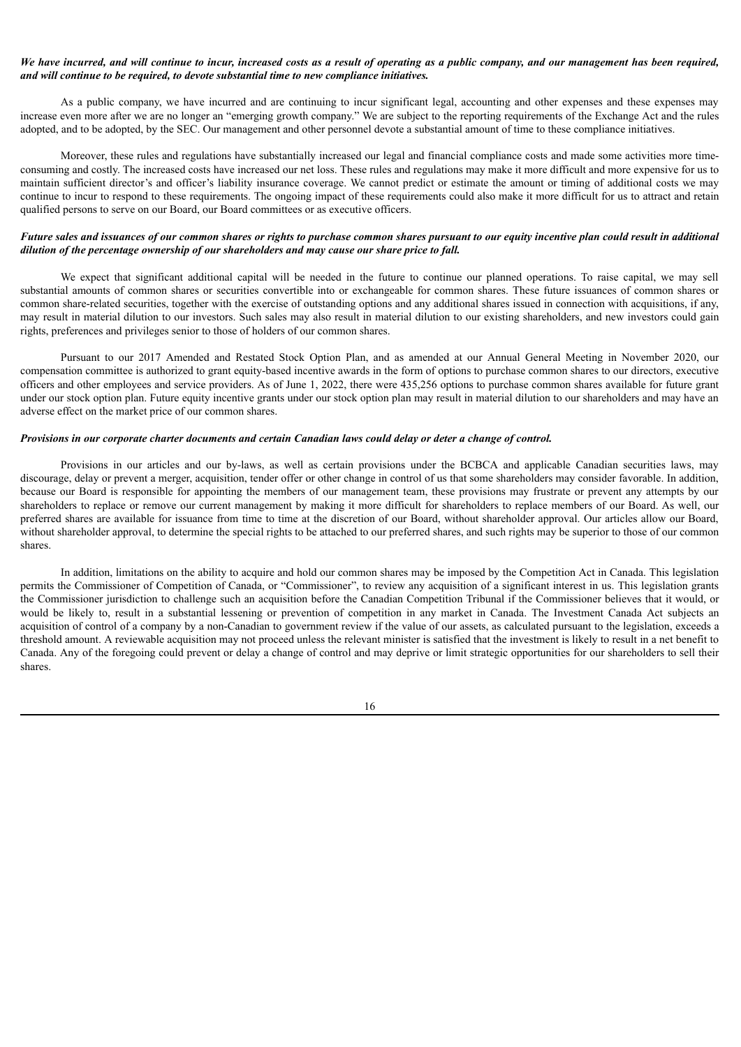***We have incurred, and will continue to incur, increased costs as a result of operating as a public company, and our management has been required, and will continue to be required, to devote substantial time to new compliance initiatives.***

As a public company, we have incurred and are continuing to incur significant legal, accounting and other expenses and these expenses may increase even more after we are no longer an "emerging growth company." We are subject to the reporting requirements of the Exchange Act and the rules adopted, and to be adopted, by the SEC. Our management and other personnel devote a substantial amount of time to these compliance initiatives.

Moreover, these rules and regulations have substantially increased our legal and financial compliance costs and made some activities more time-consuming and costly. The increased costs have increased our net loss. These rules and regulations may make it more difficult and more expensive for us to maintain sufficient director's and officer's liability insurance coverage. We cannot predict or estimate the amount or timing of additional costs we may continue to incur to respond to these requirements. The ongoing impact of these requirements could also make it more difficult for us to attract and retain qualified persons to serve on our Board, our Board committees or as executive officers.

***Future sales and issuances of our common shares or rights to purchase common shares pursuant to our equity incentive plan could result in additional dilution of the percentage ownership of our shareholders and may cause our share price to fall.***

We expect that significant additional capital will be needed in the future to continue our planned operations. To raise capital, we may sell substantial amounts of common shares or securities convertible into or exchangeable for common shares. These future issuances of common shares or common share-related securities, together with the exercise of outstanding options and any additional shares issued in connection with acquisitions, if any, may result in material dilution to our investors. Such sales may also result in material dilution to our existing shareholders, and new investors could gain rights, preferences and privileges senior to those of holders of our common shares.

Pursuant to our 2017 Amended and Restated Stock Option Plan, and as amended at our Annual General Meeting in November 2020, our compensation committee is authorized to grant equity-based incentive awards in the form of options to purchase common shares to our directors, executive officers and other employees and service providers. As of June 1, 2022, there were 435,256 options to purchase common shares available for future grant under our stock option plan. Future equity incentive grants under our stock option plan may result in material dilution to our shareholders and may have an adverse effect on the market price of our common shares.

***Provisions in our corporate charter documents and certain Canadian laws could delay or deter a change of control.***

Provisions in our articles and our by-laws, as well as certain provisions under the BCBCA and applicable Canadian securities laws, may discourage, delay or prevent a merger, acquisition, tender offer or other change in control of us that some shareholders may consider favorable. In addition, because our Board is responsible for appointing the members of our management team, these provisions may frustrate or prevent any attempts by our shareholders to replace or remove our current management by making it more difficult for shareholders to replace members of our Board. As well, our preferred shares are available for issuance from time to time at the discretion of our Board, without shareholder approval. Our articles allow our Board, without shareholder approval, to determine the special rights to be attached to our preferred shares, and such rights may be superior to those of our common shares.

In addition, limitations on the ability to acquire and hold our common shares may be imposed by the Competition Act in Canada. This legislation permits the Commissioner of Competition of Canada, or "Commissioner", to review any acquisition of a significant interest in us. This legislation grants the Commissioner jurisdiction to challenge such an acquisition before the Canadian Competition Tribunal if the Commissioner believes that it would, or would be likely to, result in a substantial lessening or prevention of competition in any market in Canada. The Investment Canada Act subjects an acquisition of control of a company by a non-Canadian to government review if the value of our assets, as calculated pursuant to the legislation, exceeds a threshold amount. A reviewable acquisition may not proceed unless the relevant minister is satisfied that the investment is likely to result in a net benefit to Canada. Any of the foregoing could prevent or delay a change of control and may deprive or limit strategic opportunities for our shareholders to sell their shares.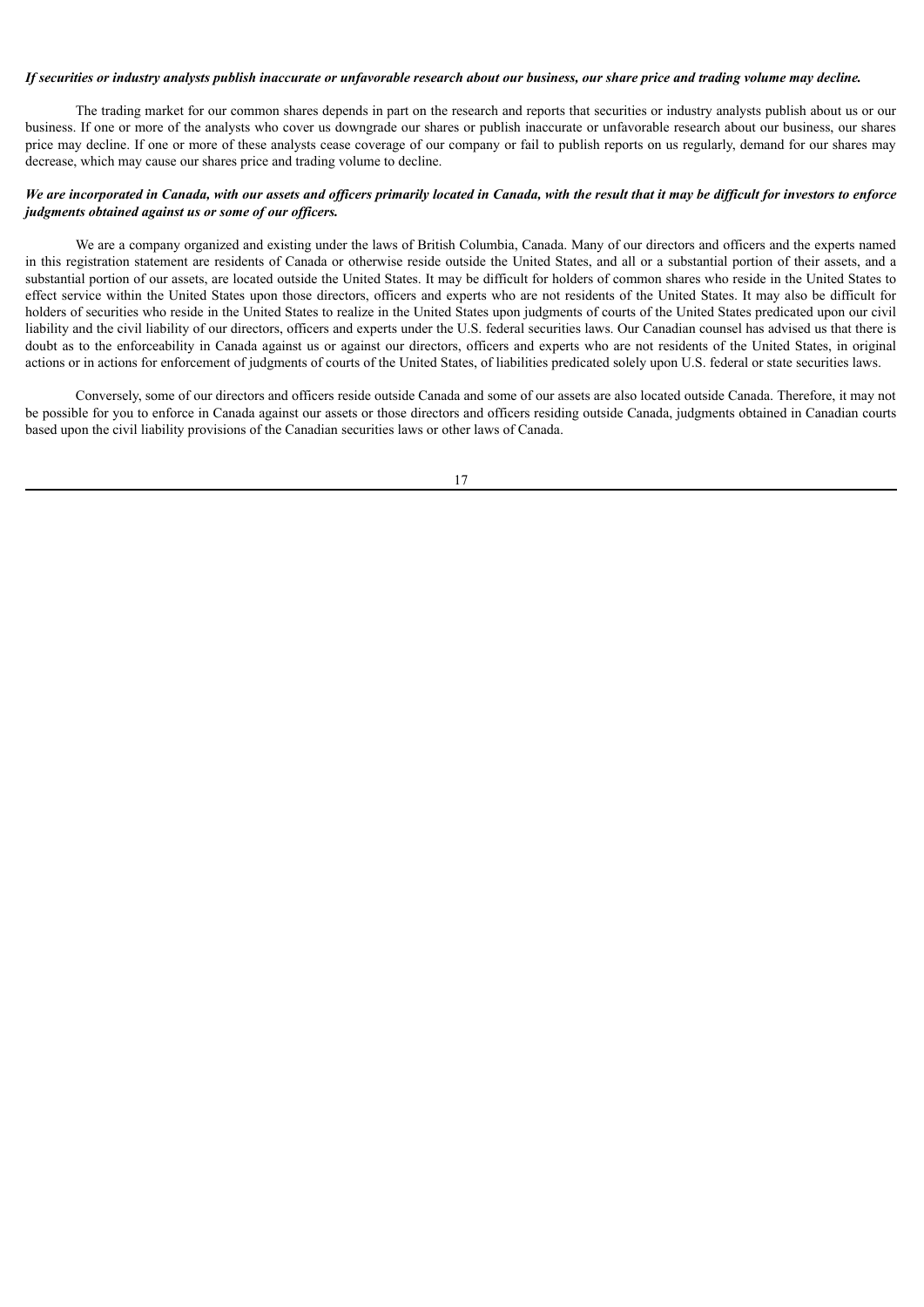***If securities or industry analysts publish inaccurate or unfavorable research about our business, our share price and trading volume may decline.***

The trading market for our common shares depends in part on the research and reports that securities or industry analysts publish about us or our business. If one or more of the analysts who cover us downgrade our shares or publish inaccurate or unfavorable research about our business, our shares price may decline. If one or more of these analysts cease coverage of our company or fail to publish reports on us regularly, demand for our shares may decrease, which may cause our shares price and trading volume to decline.

***We are incorporated in Canada, with our assets and officers primarily located in Canada, with the result that it may be difficult for investors to enforce judgments obtained against us or some of our officers.***

We are a company organized and existing under the laws of British Columbia, Canada. Many of our directors and officers and the experts named in this registration statement are residents of Canada or otherwise reside outside the United States, and all or a substantial portion of their assets, and a substantial portion of our assets, are located outside the United States. It may be difficult for holders of common shares who reside in the United States to effect service within the United States upon those directors, officers and experts who are not residents of the United States. It may also be difficult for holders of securities who reside in the United States to realize in the United States upon judgments of courts of the United States predicated upon our civil liability and the civil liability of our directors, officers and experts under the U.S. federal securities laws. Our Canadian counsel has advised us that there is doubt as to the enforceability in Canada against us or against our directors, officers and experts who are not residents of the United States, in original actions or in actions for enforcement of judgments of courts of the United States, of liabilities predicated solely upon U.S. federal or state securities laws.

Conversely, some of our directors and officers reside outside Canada and some of our assets are also located outside Canada. Therefore, it may not be possible for you to enforce in Canada against our assets or those directors and officers residing outside Canada, judgments obtained in Canadian courts based upon the civil liability provisions of the Canadian securities laws or other laws of Canada.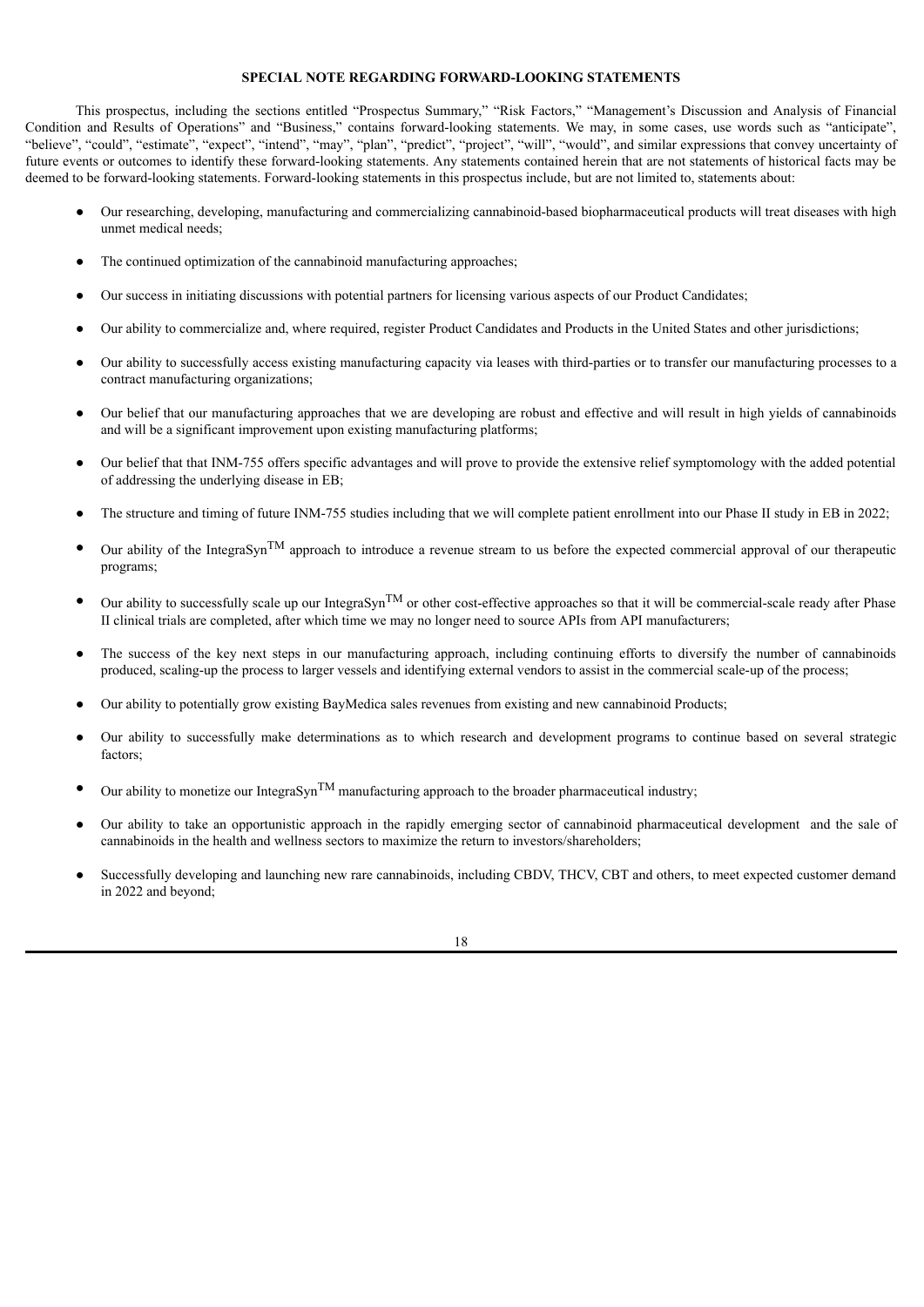**SPECIAL NOTE REGARDING FORWARD-LOOKING STATEMENTS**

This prospectus, including the sections entitled "Prospectus Summary," "Risk Factors," "Management's Discussion and Analysis of Financial Condition and Results of Operations" and "Business," contains forward-looking statements. We may, in some cases, use words such as "anticipate", "believe", "could", "estimate", "expect", "intend", "may", "plan", "predict", "project", "will", "would", and similar expressions that convey uncertainty of future events or outcomes to identify these forward-looking statements. Any statements contained herein that are not statements of historical facts may be deemed to be forward-looking statements. Forward-looking statements in this prospectus include, but are not limited to, statements about:

- Our researching, developing, manufacturing and commercializing cannabinoid-based biopharmaceutical products will treat diseases with high unmet medical needs;
- The continued optimization of the cannabinoid manufacturing approaches;
- Our success in initiating discussions with potential partners for licensing various aspects of our Product Candidates;
- Our ability to commercialize and, where required, register Product Candidates and Products in the United States and other jurisdictions;
- Our ability to successfully access existing manufacturing capacity via leases with third-parties or to transfer our manufacturing processes to a contract manufacturing organizations;
- Our belief that our manufacturing approaches that we are developing are robust and effective and will result in high yields of cannabinoids and will be a significant improvement upon existing manufacturing platforms;
- Our belief that that INM-755 offers specific advantages and will prove to provide the extensive relief symptomology with the added potential of addressing the underlying disease in EB;
- The structure and timing of future INM-755 studies including that we will complete patient enrollment into our Phase II study in EB in 2022;
- Our ability of the IntegraSyn™ approach to introduce a revenue stream to us before the expected commercial approval of our therapeutic programs;
- Our ability to successfully scale up our IntegraSyn™ or other cost-effective approaches so that it will be commercial-scale ready after Phase II clinical trials are completed, after which time we may no longer need to source APIs from API manufacturers;
- The success of the key next steps in our manufacturing approach, including continuing efforts to diversify the number of cannabinoids produced, scaling-up the process to larger vessels and identifying external vendors to assist in the commercial scale-up of the process;
- Our ability to potentially grow existing BayMedica sales revenues from existing and new cannabinoid Products;
- Our ability to successfully make determinations as to which research and development programs to continue based on several strategic factors;
- Our ability to monetize our IntegraSyn™ manufacturing approach to the broader pharmaceutical industry;
- Our ability to take an opportunistic approach in the rapidly emerging sector of cannabinoid pharmaceutical development and the sale of cannabinoids in the health and wellness sectors to maximize the return to investors/shareholders;
- Successfully developing and launching new rare cannabinoids, including CBDV, THCV, CBT and others, to meet expected customer demand in 2022 and beyond;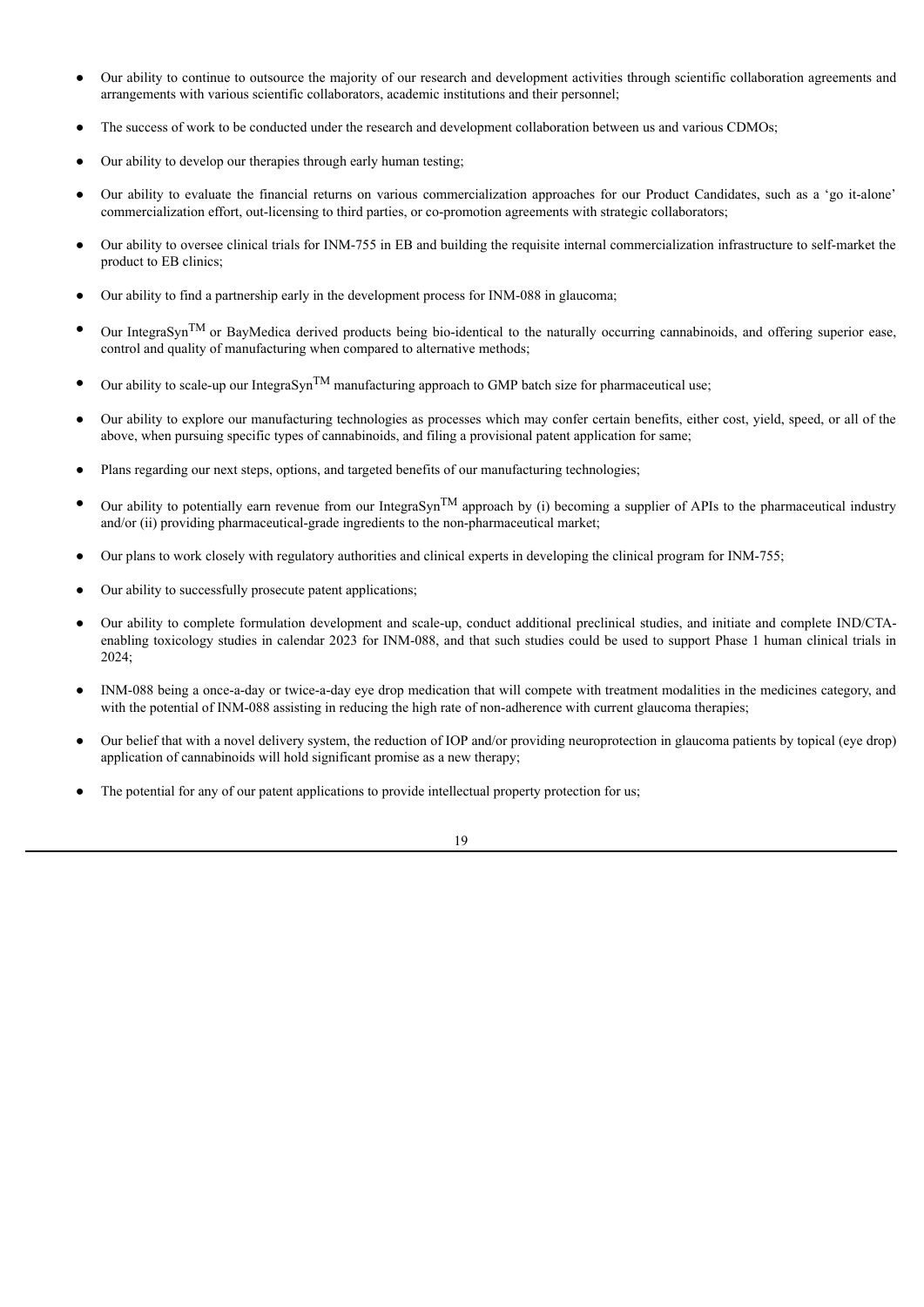- Our ability to continue to outsource the majority of our research and development activities through scientific collaboration agreements and arrangements with various scientific collaborators, academic institutions and their personnel;
- The success of work to be conducted under the research and development collaboration between us and various CDMOs;
- Our ability to develop our therapies through early human testing;
- Our ability to evaluate the financial returns on various commercialization approaches for our Product Candidates, such as a 'go it-alone' commercialization effort, out-licensing to third parties, or co-promotion agreements with strategic collaborators;
- Our ability to oversee clinical trials for INM-755 in EB and building the requisite internal commercialization infrastructure to self-market the product to EB clinics;
- Our ability to find a partnership early in the development process for INM-088 in glaucoma;
- Our IntegraSyn™ or BayMedica derived products being bio-identical to the naturally occurring cannabinoids, and offering superior ease, control and quality of manufacturing when compared to alternative methods;
- Our ability to scale-up our IntegraSyn™ manufacturing approach to GMP batch size for pharmaceutical use;
- Our ability to explore our manufacturing technologies as processes which may confer certain benefits, either cost, yield, speed, or all of the above, when pursuing specific types of cannabinoids, and filing a provisional patent application for same;
- Plans regarding our next steps, options, and targeted benefits of our manufacturing technologies;
- Our ability to potentially earn revenue from our IntegraSyn™ approach by (i) becoming a supplier of APIs to the pharmaceutical industry and/or (ii) providing pharmaceutical-grade ingredients to the non-pharmaceutical market;
- Our plans to work closely with regulatory authorities and clinical experts in developing the clinical program for INM-755;
- Our ability to successfully prosecute patent applications;
- Our ability to complete formulation development and scale-up, conduct additional preclinical studies, and initiate and complete IND/CTA-enabling toxicology studies in calendar 2023 for INM-088, and that such studies could be used to support Phase 1 human clinical trials in 2024;
- INM-088 being a once-a-day or twice-a-day eye drop medication that will compete with treatment modalities in the medicines category, and with the potential of INM-088 assisting in reducing the high rate of non-adherence with current glaucoma therapies;
- Our belief that with a novel delivery system, the reduction of IOP and/or providing neuroprotection in glaucoma patients by topical (eye drop) application of cannabinoids will hold significant promise as a new therapy;
- The potential for any of our patent applications to provide intellectual property protection for us;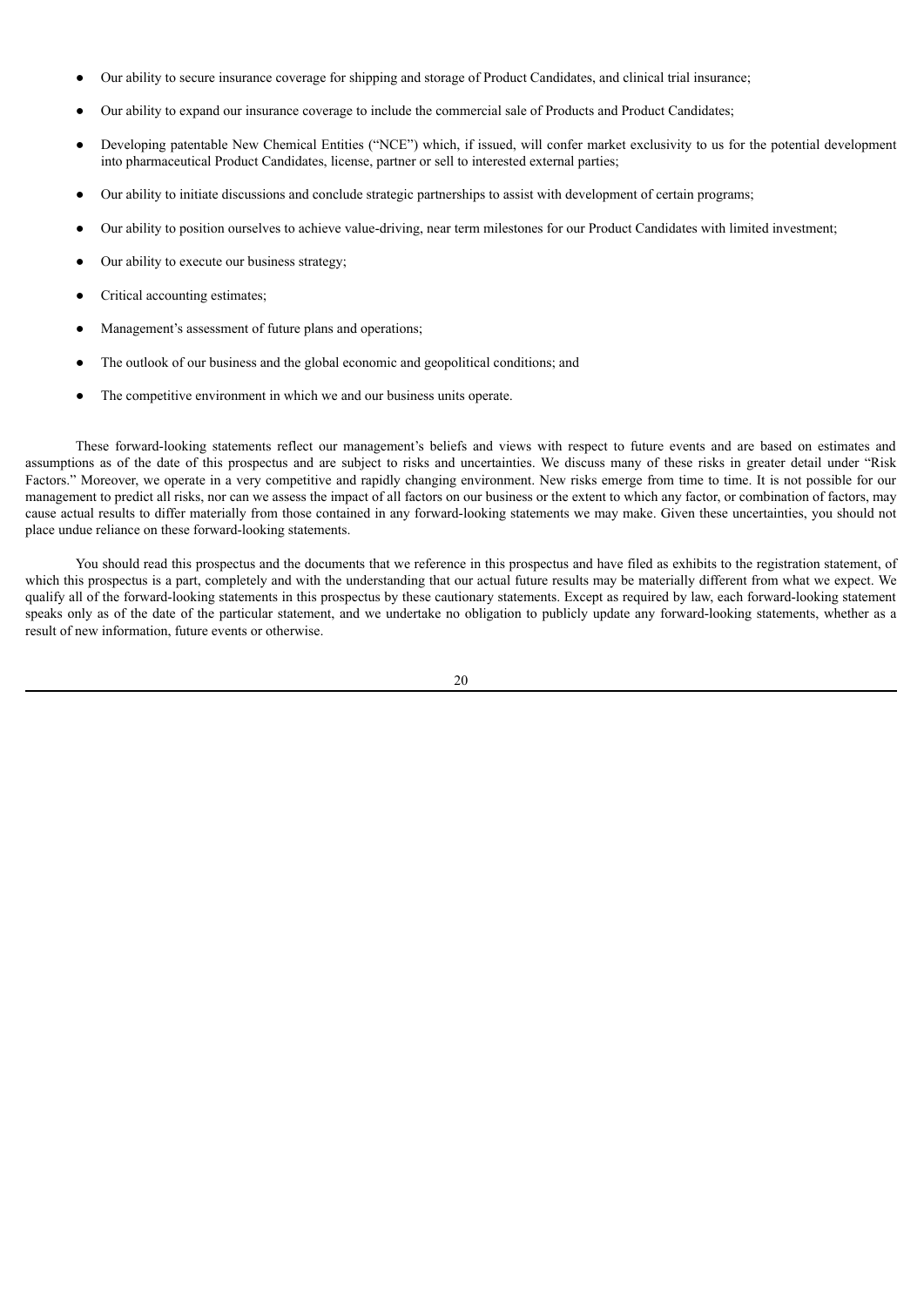- Our ability to secure insurance coverage for shipping and storage of Product Candidates, and clinical trial insurance;
- Our ability to expand our insurance coverage to include the commercial sale of Products and Product Candidates;
- Developing patentable New Chemical Entities ("NCE") which, if issued, will confer market exclusivity to us for the potential development into pharmaceutical Product Candidates, license, partner or sell to interested external parties;
- Our ability to initiate discussions and conclude strategic partnerships to assist with development of certain programs;
- Our ability to position ourselves to achieve value-driving, near term milestones for our Product Candidates with limited investment;
- Our ability to execute our business strategy;
- Critical accounting estimates;
- Management's assessment of future plans and operations;
- The outlook of our business and the global economic and geopolitical conditions; and
- The competitive environment in which we and our business units operate.

These forward-looking statements reflect our management's beliefs and views with respect to future events and are based on estimates and assumptions as of the date of this prospectus and are subject to risks and uncertainties. We discuss many of these risks in greater detail under "Risk Factors." Moreover, we operate in a very competitive and rapidly changing environment. New risks emerge from time to time. It is not possible for our management to predict all risks, nor can we assess the impact of all factors on our business or the extent to which any factor, or combination of factors, may cause actual results to differ materially from those contained in any forward-looking statements we may make. Given these uncertainties, you should not place undue reliance on these forward-looking statements.

You should read this prospectus and the documents that we reference in this prospectus and have filed as exhibits to the registration statement, of which this prospectus is a part, completely and with the understanding that our actual future results may be materially different from what we expect. We qualify all of the forward-looking statements in this prospectus by these cautionary statements. Except as required by law, each forward-looking statement speaks only as of the date of the particular statement, and we undertake no obligation to publicly update any forward-looking statements, whether as a result of new information, future events or otherwise.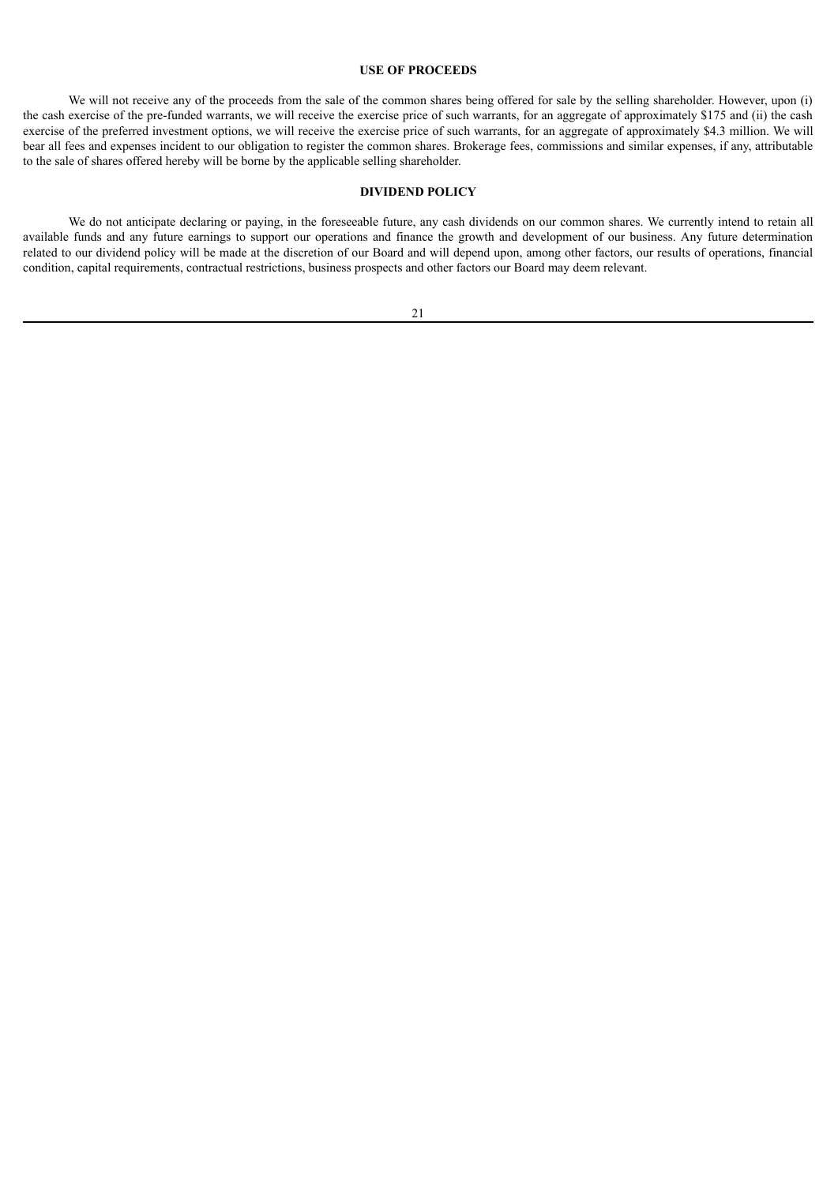## USE OF PROCEEDS

We will not receive any of the proceeds from the sale of the common shares being offered for sale by the selling shareholder. However, upon (i) the cash exercise of the pre-funded warrants, we will receive the exercise price of such warrants, for an aggregate of approximately $175 and (ii) the cash exercise of the preferred investment options, we will receive the exercise price of such warrants, for an aggregate of approximately $4.3 million. We will bear all fees and expenses incident to our obligation to register the common shares. Brokerage fees, commissions and similar expenses, if any, attributable to the sale of shares offered hereby will be borne by the applicable selling shareholder.

## DIVIDEND POLICY

We do not anticipate declaring or paying, in the foreseeable future, any cash dividends on our common shares. We currently intend to retain all available funds and any future earnings to support our operations and finance the growth and development of our business. Any future determination related to our dividend policy will be made at the discretion of our Board and will depend upon, among other factors, our results of operations, financial condition, capital requirements, contractual restrictions, business prospects and other factors our Board may deem relevant.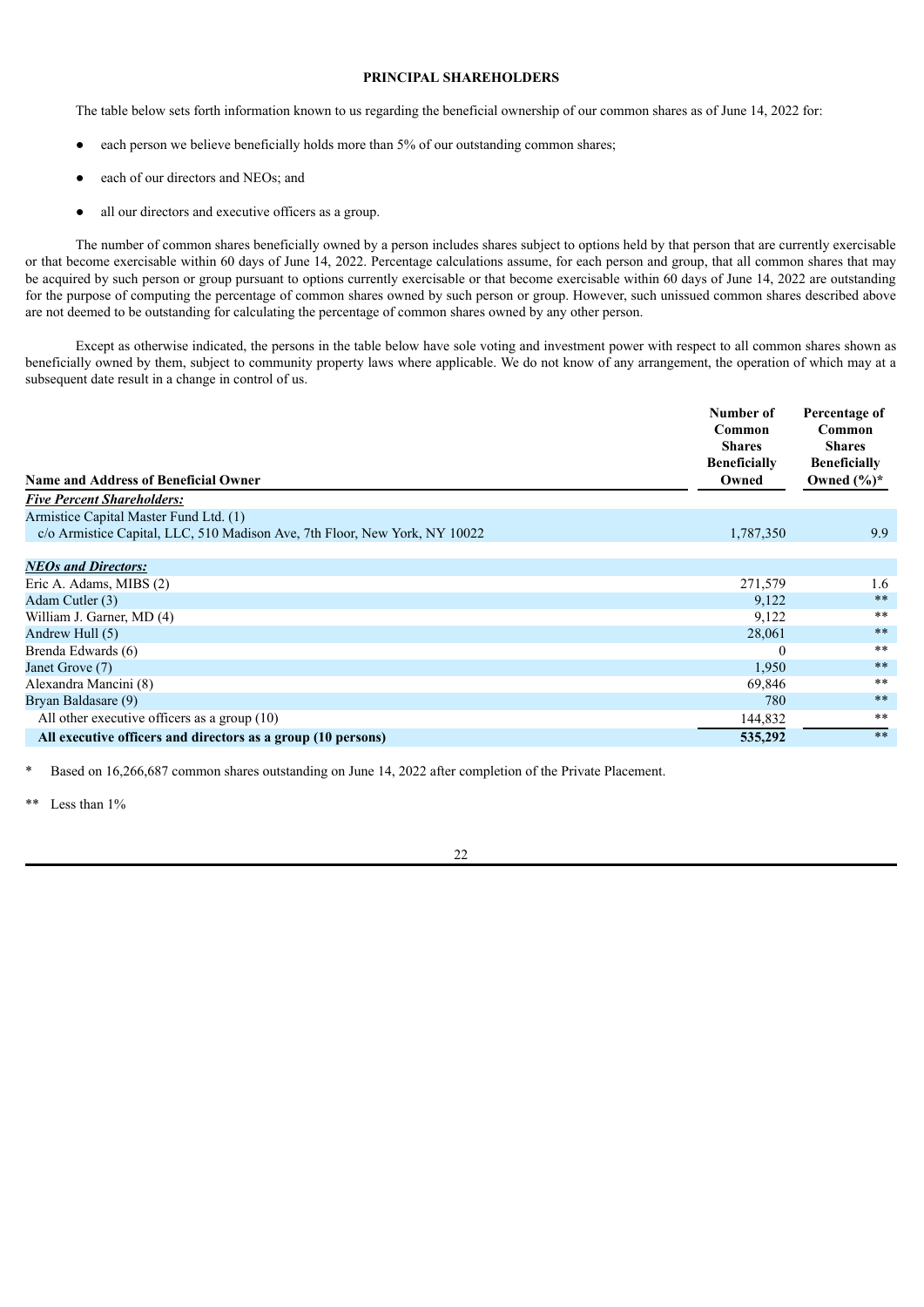## PRINCIPAL SHAREHOLDERS

The table below sets forth information known to us regarding the beneficial ownership of our common shares as of June 14, 2022 for:

- each person we believe beneficially holds more than 5% of our outstanding common shares;
- each of our directors and NEOs; and
- all our directors and executive officers as a group.

The number of common shares beneficially owned by a person includes shares subject to options held by that person that are currently exercisable or that become exercisable within 60 days of June 14, 2022. Percentage calculations assume, for each person and group, that all common shares that may be acquired by such person or group pursuant to options currently exercisable or that become exercisable within 60 days of June 14, 2022 are outstanding for the purpose of computing the percentage of common shares owned by such person or group. However, such unissued common shares described above are not deemed to be outstanding for calculating the percentage of common shares owned by any other person.

Except as otherwise indicated, the persons in the table below have sole voting and investment power with respect to all common shares shown as beneficially owned by them, subject to community property laws where applicable. We do not know of any arrangement, the operation of which may at a subsequent date result in a change in control of us.

| Name and Address of Beneficial Owner | Number of Common Shares Beneficially Owned | Percentage of Common Shares Beneficially Owned (%)* |
|---|---|---|
| ***Five Percent Shareholders:*** | | |
| Armistice Capital Master Fund Ltd. (1) c/o Armistice Capital, LLC, 510 Madison Ave, 7th Floor, New York, NY 10022 | 1,787,350 | 9.9 |
| ***NEOs and Directors:*** | | |
| Eric A. Adams, MIBS (2) | 271,579 | 1.6 |
| Adam Cutler (3) | 9,122 | ** |
| William J. Garner, MD (4) | 9,122 | ** |
| Andrew Hull (5) | 28,061 | ** |
| Brenda Edwards (6) | 0 | ** |
| Janet Grove (7) | 1,950 | ** |
| Alexandra Mancini (8) | 69,846 | ** |
| Bryan Baldasare (9) | 780 | ** |
| All other executive officers as a group (10) | 144,832 | ** |
| **All executive officers and directors as a group (10 persons)** | **535,292** | ** |

\* Based on 16,266,687 common shares outstanding on June 14, 2022 after completion of the Private Placement.

** Less than 1%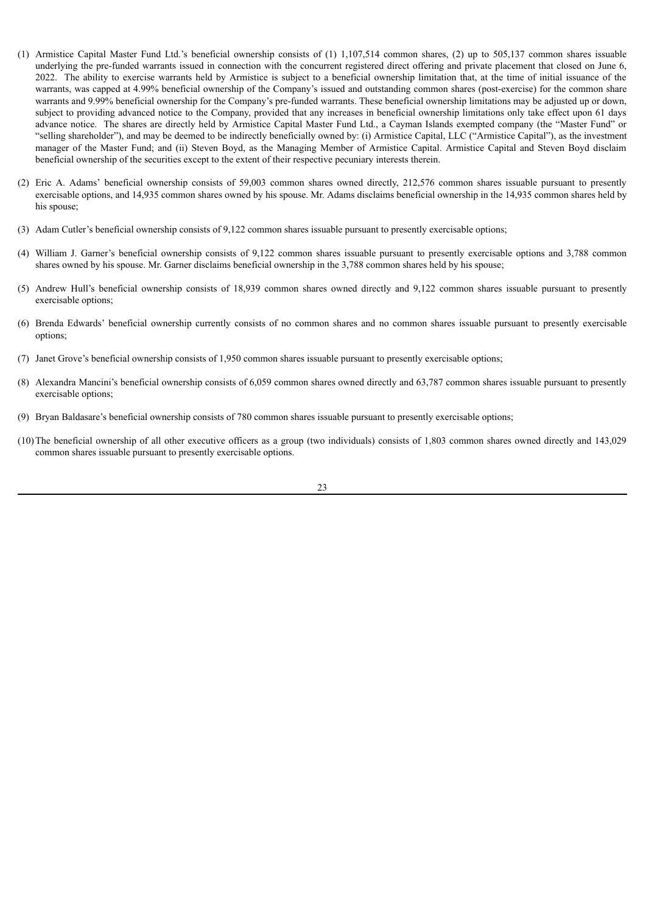(1) Armistice Capital Master Fund Ltd.'s beneficial ownership consists of (1) 1,107,514 common shares, (2) up to 505,137 common shares issuable underlying the pre-funded warrants issued in connection with the concurrent registered direct offering and private placement that closed on June 6, 2022. The ability to exercise warrants held by Armistice is subject to a beneficial ownership limitation that, at the time of initial issuance of the warrants, was capped at 4.99% beneficial ownership of the Company's issued and outstanding common shares (post-exercise) for the common share warrants and 9.99% beneficial ownership for the Company's pre-funded warrants. These beneficial ownership limitations may be adjusted up or down, subject to providing advanced notice to the Company, provided that any increases in beneficial ownership limitations only take effect upon 61 days advance notice. The shares are directly held by Armistice Capital Master Fund Ltd., a Cayman Islands exempted company (the "Master Fund" or "selling shareholder"), and may be deemed to be indirectly beneficially owned by: (i) Armistice Capital, LLC ("Armistice Capital"), as the investment manager of the Master Fund; and (ii) Steven Boyd, as the Managing Member of Armistice Capital. Armistice Capital and Steven Boyd disclaim beneficial ownership of the securities except to the extent of their respective pecuniary interests therein.

(2) Eric A. Adams' beneficial ownership consists of 59,003 common shares owned directly, 212,576 common shares issuable pursuant to presently exercisable options, and 14,935 common shares owned by his spouse. Mr. Adams disclaims beneficial ownership in the 14,935 common shares held by his spouse;

(3) Adam Cutler's beneficial ownership consists of 9,122 common shares issuable pursuant to presently exercisable options;

(4) William J. Garner's beneficial ownership consists of 9,122 common shares issuable pursuant to presently exercisable options and 3,788 common shares owned by his spouse. Mr. Garner disclaims beneficial ownership in the 3,788 common shares held by his spouse;

(5) Andrew Hull's beneficial ownership consists of 18,939 common shares owned directly and 9,122 common shares issuable pursuant to presently exercisable options;

(6) Brenda Edwards' beneficial ownership currently consists of no common shares and no common shares issuable pursuant to presently exercisable options;

(7) Janet Grove's beneficial ownership consists of 1,950 common shares issuable pursuant to presently exercisable options;

(8) Alexandra Mancini's beneficial ownership consists of 6,059 common shares owned directly and 63,787 common shares issuable pursuant to presently exercisable options;

(9) Bryan Baldasare's beneficial ownership consists of 780 common shares issuable pursuant to presently exercisable options;

(10) The beneficial ownership of all other executive officers as a group (two individuals) consists of 1,803 common shares owned directly and 143,029 common shares issuable pursuant to presently exercisable options.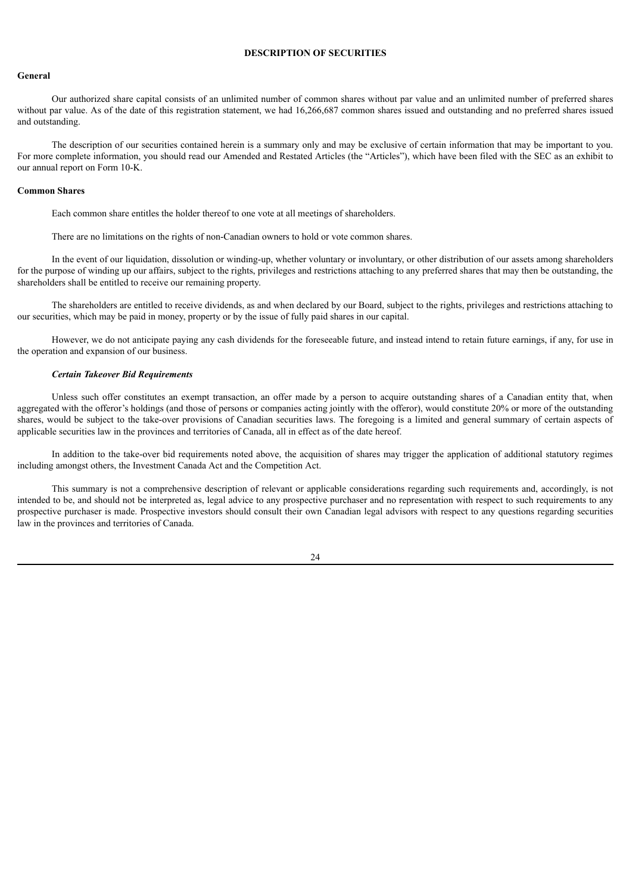# DESCRIPTION OF SECURITIES

## General

Our authorized share capital consists of an unlimited number of common shares without par value and an unlimited number of preferred shares without par value. As of the date of this registration statement, we had 16,266,687 common shares issued and outstanding and no preferred shares issued and outstanding.

The description of our securities contained herein is a summary only and may be exclusive of certain information that may be important to you. For more complete information, you should read our Amended and Restated Articles (the "Articles"), which have been filed with the SEC as an exhibit to our annual report on Form 10-K.

## Common Shares

Each common share entitles the holder thereof to one vote at all meetings of shareholders.

There are no limitations on the rights of non-Canadian owners to hold or vote common shares.

In the event of our liquidation, dissolution or winding-up, whether voluntary or involuntary, or other distribution of our assets among shareholders for the purpose of winding up our affairs, subject to the rights, privileges and restrictions attaching to any preferred shares that may then be outstanding, the shareholders shall be entitled to receive our remaining property.

The shareholders are entitled to receive dividends, as and when declared by our Board, subject to the rights, privileges and restrictions attaching to our securities, which may be paid in money, property or by the issue of fully paid shares in our capital.

However, we do not anticipate paying any cash dividends for the foreseeable future, and instead intend to retain future earnings, if any, for use in the operation and expansion of our business.

### *Certain Takeover Bid Requirements*

Unless such offer constitutes an exempt transaction, an offer made by a person to acquire outstanding shares of a Canadian entity that, when aggregated with the offeror's holdings (and those of persons or companies acting jointly with the offeror), would constitute 20% or more of the outstanding shares, would be subject to the take-over provisions of Canadian securities laws. The foregoing is a limited and general summary of certain aspects of applicable securities law in the provinces and territories of Canada, all in effect as of the date hereof.

In addition to the take-over bid requirements noted above, the acquisition of shares may trigger the application of additional statutory regimes including amongst others, the Investment Canada Act and the Competition Act.

This summary is not a comprehensive description of relevant or applicable considerations regarding such requirements and, accordingly, is not intended to be, and should not be interpreted as, legal advice to any prospective purchaser and no representation with respect to such requirements to any prospective purchaser is made. Prospective investors should consult their own Canadian legal advisors with respect to any questions regarding securities law in the provinces and territories of Canada.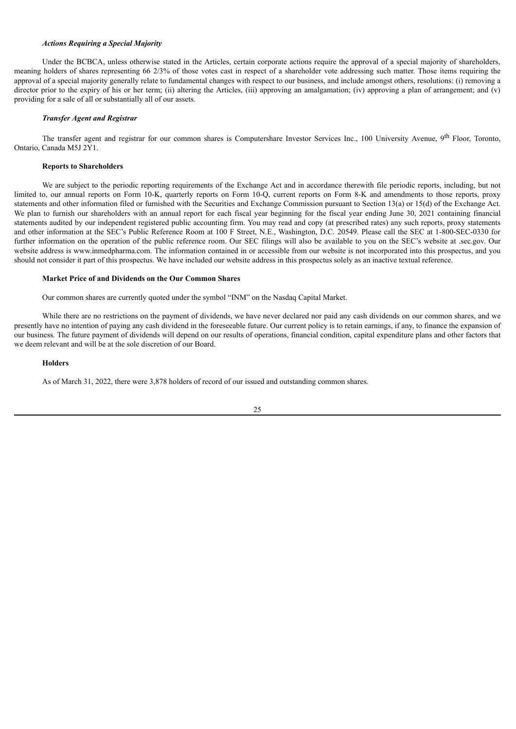***Actions Requiring a Special Majority***

Under the BCBCA, unless otherwise stated in the Articles, certain corporate actions require the approval of a special majority of shareholders, meaning holders of shares representing 66 2/3% of those votes cast in respect of a shareholder vote addressing such matter. Those items requiring the approval of a special majority generally relate to fundamental changes with respect to our business, and include amongst others, resolutions: (i) removing a director prior to the expiry of his or her term; (ii) altering the Articles, (iii) approving an amalgamation; (iv) approving a plan of arrangement; and (v) providing for a sale of all or substantially all of our assets.

***Transfer Agent and Registrar***

The transfer agent and registrar for our common shares is Computershare Investor Services Inc., 100 University Avenue, 9th Floor, Toronto, Ontario, Canada M5J 2Y1.

**Reports to Shareholders**

We are subject to the periodic reporting requirements of the Exchange Act and in accordance therewith file periodic reports, including, but not limited to, our annual reports on Form 10-K, quarterly reports on Form 10-Q, current reports on Form 8-K and amendments to those reports, proxy statements and other information filed or furnished with the Securities and Exchange Commission pursuant to Section 13(a) or 15(d) of the Exchange Act. We plan to furnish our shareholders with an annual report for each fiscal year beginning for the fiscal year ending June 30, 2021 containing financial statements audited by our independent registered public accounting firm. You may read and copy (at prescribed rates) any such reports, proxy statements and other information at the SEC's Public Reference Room at 100 F Street, N.E., Washington, D.C. 20549. Please call the SEC at 1-800-SEC-0330 for further information on the operation of the public reference room. Our SEC filings will also be available to you on the SEC's website at .sec.gov. Our website address is www.inmedpharma.com. The information contained in or accessible from our website is not incorporated into this prospectus, and you should not consider it part of this prospectus. We have included our website address in this prospectus solely as an inactive textual reference.

**Market Price of and Dividends on the Our Common Shares**

Our common shares are currently quoted under the symbol "INM" on the Nasdaq Capital Market.

While there are no restrictions on the payment of dividends, we have never declared nor paid any cash dividends on our common shares, and we presently have no intention of paying any cash dividend in the foreseeable future. Our current policy is to retain earnings, if any, to finance the expansion of our business. The future payment of dividends will depend on our results of operations, financial condition, capital expenditure plans and other factors that we deem relevant and will be at the sole discretion of our Board.

**Holders**

As of March 31, 2022, there were 3,878 holders of record of our issued and outstanding common shares.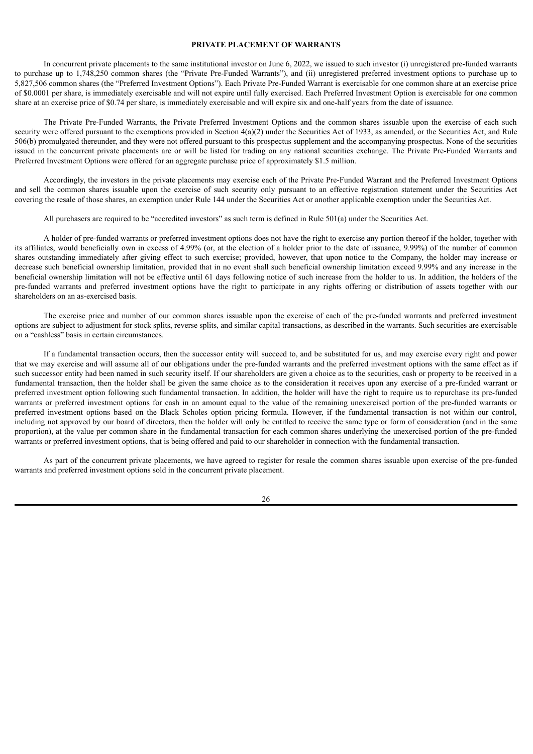## PRIVATE PLACEMENT OF WARRANTS

In concurrent private placements to the same institutional investor on June 6, 2022, we issued to such investor (i) unregistered pre-funded warrants to purchase up to 1,748,250 common shares (the "Private Pre-Funded Warrants"), and (ii) unregistered preferred investment options to purchase up to 5,827,506 common shares (the "Preferred Investment Options"). Each Private Pre-Funded Warrant is exercisable for one common share at an exercise price of $0.0001 per share, is immediately exercisable and will not expire until fully exercised. Each Preferred Investment Option is exercisable for one common share at an exercise price of $0.74 per share, is immediately exercisable and will expire six and one-half years from the date of issuance.

The Private Pre-Funded Warrants, the Private Preferred Investment Options and the common shares issuable upon the exercise of each such security were offered pursuant to the exemptions provided in Section 4(a)(2) under the Securities Act of 1933, as amended, or the Securities Act, and Rule 506(b) promulgated thereunder, and they were not offered pursuant to this prospectus supplement and the accompanying prospectus. None of the securities issued in the concurrent private placements are or will be listed for trading on any national securities exchange. The Private Pre-Funded Warrants and Preferred Investment Options were offered for an aggregate purchase price of approximately $1.5 million.

Accordingly, the investors in the private placements may exercise each of the Private Pre-Funded Warrant and the Preferred Investment Options and sell the common shares issuable upon the exercise of such security only pursuant to an effective registration statement under the Securities Act covering the resale of those shares, an exemption under Rule 144 under the Securities Act or another applicable exemption under the Securities Act.

All purchasers are required to be "accredited investors" as such term is defined in Rule 501(a) under the Securities Act.

A holder of pre-funded warrants or preferred investment options does not have the right to exercise any portion thereof if the holder, together with its affiliates, would beneficially own in excess of 4.99% (or, at the election of a holder prior to the date of issuance, 9.99%) of the number of common shares outstanding immediately after giving effect to such exercise; provided, however, that upon notice to the Company, the holder may increase or decrease such beneficial ownership limitation, provided that in no event shall such beneficial ownership limitation exceed 9.99% and any increase in the beneficial ownership limitation will not be effective until 61 days following notice of such increase from the holder to us. In addition, the holders of the pre-funded warrants and preferred investment options have the right to participate in any rights offering or distribution of assets together with our shareholders on an as-exercised basis.

The exercise price and number of our common shares issuable upon the exercise of each of the pre-funded warrants and preferred investment options are subject to adjustment for stock splits, reverse splits, and similar capital transactions, as described in the warrants. Such securities are exercisable on a "cashless" basis in certain circumstances.

If a fundamental transaction occurs, then the successor entity will succeed to, and be substituted for us, and may exercise every right and power that we may exercise and will assume all of our obligations under the pre-funded warrants and the preferred investment options with the same effect as if such successor entity had been named in such security itself. If our shareholders are given a choice as to the securities, cash or property to be received in a fundamental transaction, then the holder shall be given the same choice as to the consideration it receives upon any exercise of a pre-funded warrant or preferred investment option following such fundamental transaction. In addition, the holder will have the right to require us to repurchase its pre-funded warrants or preferred investment options for cash in an amount equal to the value of the remaining unexercised portion of the pre-funded warrants or preferred investment options based on the Black Scholes option pricing formula. However, if the fundamental transaction is not within our control, including not approved by our board of directors, then the holder will only be entitled to receive the same type or form of consideration (and in the same proportion), at the value per common share in the fundamental transaction for each common shares underlying the unexercised portion of the pre-funded warrants or preferred investment options, that is being offered and paid to our shareholder in connection with the fundamental transaction.

As part of the concurrent private placements, we have agreed to register for resale the common shares issuable upon exercise of the pre-funded warrants and preferred investment options sold in the concurrent private placement.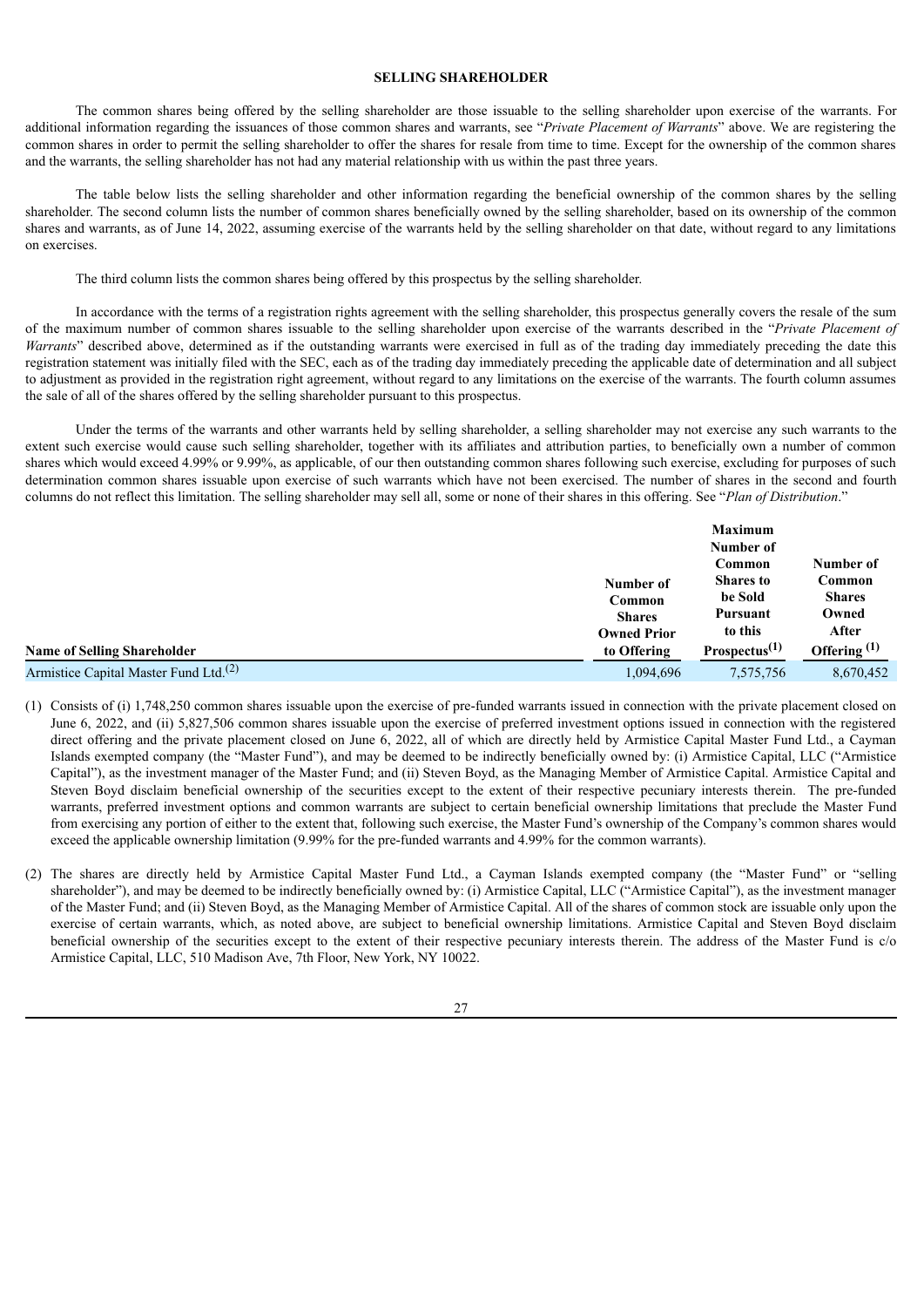## SELLING SHAREHOLDER

The common shares being offered by the selling shareholder are those issuable to the selling shareholder upon exercise of the warrants. For additional information regarding the issuances of those common shares and warrants, see "*Private Placement of Warrants*" above. We are registering the common shares in order to permit the selling shareholder to offer the shares for resale from time to time. Except for the ownership of the common shares and the warrants, the selling shareholder has not had any material relationship with us within the past three years.

The table below lists the selling shareholder and other information regarding the beneficial ownership of the common shares by the selling shareholder. The second column lists the number of common shares beneficially owned by the selling shareholder, based on its ownership of the common shares and warrants, as of June 14, 2022, assuming exercise of the warrants held by the selling shareholder on that date, without regard to any limitations on exercises.

The third column lists the common shares being offered by this prospectus by the selling shareholder.

In accordance with the terms of a registration rights agreement with the selling shareholder, this prospectus generally covers the resale of the sum of the maximum number of common shares issuable to the selling shareholder upon exercise of the warrants described in the "*Private Placement of Warrants*" described above, determined as if the outstanding warrants were exercised in full as of the trading day immediately preceding the date this registration statement was initially filed with the SEC, each as of the trading day immediately preceding the applicable date of determination and all subject to adjustment as provided in the registration right agreement, without regard to any limitations on the exercise of the warrants. The fourth column assumes the sale of all of the shares offered by the selling shareholder pursuant to this prospectus.

Under the terms of the warrants and other warrants held by selling shareholder, a selling shareholder may not exercise any such warrants to the extent such exercise would cause such selling shareholder, together with its affiliates and attribution parties, to beneficially own a number of common shares which would exceed 4.99% or 9.99%, as applicable, of our then outstanding common shares following such exercise, excluding for purposes of such determination common shares issuable upon exercise of such warrants which have not been exercised. The number of shares in the second and fourth columns do not reflect this limitation. The selling shareholder may sell all, some or none of their shares in this offering. See "*Plan of Distribution*."

| Name of Selling Shareholder | Number of Common Shares Owned Prior to Offering | Maximum Number of Common Shares to be Sold Pursuant to this Prospectus[(1)] | Number of Common Shares Owned After Offering [(1)] |
|---|---|---|---|
| Armistice Capital Master Fund Ltd.[(2)] | 1,094,696 | 7,575,756 | 8,670,452 |

(1) Consists of (i) 1,748,250 common shares issuable upon the exercise of pre-funded warrants issued in connection with the private placement closed on June 6, 2022, and (ii) 5,827,506 common shares issuable upon the exercise of preferred investment options issued in connection with the registered direct offering and the private placement closed on June 6, 2022, all of which are directly held by Armistice Capital Master Fund Ltd., a Cayman Islands exempted company (the "Master Fund"), and may be deemed to be indirectly beneficially owned by: (i) Armistice Capital, LLC ("Armistice Capital"), as the investment manager of the Master Fund; and (ii) Steven Boyd, as the Managing Member of Armistice Capital. Armistice Capital and Steven Boyd disclaim beneficial ownership of the securities except to the extent of their respective pecuniary interests therein. The pre-funded warrants, preferred investment options and common warrants are subject to certain beneficial ownership limitations that preclude the Master Fund from exercising any portion of either to the extent that, following such exercise, the Master Fund's ownership of the Company's common shares would exceed the applicable ownership limitation (9.99% for the pre-funded warrants and 4.99% for the common warrants).

(2) The shares are directly held by Armistice Capital Master Fund Ltd., a Cayman Islands exempted company (the "Master Fund" or "selling shareholder"), and may be deemed to be indirectly beneficially owned by: (i) Armistice Capital, LLC ("Armistice Capital"), as the investment manager of the Master Fund; and (ii) Steven Boyd, as the Managing Member of Armistice Capital. All of the shares of common stock are issuable only upon the exercise of certain warrants, which, as noted above, are subject to beneficial ownership limitations. Armistice Capital and Steven Boyd disclaim beneficial ownership of the securities except to the extent of their respective pecuniary interests therein. The address of the Master Fund is c/o Armistice Capital, LLC, 510 Madison Ave, 7th Floor, New York, NY 10022.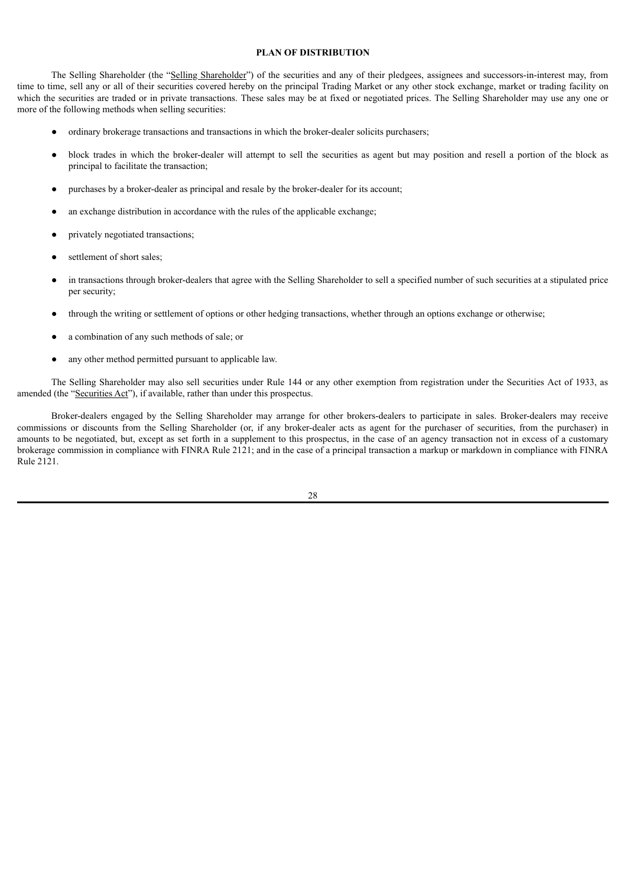## PLAN OF DISTRIBUTION

The Selling Shareholder (the "Selling Shareholder") of the securities and any of their pledgees, assignees and successors-in-interest may, from time to time, sell any or all of their securities covered hereby on the principal Trading Market or any other stock exchange, market or trading facility on which the securities are traded or in private transactions. These sales may be at fixed or negotiated prices. The Selling Shareholder may use any one or more of the following methods when selling securities:

- ordinary brokerage transactions and transactions in which the broker-dealer solicits purchasers;
- block trades in which the broker-dealer will attempt to sell the securities as agent but may position and resell a portion of the block as principal to facilitate the transaction;
- purchases by a broker-dealer as principal and resale by the broker-dealer for its account;
- an exchange distribution in accordance with the rules of the applicable exchange;
- privately negotiated transactions;
- settlement of short sales;
- in transactions through broker-dealers that agree with the Selling Shareholder to sell a specified number of such securities at a stipulated price per security;
- through the writing or settlement of options or other hedging transactions, whether through an options exchange or otherwise;
- a combination of any such methods of sale; or
- any other method permitted pursuant to applicable law.

The Selling Shareholder may also sell securities under Rule 144 or any other exemption from registration under the Securities Act of 1933, as amended (the "Securities Act"), if available, rather than under this prospectus.

Broker-dealers engaged by the Selling Shareholder may arrange for other brokers-dealers to participate in sales. Broker-dealers may receive commissions or discounts from the Selling Shareholder (or, if any broker-dealer acts as agent for the purchaser of securities, from the purchaser) in amounts to be negotiated, but, except as set forth in a supplement to this prospectus, in the case of an agency transaction not in excess of a customary brokerage commission in compliance with FINRA Rule 2121; and in the case of a principal transaction a markup or markdown in compliance with FINRA Rule 2121.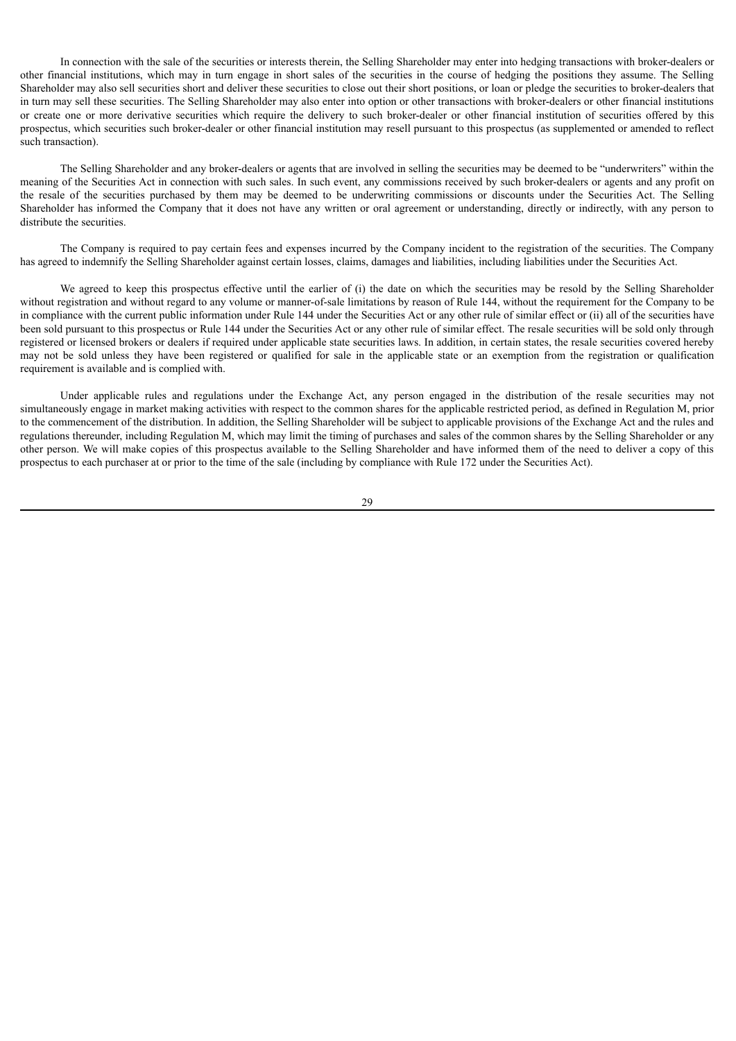In connection with the sale of the securities or interests therein, the Selling Shareholder may enter into hedging transactions with broker-dealers or other financial institutions, which may in turn engage in short sales of the securities in the course of hedging the positions they assume. The Selling Shareholder may also sell securities short and deliver these securities to close out their short positions, or loan or pledge the securities to broker-dealers that in turn may sell these securities. The Selling Shareholder may also enter into option or other transactions with broker-dealers or other financial institutions or create one or more derivative securities which require the delivery to such broker-dealer or other financial institution of securities offered by this prospectus, which securities such broker-dealer or other financial institution may resell pursuant to this prospectus (as supplemented or amended to reflect such transaction).

The Selling Shareholder and any broker-dealers or agents that are involved in selling the securities may be deemed to be "underwriters" within the meaning of the Securities Act in connection with such sales. In such event, any commissions received by such broker-dealers or agents and any profit on the resale of the securities purchased by them may be deemed to be underwriting commissions or discounts under the Securities Act. The Selling Shareholder has informed the Company that it does not have any written or oral agreement or understanding, directly or indirectly, with any person to distribute the securities.

The Company is required to pay certain fees and expenses incurred by the Company incident to the registration of the securities. The Company has agreed to indemnify the Selling Shareholder against certain losses, claims, damages and liabilities, including liabilities under the Securities Act.

We agreed to keep this prospectus effective until the earlier of (i) the date on which the securities may be resold by the Selling Shareholder without registration and without regard to any volume or manner-of-sale limitations by reason of Rule 144, without the requirement for the Company to be in compliance with the current public information under Rule 144 under the Securities Act or any other rule of similar effect or (ii) all of the securities have been sold pursuant to this prospectus or Rule 144 under the Securities Act or any other rule of similar effect. The resale securities will be sold only through registered or licensed brokers or dealers if required under applicable state securities laws. In addition, in certain states, the resale securities covered hereby may not be sold unless they have been registered or qualified for sale in the applicable state or an exemption from the registration or qualification requirement is available and is complied with.

Under applicable rules and regulations under the Exchange Act, any person engaged in the distribution of the resale securities may not simultaneously engage in market making activities with respect to the common shares for the applicable restricted period, as defined in Regulation M, prior to the commencement of the distribution. In addition, the Selling Shareholder will be subject to applicable provisions of the Exchange Act and the rules and regulations thereunder, including Regulation M, which may limit the timing of purchases and sales of the common shares by the Selling Shareholder or any other person. We will make copies of this prospectus available to the Selling Shareholder and have informed them of the need to deliver a copy of this prospectus to each purchaser at or prior to the time of the sale (including by compliance with Rule 172 under the Securities Act).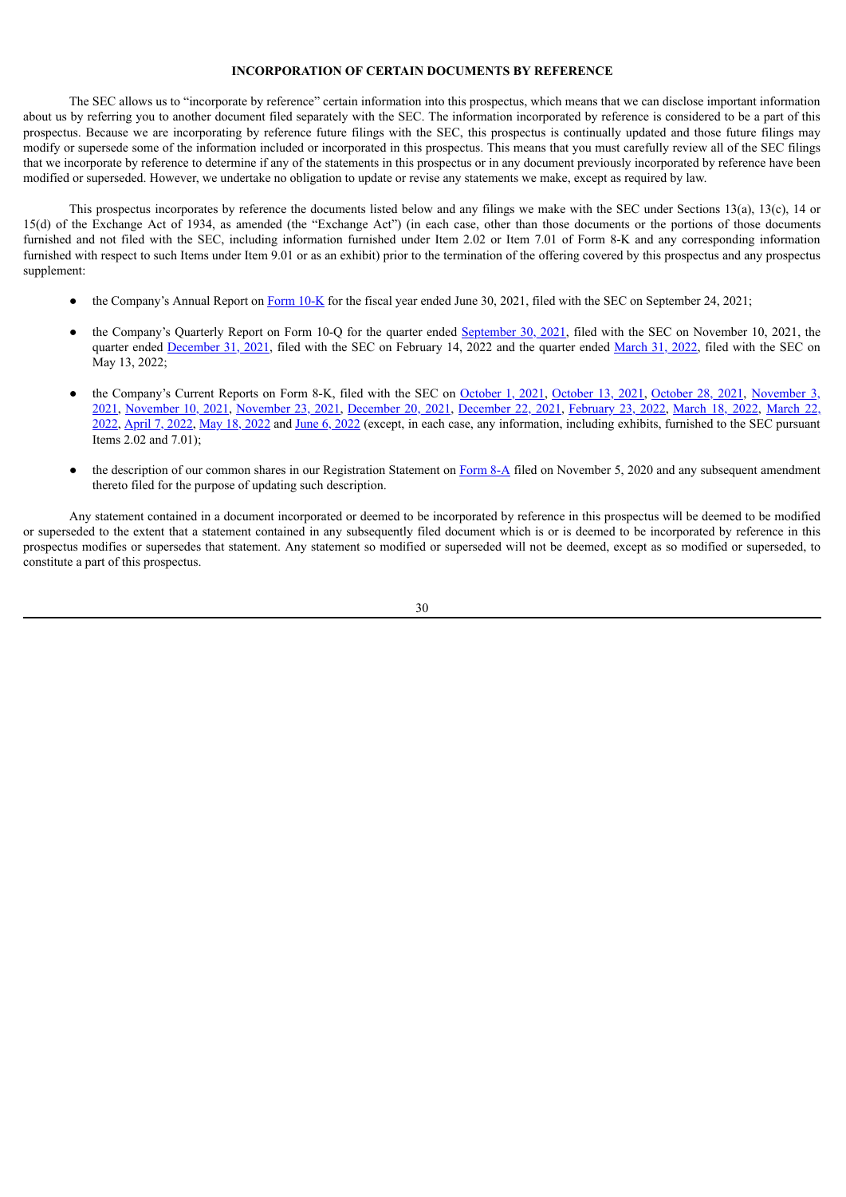## INCORPORATION OF CERTAIN DOCUMENTS BY REFERENCE

The SEC allows us to "incorporate by reference" certain information into this prospectus, which means that we can disclose important information about us by referring you to another document filed separately with the SEC. The information incorporated by reference is considered to be a part of this prospectus. Because we are incorporating by reference future filings with the SEC, this prospectus is continually updated and those future filings may modify or supersede some of the information included or incorporated in this prospectus. This means that you must carefully review all of the SEC filings that we incorporate by reference to determine if any of the statements in this prospectus or in any document previously incorporated by reference have been modified or superseded. However, we undertake no obligation to update or revise any statements we make, except as required by law.

This prospectus incorporates by reference the documents listed below and any filings we make with the SEC under Sections 13(a), 13(c), 14 or 15(d) of the Exchange Act of 1934, as amended (the "Exchange Act") (in each case, other than those documents or the portions of those documents furnished and not filed with the SEC, including information furnished under Item 2.02 or Item 7.01 of Form 8-K and any corresponding information furnished with respect to such Items under Item 9.01 or as an exhibit) prior to the termination of the offering covered by this prospectus and any prospectus supplement:

- the Company's Annual Report on Form 10-K for the fiscal year ended June 30, 2021, filed with the SEC on September 24, 2021;
- the Company's Quarterly Report on Form 10-Q for the quarter ended September 30, 2021, filed with the SEC on November 10, 2021, the quarter ended December 31, 2021, filed with the SEC on February 14, 2022 and the quarter ended March 31, 2022, filed with the SEC on May 13, 2022;
- the Company's Current Reports on Form 8-K, filed with the SEC on October 1, 2021, October 13, 2021, October 28, 2021, November 3, 2021, November 10, 2021, November 23, 2021, December 20, 2021, December 22, 2021, February 23, 2022, March 18, 2022, March 22, 2022, April 7, 2022, May 18, 2022 and June 6, 2022 (except, in each case, any information, including exhibits, furnished to the SEC pursuant Items 2.02 and 7.01);
- the description of our common shares in our Registration Statement on Form 8-A filed on November 5, 2020 and any subsequent amendment thereto filed for the purpose of updating such description.

Any statement contained in a document incorporated or deemed to be incorporated by reference in this prospectus will be deemed to be modified or superseded to the extent that a statement contained in any subsequently filed document which is or is deemed to be incorporated by reference in this prospectus modifies or supersedes that statement. Any statement so modified or superseded will not be deemed, except as so modified or superseded, to constitute a part of this prospectus.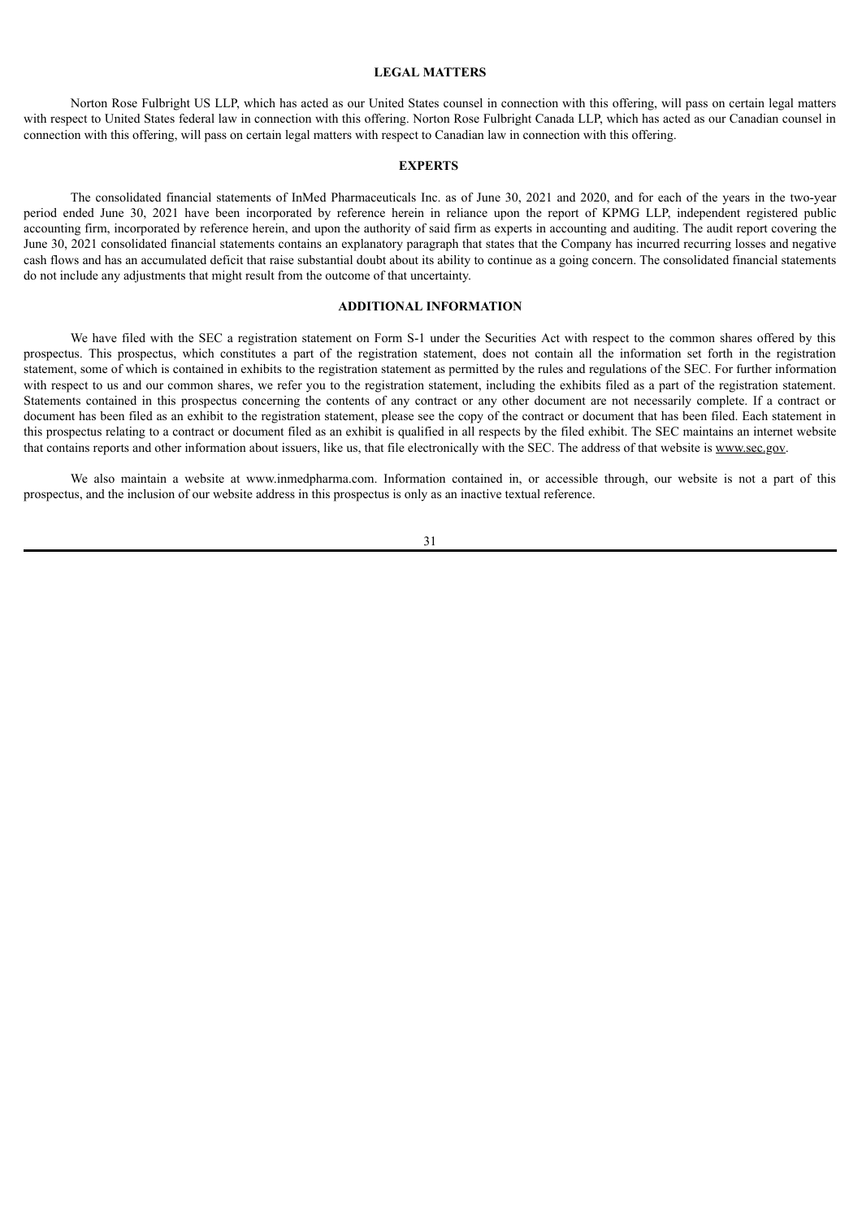## LEGAL MATTERS

Norton Rose Fulbright US LLP, which has acted as our United States counsel in connection with this offering, will pass on certain legal matters with respect to United States federal law in connection with this offering. Norton Rose Fulbright Canada LLP, which has acted as our Canadian counsel in connection with this offering, will pass on certain legal matters with respect to Canadian law in connection with this offering.

## EXPERTS

The consolidated financial statements of InMed Pharmaceuticals Inc. as of June 30, 2021 and 2020, and for each of the years in the two-year period ended June 30, 2021 have been incorporated by reference herein in reliance upon the report of KPMG LLP, independent registered public accounting firm, incorporated by reference herein, and upon the authority of said firm as experts in accounting and auditing. The audit report covering the June 30, 2021 consolidated financial statements contains an explanatory paragraph that states that the Company has incurred recurring losses and negative cash flows and has an accumulated deficit that raise substantial doubt about its ability to continue as a going concern. The consolidated financial statements do not include any adjustments that might result from the outcome of that uncertainty.

## ADDITIONAL INFORMATION

We have filed with the SEC a registration statement on Form S-1 under the Securities Act with respect to the common shares offered by this prospectus. This prospectus, which constitutes a part of the registration statement, does not contain all the information set forth in the registration statement, some of which is contained in exhibits to the registration statement as permitted by the rules and regulations of the SEC. For further information with respect to us and our common shares, we refer you to the registration statement, including the exhibits filed as a part of the registration statement. Statements contained in this prospectus concerning the contents of any contract or any other document are not necessarily complete. If a contract or document has been filed as an exhibit to the registration statement, please see the copy of the contract or document that has been filed. Each statement in this prospectus relating to a contract or document filed as an exhibit is qualified in all respects by the filed exhibit. The SEC maintains an internet website that contains reports and other information about issuers, like us, that file electronically with the SEC. The address of that website is www.sec.gov.

We also maintain a website at www.inmedpharma.com. Information contained in, or accessible through, our website is not a part of this prospectus, and the inclusion of our website address in this prospectus is only as an inactive textual reference.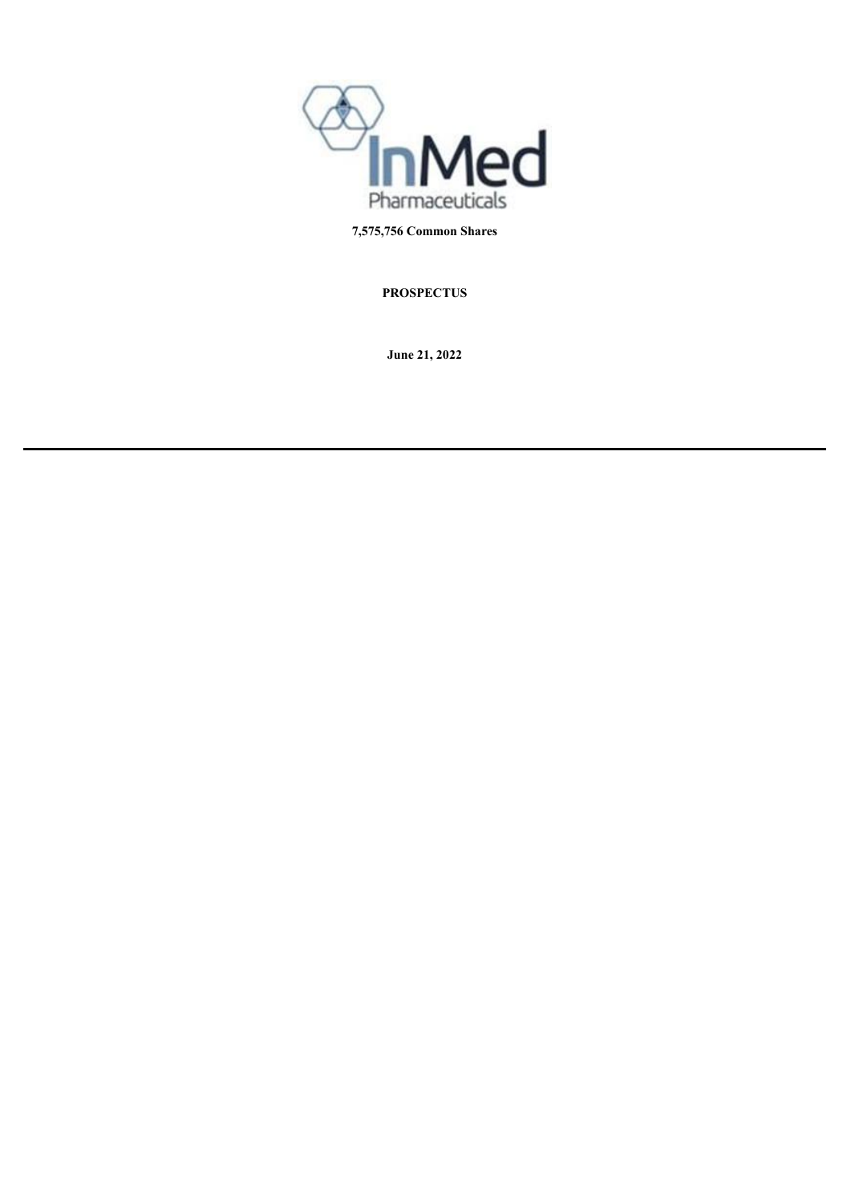**7,575,756 Common Shares**

**PROSPECTUS**

**June 21, 2022**

---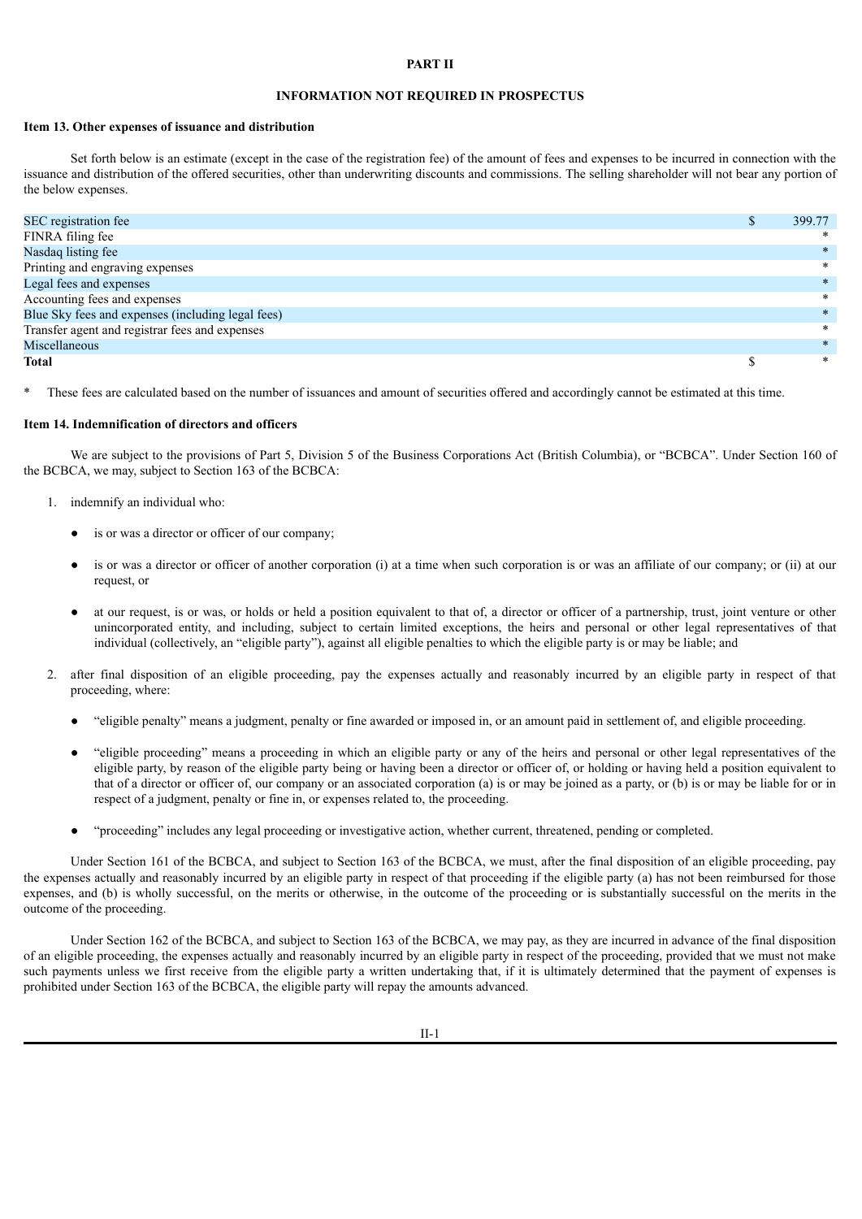## PART II

## INFORMATION NOT REQUIRED IN PROSPECTUS

### Item 13. Other expenses of issuance and distribution

Set forth below is an estimate (except in the case of the registration fee) of the amount of fees and expenses to be incurred in connection with the issuance and distribution of the offered securities, other than underwriting discounts and commissions. The selling shareholder will not bear any portion of the below expenses.

| | | |
|---|---|---|
| SEC registration fee | $ | 399.77 |
| FINRA filing fee | | * |
| Nasdaq listing fee | | * |
| Printing and engraving expenses | | * |
| Legal fees and expenses | | * |
| Accounting fees and expenses | | * |
| Blue Sky fees and expenses (including legal fees) | | * |
| Transfer agent and registrar fees and expenses | | * |
| Miscellaneous | | * |
| **Total** | $ | * |

\* These fees are calculated based on the number of issuances and amount of securities offered and accordingly cannot be estimated at this time.

### Item 14. Indemnification of directors and officers

We are subject to the provisions of Part 5, Division 5 of the Business Corporations Act (British Columbia), or "BCBCA". Under Section 160 of the BCBCA, we may, subject to Section 163 of the BCBCA:

1. indemnify an individual who:
   - is or was a director or officer of our company;
   - is or was a director or officer of another corporation (i) at a time when such corporation is or was an affiliate of our company; or (ii) at our request, or
   - at our request, is or was, or holds or held a position equivalent to that of, a director or officer of a partnership, trust, joint venture or other unincorporated entity, and including, subject to certain limited exceptions, the heirs and personal or other legal representatives of that individual (collectively, an "eligible party"), against all eligible penalties to which the eligible party is or may be liable; and
2. after final disposition of an eligible proceeding, pay the expenses actually and reasonably incurred by an eligible party in respect of that proceeding, where:
   - "eligible penalty" means a judgment, penalty or fine awarded or imposed in, or an amount paid in settlement of, and eligible proceeding.
   - "eligible proceeding" means a proceeding in which an eligible party or any of the heirs and personal or other legal representatives of the eligible party, by reason of the eligible party being or having been a director or officer of, or holding or having held a position equivalent to that of a director or officer of, our company or an associated corporation (a) is or may be joined as a party, or (b) is or may be liable for or in respect of a judgment, penalty or fine in, or expenses related to, the proceeding.
   - "proceeding" includes any legal proceeding or investigative action, whether current, threatened, pending or completed.

Under Section 161 of the BCBCA, and subject to Section 163 of the BCBCA, we must, after the final disposition of an eligible proceeding, pay the expenses actually and reasonably incurred by an eligible party in respect of that proceeding if the eligible party (a) has not been reimbursed for those expenses, and (b) is wholly successful, on the merits or otherwise, in the outcome of the proceeding or is substantially successful on the merits in the outcome of the proceeding.

Under Section 162 of the BCBCA, and subject to Section 163 of the BCBCA, we may pay, as they are incurred in advance of the final disposition of an eligible proceeding, the expenses actually and reasonably incurred by an eligible party in respect of the proceeding, provided that we must not make such payments unless we first receive from the eligible party a written undertaking that, if it is ultimately determined that the payment of expenses is prohibited under Section 163 of the BCBCA, the eligible party will repay the amounts advanced.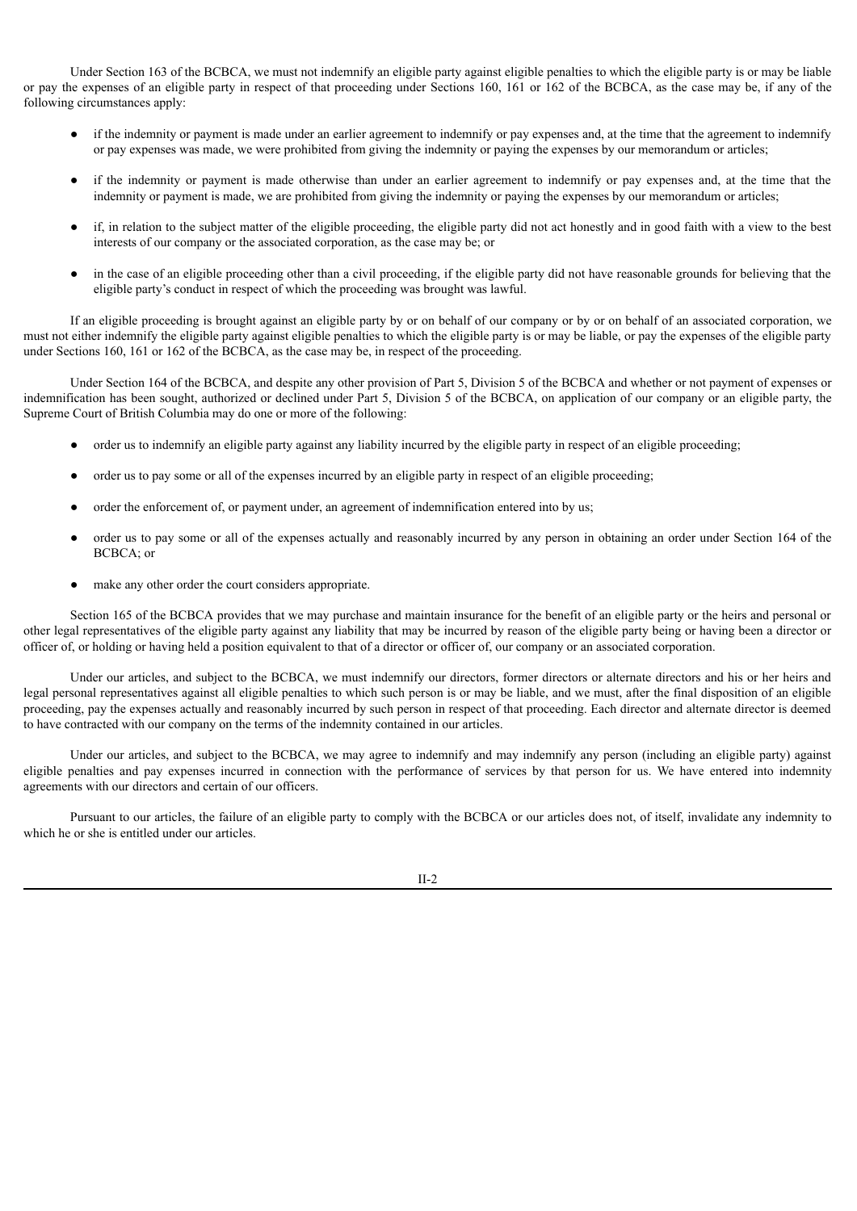Under Section 163 of the BCBCA, we must not indemnify an eligible party against eligible penalties to which the eligible party is or may be liable or pay the expenses of an eligible party in respect of that proceeding under Sections 160, 161 or 162 of the BCBCA, as the case may be, if any of the following circumstances apply:

- if the indemnity or payment is made under an earlier agreement to indemnify or pay expenses and, at the time that the agreement to indemnify or pay expenses was made, we were prohibited from giving the indemnity or paying the expenses by our memorandum or articles;
- if the indemnity or payment is made otherwise than under an earlier agreement to indemnify or pay expenses and, at the time that the indemnity or payment is made, we are prohibited from giving the indemnity or paying the expenses by our memorandum or articles;
- if, in relation to the subject matter of the eligible proceeding, the eligible party did not act honestly and in good faith with a view to the best interests of our company or the associated corporation, as the case may be; or
- in the case of an eligible proceeding other than a civil proceeding, if the eligible party did not have reasonable grounds for believing that the eligible party's conduct in respect of which the proceeding was brought was lawful.

If an eligible proceeding is brought against an eligible party by or on behalf of our company or by or on behalf of an associated corporation, we must not either indemnify the eligible party against eligible penalties to which the eligible party is or may be liable, or pay the expenses of the eligible party under Sections 160, 161 or 162 of the BCBCA, as the case may be, in respect of the proceeding.

Under Section 164 of the BCBCA, and despite any other provision of Part 5, Division 5 of the BCBCA and whether or not payment of expenses or indemnification has been sought, authorized or declined under Part 5, Division 5 of the BCBCA, on application of our company or an eligible party, the Supreme Court of British Columbia may do one or more of the following:

- order us to indemnify an eligible party against any liability incurred by the eligible party in respect of an eligible proceeding;
- order us to pay some or all of the expenses incurred by an eligible party in respect of an eligible proceeding;
- order the enforcement of, or payment under, an agreement of indemnification entered into by us;
- order us to pay some or all of the expenses actually and reasonably incurred by any person in obtaining an order under Section 164 of the BCBCA; or
- make any other order the court considers appropriate.

Section 165 of the BCBCA provides that we may purchase and maintain insurance for the benefit of an eligible party or the heirs and personal or other legal representatives of the eligible party against any liability that may be incurred by reason of the eligible party being or having been a director or officer of, or holding or having held a position equivalent to that of a director or officer of, our company or an associated corporation.

Under our articles, and subject to the BCBCA, we must indemnify our directors, former directors or alternate directors and his or her heirs and legal personal representatives against all eligible penalties to which such person is or may be liable, and we must, after the final disposition of an eligible proceeding, pay the expenses actually and reasonably incurred by such person in respect of that proceeding. Each director and alternate director is deemed to have contracted with our company on the terms of the indemnity contained in our articles.

Under our articles, and subject to the BCBCA, we may agree to indemnify and may indemnify any person (including an eligible party) against eligible penalties and pay expenses incurred in connection with the performance of services by that person for us. We have entered into indemnity agreements with our directors and certain of our officers.

Pursuant to our articles, the failure of an eligible party to comply with the BCBCA or our articles does not, of itself, invalidate any indemnity to which he or she is entitled under our articles.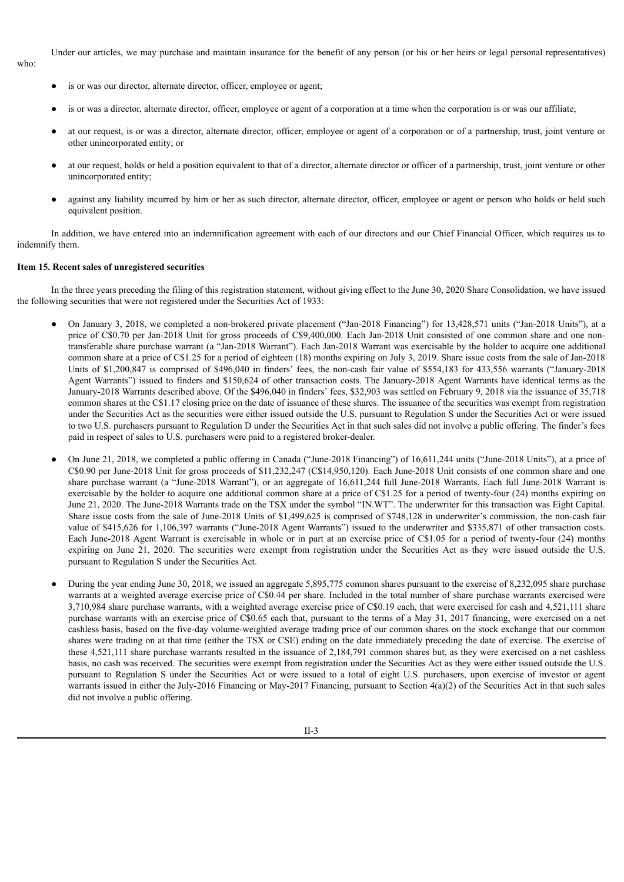Under our articles, we may purchase and maintain insurance for the benefit of any person (or his or her heirs or legal personal representatives) who:

- is or was our director, alternate director, officer, employee or agent;
- is or was a director, alternate director, officer, employee or agent of a corporation at a time when the corporation is or was our affiliate;
- at our request, is or was a director, alternate director, officer, employee or agent of a corporation or of a partnership, trust, joint venture or other unincorporated entity; or
- at our request, holds or held a position equivalent to that of a director, alternate director or officer of a partnership, trust, joint venture or other unincorporated entity;
- against any liability incurred by him or her as such director, alternate director, officer, employee or agent or person who holds or held such equivalent position.

In addition, we have entered into an indemnification agreement with each of our directors and our Chief Financial Officer, which requires us to indemnify them.

**Item 15. Recent sales of unregistered securities**

In the three years preceding the filing of this registration statement, without giving effect to the June 30, 2020 Share Consolidation, we have issued the following securities that were not registered under the Securities Act of 1933:

- On January 3, 2018, we completed a non-brokered private placement ("Jan-2018 Financing") for 13,428,571 units ("Jan-2018 Units"), at a price of C$0.70 per Jan-2018 Unit for gross proceeds of C$9,400,000. Each Jan-2018 Unit consisted of one common share and one non-transferable share purchase warrant (a "Jan-2018 Warrant"). Each Jan-2018 Warrant was exercisable by the holder to acquire one additional common share at a price of C$1.25 for a period of eighteen (18) months expiring on July 3, 2019. Share issue costs from the sale of Jan-2018 Units of $1,200,847 is comprised of $496,040 in finders' fees, the non-cash fair value of $554,183 for 433,556 warrants ("January-2018 Agent Warrants") issued to finders and $150,624 of other transaction costs. The January-2018 Agent Warrants have identical terms as the January-2018 Warrants described above. Of the $496,040 in finders' fees, $32,903 was settled on February 9, 2018 via the issuance of 35,718 common shares at the C$1.17 closing price on the date of issuance of these shares. The issuance of the securities was exempt from registration under the Securities Act as the securities were either issued outside the U.S. pursuant to Regulation S under the Securities Act or were issued to two U.S. purchasers pursuant to Regulation D under the Securities Act in that such sales did not involve a public offering. The finder's fees paid in respect of sales to U.S. purchasers were paid to a registered broker-dealer.
- On June 21, 2018, we completed a public offering in Canada ("June-2018 Financing") of 16,611,244 units ("June-2018 Units"), at a price of C$0.90 per June-2018 Unit for gross proceeds of $11,232,247 (C$14,950,120). Each June-2018 Unit consists of one common share and one share purchase warrant (a "June-2018 Warrant"), or an aggregate of 16,611,244 full June-2018 Warrants. Each full June-2018 Warrant is exercisable by the holder to acquire one additional common share at a price of C$1.25 for a period of twenty-four (24) months expiring on June 21, 2020. The June-2018 Warrants trade on the TSX under the symbol "IN.WT". The underwriter for this transaction was Eight Capital. Share issue costs from the sale of June-2018 Units of $1,499,625 is comprised of $748,128 in underwriter's commission, the non-cash fair value of $415,626 for 1,106,397 warrants ("June-2018 Agent Warrants") issued to the underwriter and $335,871 of other transaction costs. Each June-2018 Agent Warrant is exercisable in whole or in part at an exercise price of C$1.05 for a period of twenty-four (24) months expiring on June 21, 2020. The securities were exempt from registration under the Securities Act as they were issued outside the U.S. pursuant to Regulation S under the Securities Act.
- During the year ending June 30, 2018, we issued an aggregate 5,895,775 common shares pursuant to the exercise of 8,232,095 share purchase warrants at a weighted average exercise price of C$0.44 per share. Included in the total number of share purchase warrants exercised were 3,710,984 share purchase warrants, with a weighted average exercise price of C$0.19 each, that were exercised for cash and 4,521,111 share purchase warrants with an exercise price of C$0.65 each that, pursuant to the terms of a May 31, 2017 financing, were exercised on a net cashless basis, based on the five-day volume-weighted average trading price of our common shares on the stock exchange that our common shares were trading on at that time (either the TSX or CSE) ending on the date immediately preceding the date of exercise. The exercise of these 4,521,111 share purchase warrants resulted in the issuance of 2,184,791 common shares but, as they were exercised on a net cashless basis, no cash was received. The securities were exempt from registration under the Securities Act as they were either issued outside the U.S. pursuant to Regulation S under the Securities Act or were issued to a total of eight U.S. purchasers, upon exercise of investor or agent warrants issued in either the July-2016 Financing or May-2017 Financing, pursuant to Section 4(a)(2) of the Securities Act in that such sales did not involve a public offering.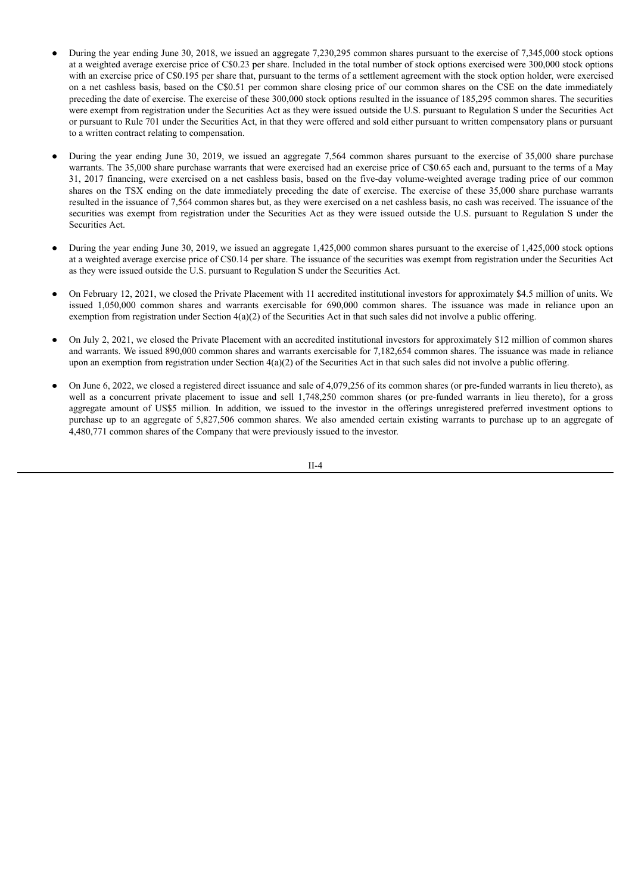- During the year ending June 30, 2018, we issued an aggregate 7,230,295 common shares pursuant to the exercise of 7,345,000 stock options at a weighted average exercise price of C$0.23 per share. Included in the total number of stock options exercised were 300,000 stock options with an exercise price of C$0.195 per share that, pursuant to the terms of a settlement agreement with the stock option holder, were exercised on a net cashless basis, based on the C$0.51 per common share closing price of our common shares on the CSE on the date immediately preceding the date of exercise. The exercise of these 300,000 stock options resulted in the issuance of 185,295 common shares. The securities were exempt from registration under the Securities Act as they were issued outside the U.S. pursuant to Regulation S under the Securities Act or pursuant to Rule 701 under the Securities Act, in that they were offered and sold either pursuant to written compensatory plans or pursuant to a written contract relating to compensation.

- During the year ending June 30, 2019, we issued an aggregate 7,564 common shares pursuant to the exercise of 35,000 share purchase warrants. The 35,000 share purchase warrants that were exercised had an exercise price of C$0.65 each and, pursuant to the terms of a May 31, 2017 financing, were exercised on a net cashless basis, based on the five-day volume-weighted average trading price of our common shares on the TSX ending on the date immediately preceding the date of exercise. The exercise of these 35,000 share purchase warrants resulted in the issuance of 7,564 common shares but, as they were exercised on a net cashless basis, no cash was received. The issuance of the securities was exempt from registration under the Securities Act as they were issued outside the U.S. pursuant to Regulation S under the Securities Act.

- During the year ending June 30, 2019, we issued an aggregate 1,425,000 common shares pursuant to the exercise of 1,425,000 stock options at a weighted average exercise price of C$0.14 per share. The issuance of the securities was exempt from registration under the Securities Act as they were issued outside the U.S. pursuant to Regulation S under the Securities Act.

- On February 12, 2021, we closed the Private Placement with 11 accredited institutional investors for approximately $4.5 million of units. We issued 1,050,000 common shares and warrants exercisable for 690,000 common shares. The issuance was made in reliance upon an exemption from registration under Section 4(a)(2) of the Securities Act in that such sales did not involve a public offering.

- On July 2, 2021, we closed the Private Placement with an accredited institutional investors for approximately $12 million of common shares and warrants. We issued 890,000 common shares and warrants exercisable for 7,182,654 common shares. The issuance was made in reliance upon an exemption from registration under Section 4(a)(2) of the Securities Act in that such sales did not involve a public offering.

- On June 6, 2022, we closed a registered direct issuance and sale of 4,079,256 of its common shares (or pre-funded warrants in lieu thereto), as well as a concurrent private placement to issue and sell 1,748,250 common shares (or pre-funded warrants in lieu thereto), for a gross aggregate amount of US$5 million. In addition, we issued to the investor in the offerings unregistered preferred investment options to purchase up to an aggregate of 5,827,506 common shares. We also amended certain existing warrants to purchase up to an aggregate of 4,480,771 common shares of the Company that were previously issued to the investor.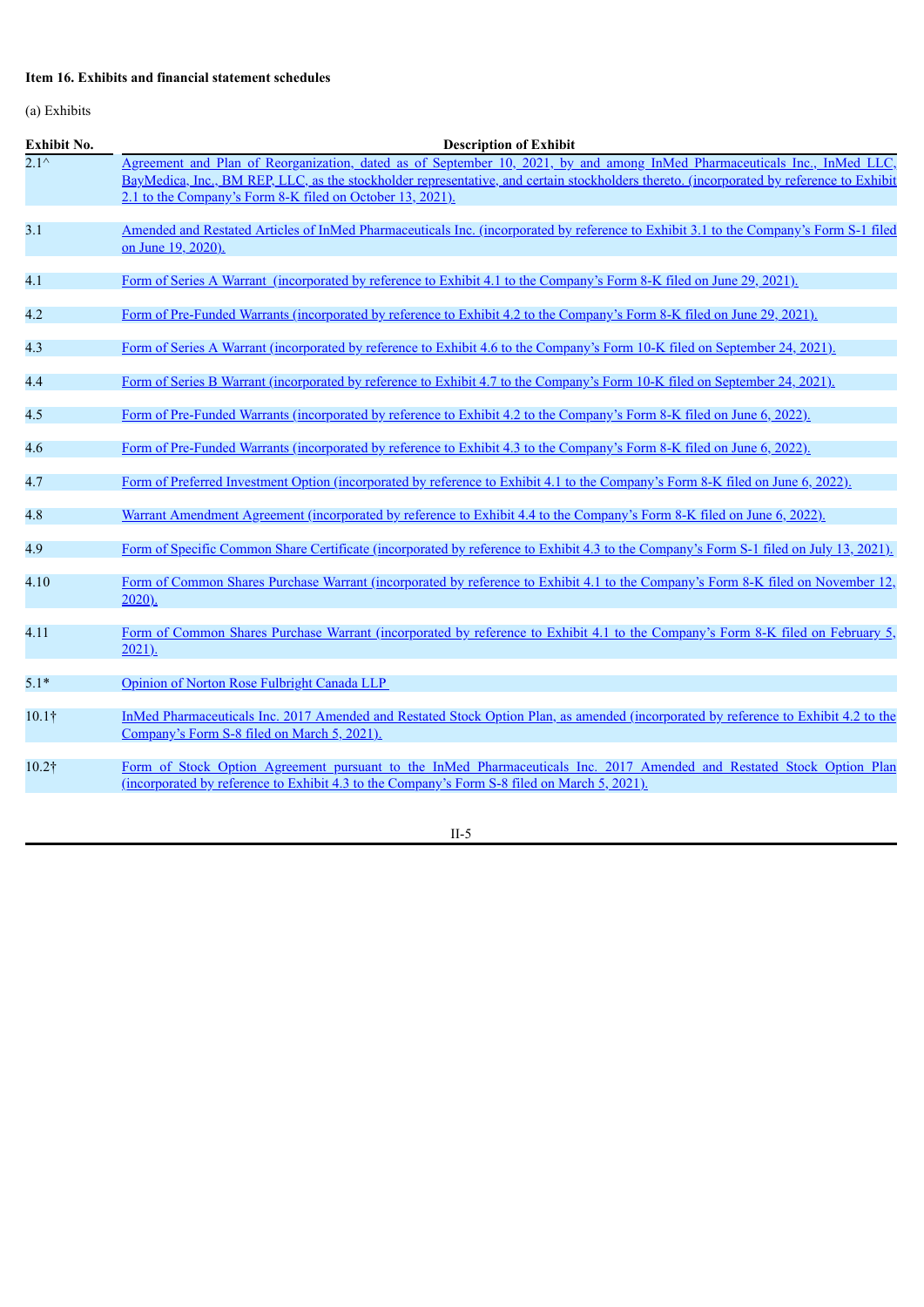**Item 16. Exhibits and financial statement schedules**

(a) Exhibits

| Exhibit No. | Description of Exhibit |
|---|---|
| 2.1^ | Agreement and Plan of Reorganization, dated as of September 10, 2021, by and among InMed Pharmaceuticals Inc., InMed LLC, BayMedica, Inc., BM REP, LLC, as the stockholder representative, and certain stockholders thereto. (incorporated by reference to Exhibit 2.1 to the Company's Form 8-K filed on October 13, 2021). |
| 3.1 | Amended and Restated Articles of InMed Pharmaceuticals Inc. (incorporated by reference to Exhibit 3.1 to the Company's Form S-1 filed on June 19, 2020). |
| 4.1 | Form of Series A Warrant (incorporated by reference to Exhibit 4.1 to the Company's Form 8-K filed on June 29, 2021). |
| 4.2 | Form of Pre-Funded Warrants (incorporated by reference to Exhibit 4.2 to the Company's Form 8-K filed on June 29, 2021). |
| 4.3 | Form of Series A Warrant (incorporated by reference to Exhibit 4.6 to the Company's Form 10-K filed on September 24, 2021). |
| 4.4 | Form of Series B Warrant (incorporated by reference to Exhibit 4.7 to the Company's Form 10-K filed on September 24, 2021). |
| 4.5 | Form of Pre-Funded Warrants (incorporated by reference to Exhibit 4.2 to the Company's Form 8-K filed on June 6, 2022). |
| 4.6 | Form of Pre-Funded Warrants (incorporated by reference to Exhibit 4.3 to the Company's Form 8-K filed on June 6, 2022). |
| 4.7 | Form of Preferred Investment Option (incorporated by reference to Exhibit 4.1 to the Company's Form 8-K filed on June 6, 2022). |
| 4.8 | Warrant Amendment Agreement (incorporated by reference to Exhibit 4.4 to the Company's Form 8-K filed on June 6, 2022). |
| 4.9 | Form of Specific Common Share Certificate (incorporated by reference to Exhibit 4.3 to the Company's Form S-1 filed on July 13, 2021). |
| 4.10 | Form of Common Shares Purchase Warrant (incorporated by reference to Exhibit 4.1 to the Company's Form 8-K filed on November 12, 2020). |
| 4.11 | Form of Common Shares Purchase Warrant (incorporated by reference to Exhibit 4.1 to the Company's Form 8-K filed on February 5, 2021). |
| 5.1* | Opinion of Norton Rose Fulbright Canada LLP |
| 10.1† | InMed Pharmaceuticals Inc. 2017 Amended and Restated Stock Option Plan, as amended (incorporated by reference to Exhibit 4.2 to the Company's Form S-8 filed on March 5, 2021). |
| 10.2† | Form of Stock Option Agreement pursuant to the InMed Pharmaceuticals Inc. 2017 Amended and Restated Stock Option Plan (incorporated by reference to Exhibit 4.3 to the Company's Form S-8 filed on March 5, 2021). |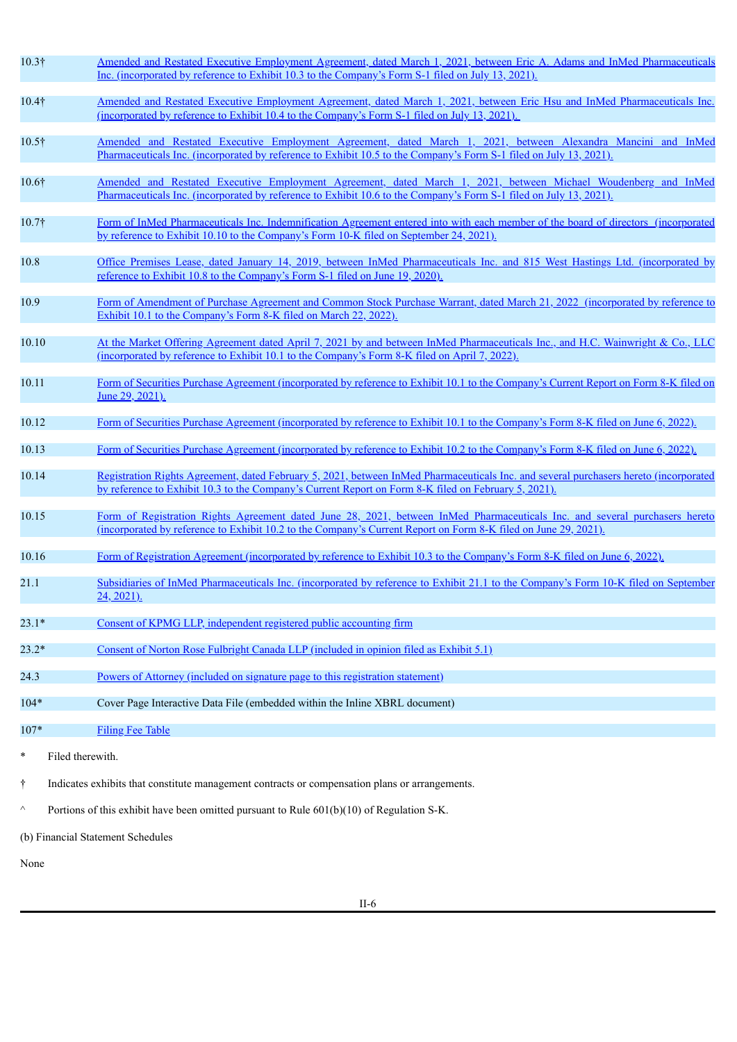| | |
|---|---|
| 10.3† | Amended and Restated Executive Employment Agreement, dated March 1, 2021, between Eric A. Adams and InMed Pharmaceuticals Inc. (incorporated by reference to Exhibit 10.3 to the Company's Form S-1 filed on July 13, 2021). |
| 10.4† | Amended and Restated Executive Employment Agreement, dated March 1, 2021, between Eric Hsu and InMed Pharmaceuticals Inc. (incorporated by reference to Exhibit 10.4 to the Company's Form S-1 filed on July 13, 2021). |
| 10.5† | Amended and Restated Executive Employment Agreement, dated March 1, 2021, between Alexandra Mancini and InMed Pharmaceuticals Inc. (incorporated by reference to Exhibit 10.5 to the Company's Form S-1 filed on July 13, 2021). |
| 10.6† | Amended and Restated Executive Employment Agreement, dated March 1, 2021, between Michael Woudenberg and InMed Pharmaceuticals Inc. (incorporated by reference to Exhibit 10.6 to the Company's Form S-1 filed on July 13, 2021). |
| 10.7† | Form of InMed Pharmaceuticals Inc. Indemnification Agreement entered into with each member of the board of directors (incorporated by reference to Exhibit 10.10 to the Company's Form 10-K filed on September 24, 2021). |
| 10.8 | Office Premises Lease, dated January 14, 2019, between InMed Pharmaceuticals Inc. and 815 West Hastings Ltd. (incorporated by reference to Exhibit 10.8 to the Company's Form S-1 filed on June 19, 2020). |
| 10.9 | Form of Amendment of Purchase Agreement and Common Stock Purchase Warrant, dated March 21, 2022 (incorporated by reference to Exhibit 10.1 to the Company's Form 8-K filed on March 22, 2022). |
| 10.10 | At the Market Offering Agreement dated April 7, 2021 by and between InMed Pharmaceuticals Inc., and H.C. Wainwright & Co., LLC (incorporated by reference to Exhibit 10.1 to the Company's Form 8-K filed on April 7, 2022). |
| 10.11 | Form of Securities Purchase Agreement (incorporated by reference to Exhibit 10.1 to the Company's Current Report on Form 8-K filed on June 29, 2021). |
| 10.12 | Form of Securities Purchase Agreement (incorporated by reference to Exhibit 10.1 to the Company's Form 8-K filed on June 6, 2022). |
| 10.13 | Form of Securities Purchase Agreement (incorporated by reference to Exhibit 10.2 to the Company's Form 8-K filed on June 6, 2022). |
| 10.14 | Registration Rights Agreement, dated February 5, 2021, between InMed Pharmaceuticals Inc. and several purchasers hereto (incorporated by reference to Exhibit 10.3 to the Company's Current Report on Form 8-K filed on February 5, 2021). |
| 10.15 | Form of Registration Rights Agreement dated June 28, 2021, between InMed Pharmaceuticals Inc. and several purchasers hereto (incorporated by reference to Exhibit 10.2 to the Company's Current Report on Form 8-K filed on June 29, 2021). |
| 10.16 | Form of Registration Agreement (incorporated by reference to Exhibit 10.3 to the Company's Form 8-K filed on June 6, 2022). |
| 21.1 | Subsidiaries of InMed Pharmaceuticals Inc. (incorporated by reference to Exhibit 21.1 to the Company's Form 10-K filed on September 24, 2021). |
| 23.1* | Consent of KPMG LLP, independent registered public accounting firm |
| 23.2* | Consent of Norton Rose Fulbright Canada LLP (included in opinion filed as Exhibit 5.1) |
| 24.3 | Powers of Attorney (included on signature page to this registration statement) |
| 104* | Cover Page Interactive Data File (embedded within the Inline XBRL document) |
| 107* | Filing Fee Table |

\* Filed therewith.

† Indicates exhibits that constitute management contracts or compensation plans or arrangements.

^ Portions of this exhibit have been omitted pursuant to Rule 601(b)(10) of Regulation S-K.

(b) Financial Statement Schedules

None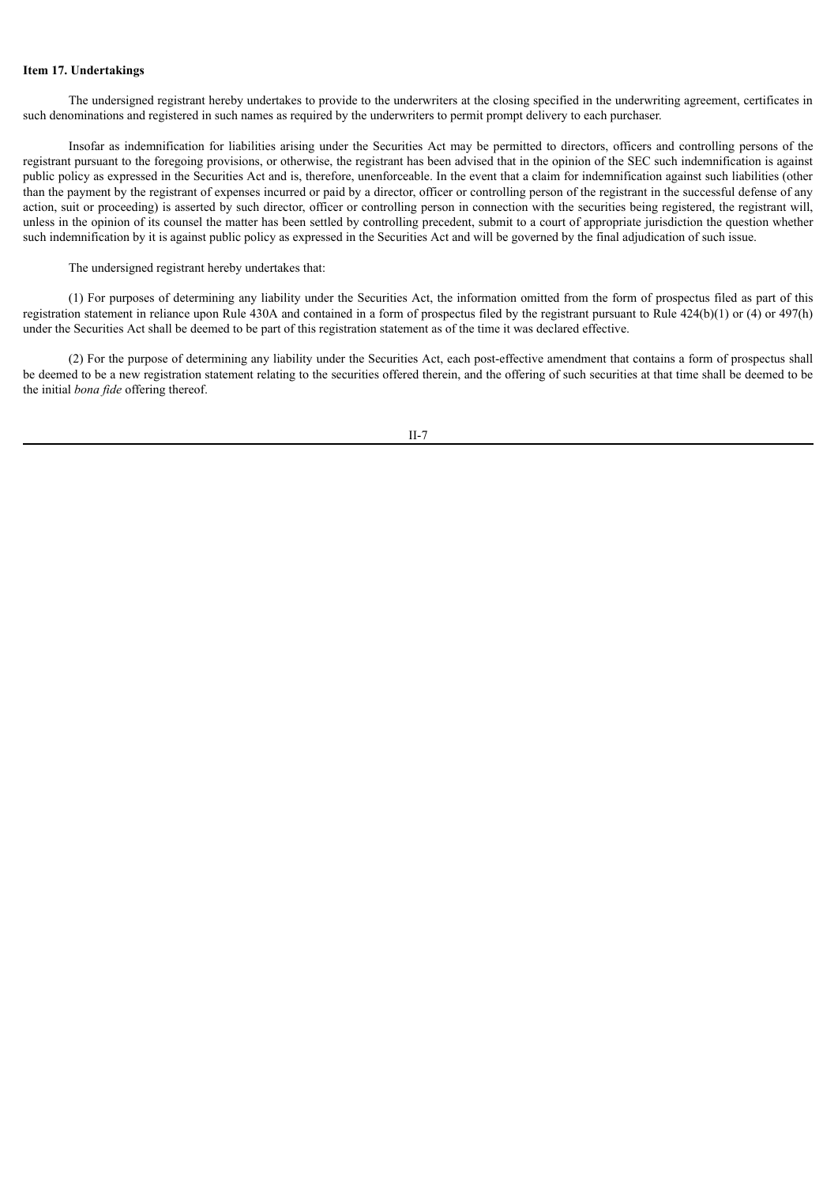**Item 17. Undertakings**

The undersigned registrant hereby undertakes to provide to the underwriters at the closing specified in the underwriting agreement, certificates in such denominations and registered in such names as required by the underwriters to permit prompt delivery to each purchaser.

Insofar as indemnification for liabilities arising under the Securities Act may be permitted to directors, officers and controlling persons of the registrant pursuant to the foregoing provisions, or otherwise, the registrant has been advised that in the opinion of the SEC such indemnification is against public policy as expressed in the Securities Act and is, therefore, unenforceable. In the event that a claim for indemnification against such liabilities (other than the payment by the registrant of expenses incurred or paid by a director, officer or controlling person of the registrant in the successful defense of any action, suit or proceeding) is asserted by such director, officer or controlling person in connection with the securities being registered, the registrant will, unless in the opinion of its counsel the matter has been settled by controlling precedent, submit to a court of appropriate jurisdiction the question whether such indemnification by it is against public policy as expressed in the Securities Act and will be governed by the final adjudication of such issue.

The undersigned registrant hereby undertakes that:

(1) For purposes of determining any liability under the Securities Act, the information omitted from the form of prospectus filed as part of this registration statement in reliance upon Rule 430A and contained in a form of prospectus filed by the registrant pursuant to Rule 424(b)(1) or (4) or 497(h) under the Securities Act shall be deemed to be part of this registration statement as of the time it was declared effective.

(2) For the purpose of determining any liability under the Securities Act, each post-effective amendment that contains a form of prospectus shall be deemed to be a new registration statement relating to the securities offered therein, and the offering of such securities at that time shall be deemed to be the initial *bona fide* offering thereof.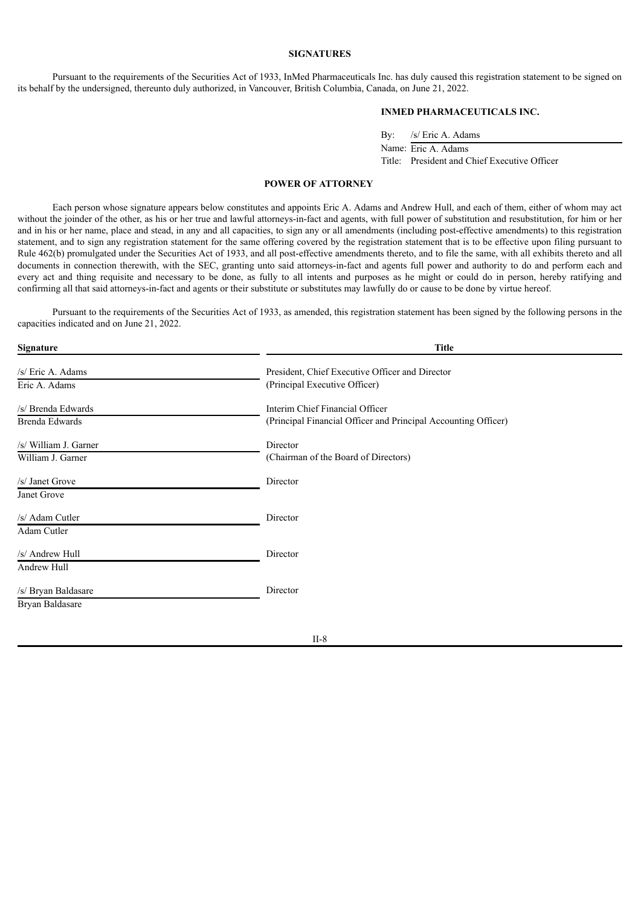## SIGNATURES

Pursuant to the requirements of the Securities Act of 1933, InMed Pharmaceuticals Inc. has duly caused this registration statement to be signed on its behalf by the undersigned, thereunto duly authorized, in Vancouver, British Columbia, Canada, on June 21, 2022.

**INMED PHARMACEUTICALS INC.**

By: /s/ Eric A. Adams
Name: Eric A. Adams
Title: President and Chief Executive Officer

## POWER OF ATTORNEY

Each person whose signature appears below constitutes and appoints Eric A. Adams and Andrew Hull, and each of them, either of whom may act without the joinder of the other, as his or her true and lawful attorneys-in-fact and agents, with full power of substitution and resubstitution, for him or her and in his or her name, place and stead, in any and all capacities, to sign any or all amendments (including post-effective amendments) to this registration statement, and to sign any registration statement for the same offering covered by the registration statement that is to be effective upon filing pursuant to Rule 462(b) promulgated under the Securities Act of 1933, and all post-effective amendments thereto, and to file the same, with all exhibits thereto and all documents in connection therewith, with the SEC, granting unto said attorneys-in-fact and agents full power and authority to do and perform each and every act and thing requisite and necessary to be done, as fully to all intents and purposes as he might or could do in person, hereby ratifying and confirming all that said attorneys-in-fact and agents or their substitute or substitutes may lawfully do or cause to be done by virtue hereof.

Pursuant to the requirements of the Securities Act of 1933, as amended, this registration statement has been signed by the following persons in the capacities indicated and on June 21, 2022.

| Signature | Title |
|---|---|
| /s/ Eric A. Adams<br>Eric A. Adams | President, Chief Executive Officer and Director<br>(Principal Executive Officer) |
| /s/ Brenda Edwards<br>Brenda Edwards | Interim Chief Financial Officer<br>(Principal Financial Officer and Principal Accounting Officer) |
| /s/ William J. Garner<br>William J. Garner | Director<br>(Chairman of the Board of Directors) |
| /s/ Janet Grove<br>Janet Grove | Director |
| /s/ Adam Cutler<br>Adam Cutler | Director |
| /s/ Andrew Hull<br>Andrew Hull | Director |
| /s/ Bryan Baldasare<br>Bryan Baldasare | Director |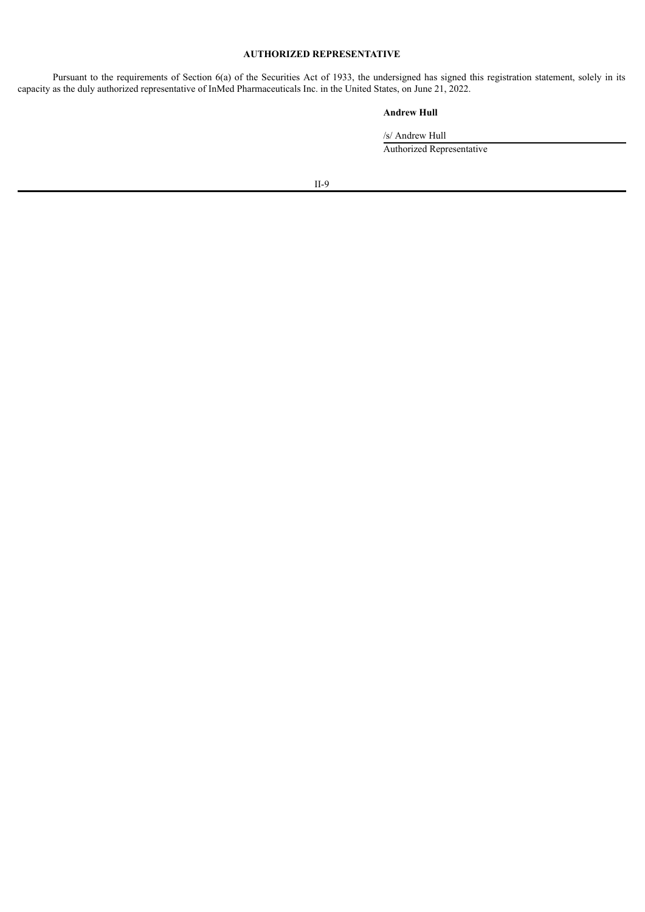## AUTHORIZED REPRESENTATIVE

Pursuant to the requirements of Section 6(a) of the Securities Act of 1933, the undersigned has signed this registration statement, solely in its capacity as the duly authorized representative of InMed Pharmaceuticals Inc. in the United States, on June 21, 2022.

**Andrew Hull**

/s/ Andrew Hull

Authorized Representative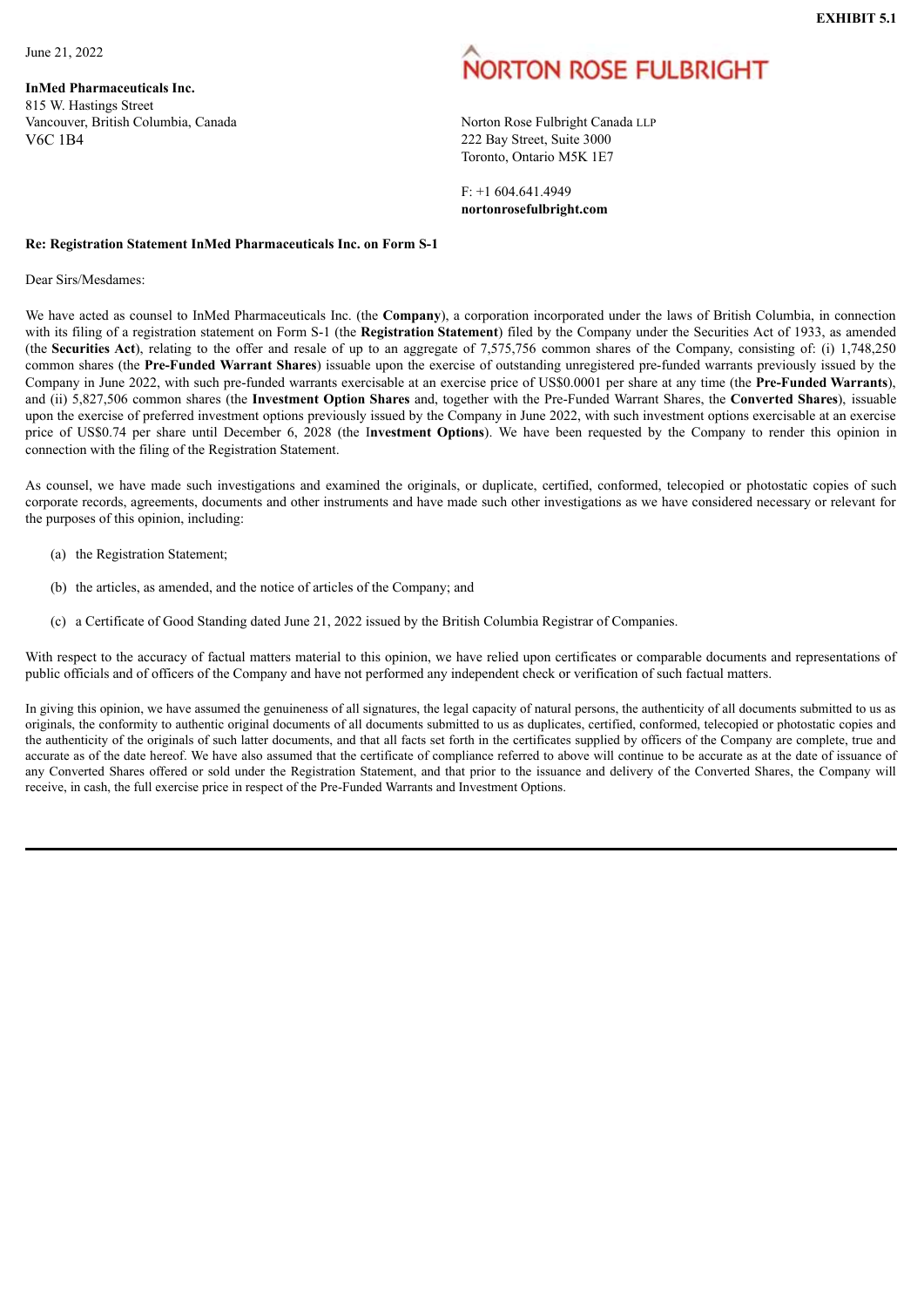**EXHIBIT 5.1**

June 21, 2022

**InMed Pharmaceuticals Inc.**
815 W. Hastings Street
Vancouver, British Columbia, Canada
V6C 1B4

NORTON ROSE FULBRIGHT

Norton Rose Fulbright Canada LLP
222 Bay Street, Suite 3000
Toronto, Ontario M5K 1E7

F: +1 604.641.4949
**nortonrosefulbright.com**

**Re: Registration Statement InMed Pharmaceuticals Inc. on Form S-1**

Dear Sirs/Mesdames:

We have acted as counsel to InMed Pharmaceuticals Inc. (the **Company**), a corporation incorporated under the laws of British Columbia, in connection with its filing of a registration statement on Form S-1 (the **Registration Statement**) filed by the Company under the Securities Act of 1933, as amended (the **Securities Act**), relating to the offer and resale of up to an aggregate of 7,575,756 common shares of the Company, consisting of: (i) 1,748,250 common shares (the **Pre-Funded Warrant Shares**) issuable upon the exercise of outstanding unregistered pre-funded warrants previously issued by the Company in June 2022, with such pre-funded warrants exercisable at an exercise price of US$0.0001 per share at any time (the **Pre-Funded Warrants**), and (ii) 5,827,506 common shares (the **Investment Option Shares** and, together with the Pre-Funded Warrant Shares, the **Converted Shares**), issuable upon the exercise of preferred investment options previously issued by the Company in June 2022, with such investment options exercisable at an exercise price of US$0.74 per share until December 6, 2028 (the I**nvestment Options**). We have been requested by the Company to render this opinion in connection with the filing of the Registration Statement.

As counsel, we have made such investigations and examined the originals, or duplicate, certified, conformed, telecopied or photostatic copies of such corporate records, agreements, documents and other instruments and have made such other investigations as we have considered necessary or relevant for the purposes of this opinion, including:

(a) the Registration Statement;

(b) the articles, as amended, and the notice of articles of the Company; and

(c) a Certificate of Good Standing dated June 21, 2022 issued by the British Columbia Registrar of Companies.

With respect to the accuracy of factual matters material to this opinion, we have relied upon certificates or comparable documents and representations of public officials and of officers of the Company and have not performed any independent check or verification of such factual matters.

In giving this opinion, we have assumed the genuineness of all signatures, the legal capacity of natural persons, the authenticity of all documents submitted to us as originals, the conformity to authentic original documents of all documents submitted to us as duplicates, certified, conformed, telecopied or photostatic copies and the authenticity of the originals of such latter documents, and that all facts set forth in the certificates supplied by officers of the Company are complete, true and accurate as of the date hereof. We have also assumed that the certificate of compliance referred to above will continue to be accurate as at the date of issuance of any Converted Shares offered or sold under the Registration Statement, and that prior to the issuance and delivery of the Converted Shares, the Company will receive, in cash, the full exercise price in respect of the Pre-Funded Warrants and Investment Options.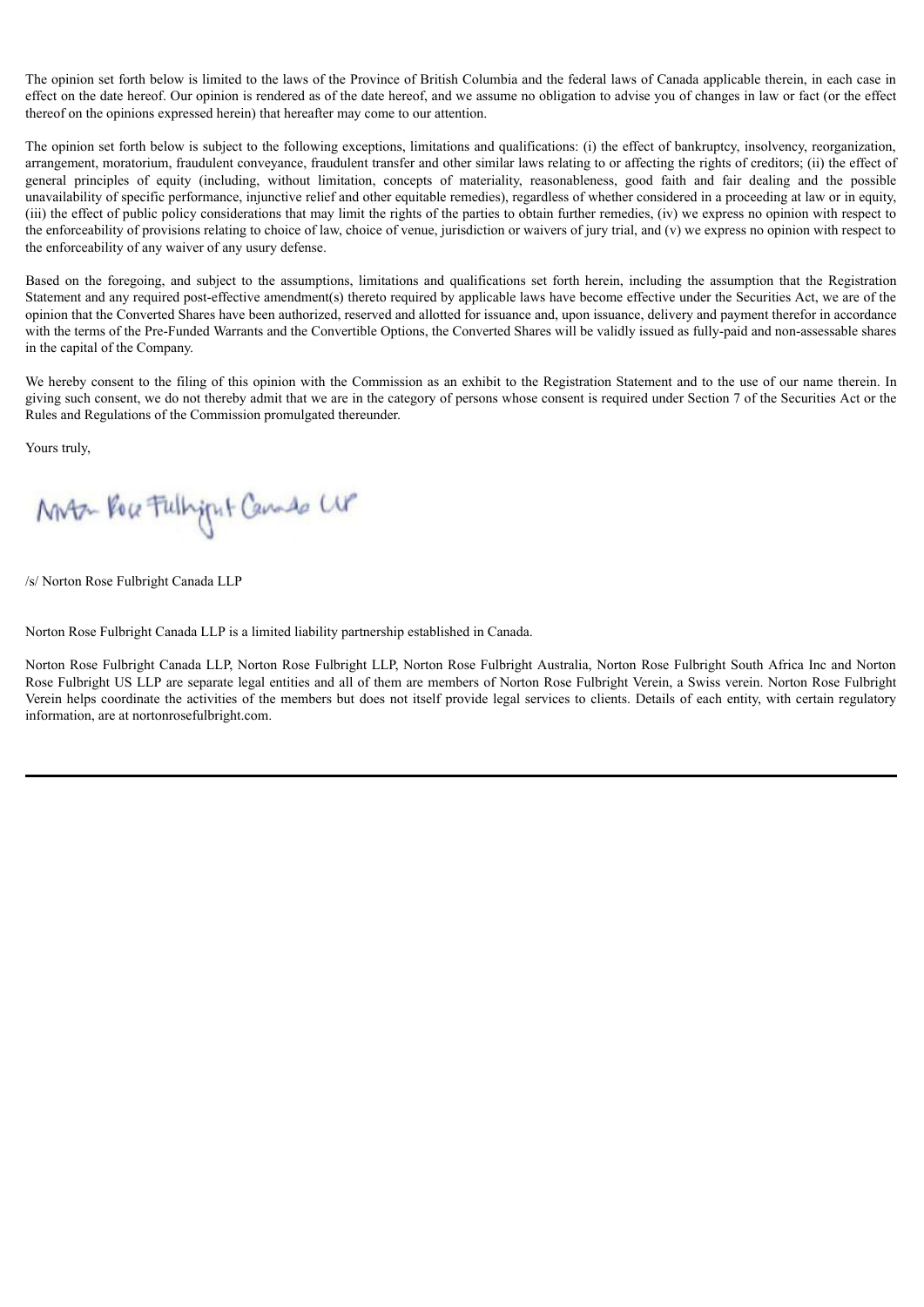The opinion set forth below is limited to the laws of the Province of British Columbia and the federal laws of Canada applicable therein, in each case in effect on the date hereof. Our opinion is rendered as of the date hereof, and we assume no obligation to advise you of changes in law or fact (or the effect thereof on the opinions expressed herein) that hereafter may come to our attention.

The opinion set forth below is subject to the following exceptions, limitations and qualifications: (i) the effect of bankruptcy, insolvency, reorganization, arrangement, moratorium, fraudulent conveyance, fraudulent transfer and other similar laws relating to or affecting the rights of creditors; (ii) the effect of general principles of equity (including, without limitation, concepts of materiality, reasonableness, good faith and fair dealing and the possible unavailability of specific performance, injunctive relief and other equitable remedies), regardless of whether considered in a proceeding at law or in equity, (iii) the effect of public policy considerations that may limit the rights of the parties to obtain further remedies, (iv) we express no opinion with respect to the enforceability of provisions relating to choice of law, choice of venue, jurisdiction or waivers of jury trial, and (v) we express no opinion with respect to the enforceability of any waiver of any usury defense.

Based on the foregoing, and subject to the assumptions, limitations and qualifications set forth herein, including the assumption that the Registration Statement and any required post-effective amendment(s) thereto required by applicable laws have become effective under the Securities Act, we are of the opinion that the Converted Shares have been authorized, reserved and allotted for issuance and, upon issuance, delivery and payment therefor in accordance with the terms of the Pre-Funded Warrants and the Convertible Options, the Converted Shares will be validly issued as fully-paid and non-assessable shares in the capital of the Company.

We hereby consent to the filing of this opinion with the Commission as an exhibit to the Registration Statement and to the use of our name therein. In giving such consent, we do not thereby admit that we are in the category of persons whose consent is required under Section 7 of the Securities Act or the Rules and Regulations of the Commission promulgated thereunder.

Yours truly,

/s/ Norton Rose Fulbright Canada LLP

Norton Rose Fulbright Canada LLP is a limited liability partnership established in Canada.

Norton Rose Fulbright Canada LLP, Norton Rose Fulbright LLP, Norton Rose Fulbright Australia, Norton Rose Fulbright South Africa Inc and Norton Rose Fulbright US LLP are separate legal entities and all of them are members of Norton Rose Fulbright Verein, a Swiss verein. Norton Rose Fulbright Verein helps coordinate the activities of the members but does not itself provide legal services to clients. Details of each entity, with certain regulatory information, are at nortonrosefulbright.com.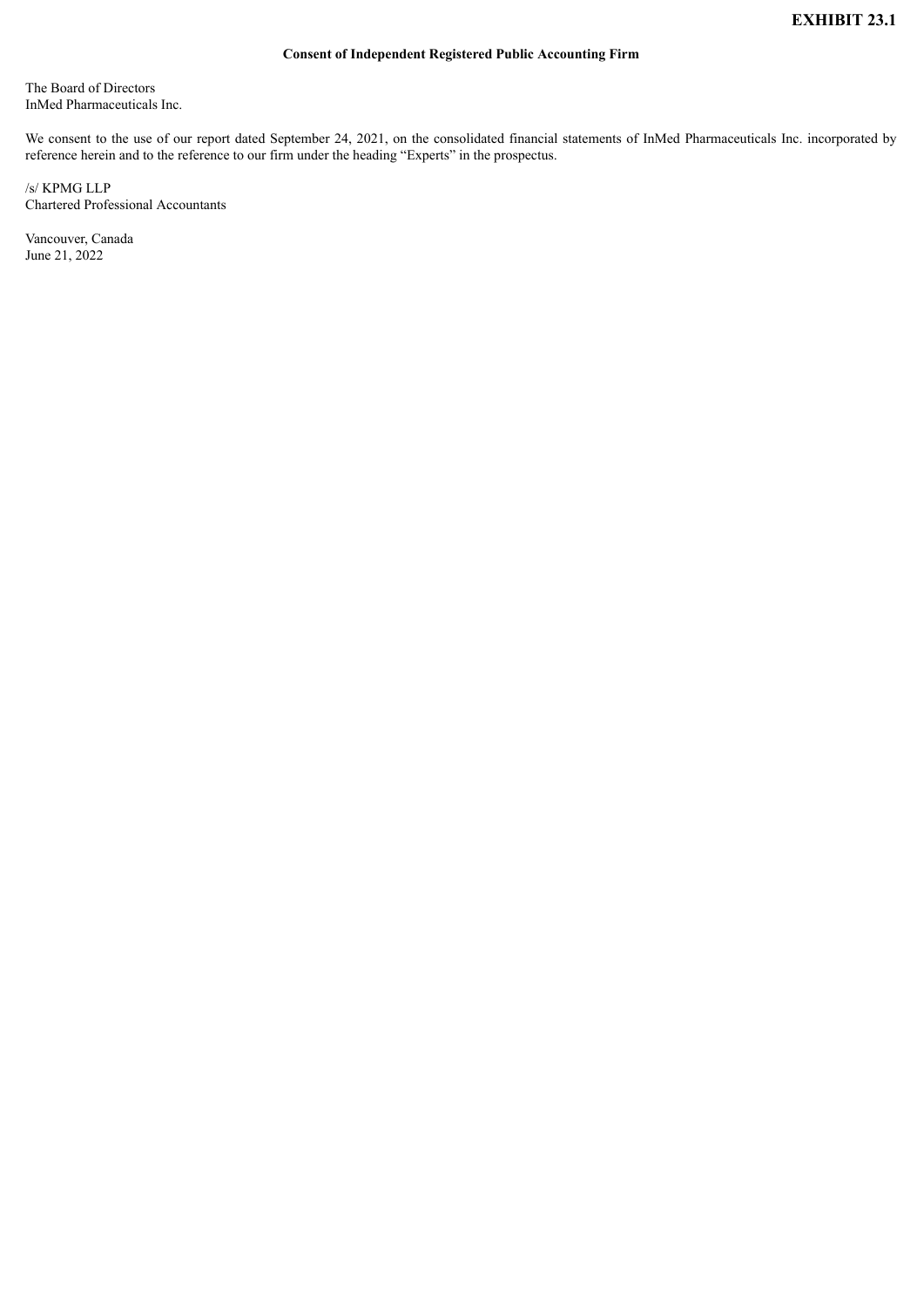**EXHIBIT 23.1**

**Consent of Independent Registered Public Accounting Firm**

The Board of Directors
InMed Pharmaceuticals Inc.

We consent to the use of our report dated September 24, 2021, on the consolidated financial statements of InMed Pharmaceuticals Inc. incorporated by reference herein and to the reference to our firm under the heading "Experts" in the prospectus.

/s/ KPMG LLP
Chartered Professional Accountants

Vancouver, Canada
June 21, 2022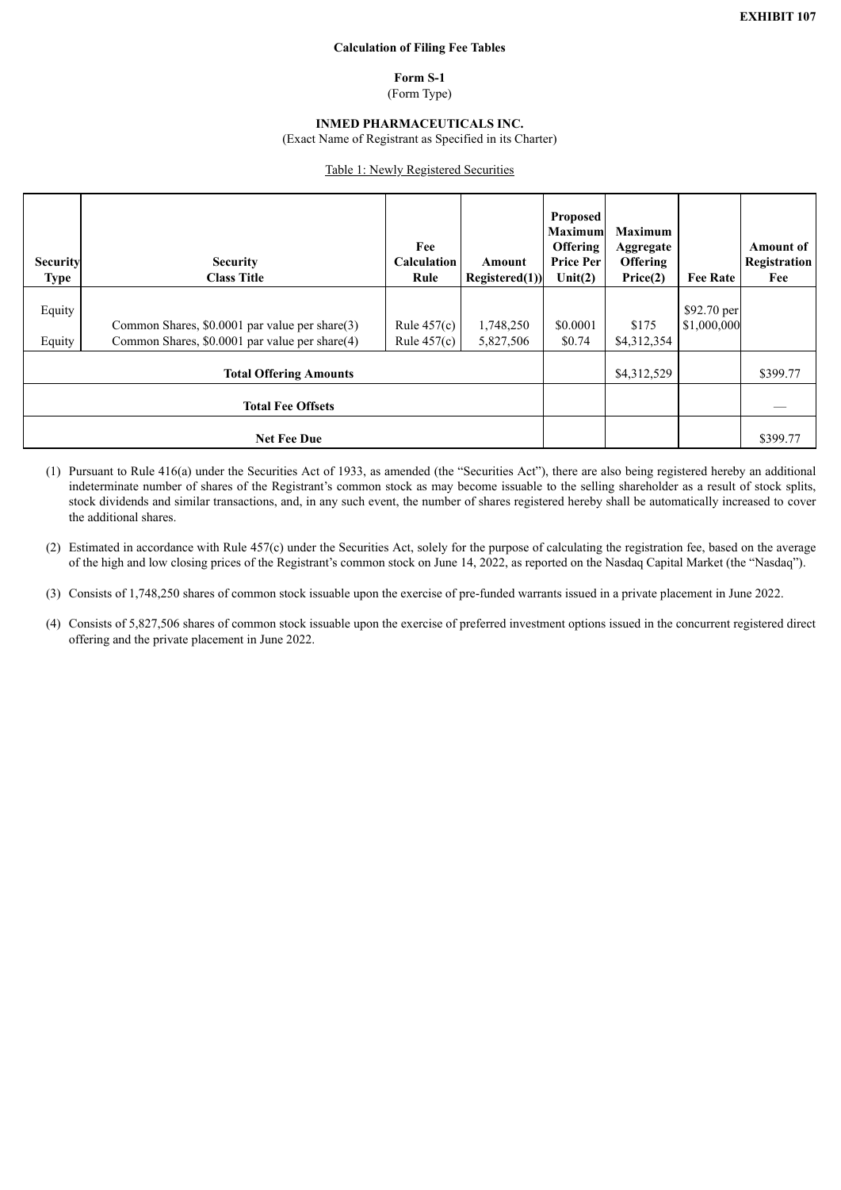**EXHIBIT 107**

**Calculation of Filing Fee Tables**

**Form S-1**
(Form Type)

**INMED PHARMACEUTICALS INC.**
(Exact Name of Registrant as Specified in its Charter)

Table 1: Newly Registered Securities

| Security Type | Security Class Title | Fee Calculation Rule | Amount Registered(1) | Proposed Maximum Offering Price Per Unit(2) | Maximum Aggregate Offering Price(2) | Fee Rate | Amount of Registration Fee |
|---|---|---|---|---|---|---|---|
| Equity | Common Shares, $0.0001 par value per share(3) | Rule 457(c) | 1,748,250 | $0.0001 | $175 | $92.70 per $1,000,000 | |
| Equity | Common Shares, $0.0001 par value per share(4) | Rule 457(c) | 5,827,506 | $0.74 | $4,312,354 | | |
| **Total Offering Amounts** | | | | | $4,312,529 | | $399.77 |
| **Total Fee Offsets** | | | | | | | — |
| **Net Fee Due** | | | | | | | $399.77 |

(1) Pursuant to Rule 416(a) under the Securities Act of 1933, as amended (the "Securities Act"), there are also being registered hereby an additional indeterminate number of shares of the Registrant's common stock as may become issuable to the selling shareholder as a result of stock splits, stock dividends and similar transactions, and, in any such event, the number of shares registered hereby shall be automatically increased to cover the additional shares.

(2) Estimated in accordance with Rule 457(c) under the Securities Act, solely for the purpose of calculating the registration fee, based on the average of the high and low closing prices of the Registrant's common stock on June 14, 2022, as reported on the Nasdaq Capital Market (the "Nasdaq").

(3) Consists of 1,748,250 shares of common stock issuable upon the exercise of pre-funded warrants issued in a private placement in June 2022.

(4) Consists of 5,827,506 shares of common stock issuable upon the exercise of preferred investment options issued in the concurrent registered direct offering and the private placement in June 2022.